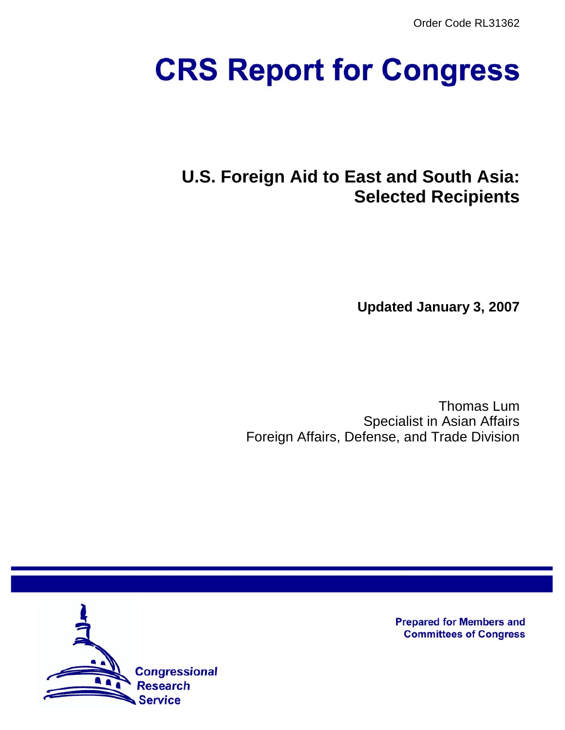Order Code RL31362

# CRS Report for Congress

## U.S. Foreign Aid to East and South Asia: Selected Recipients

**Updated January 3, 2007**

Thomas Lum
Specialist in Asian Affairs
Foreign Affairs, Defense, and Trade Division

Prepared for Members and Committees of Congress

Congressional Research Service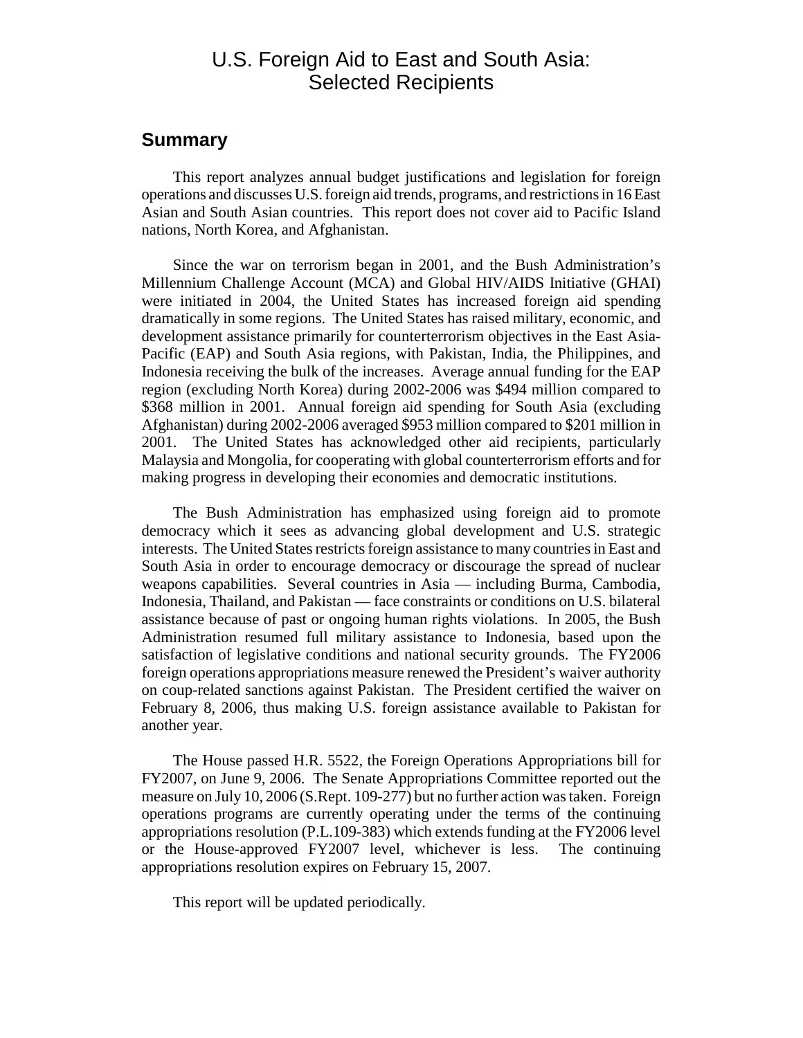# U.S. Foreign Aid to East and South Asia: Selected Recipients

## Summary

This report analyzes annual budget justifications and legislation for foreign operations and discusses U.S. foreign aid trends, programs, and restrictions in 16 East Asian and South Asian countries. This report does not cover aid to Pacific Island nations, North Korea, and Afghanistan.

Since the war on terrorism began in 2001, and the Bush Administration's Millennium Challenge Account (MCA) and Global HIV/AIDS Initiative (GHAI) were initiated in 2004, the United States has increased foreign aid spending dramatically in some regions. The United States has raised military, economic, and development assistance primarily for counterterrorism objectives in the East Asia-Pacific (EAP) and South Asia regions, with Pakistan, India, the Philippines, and Indonesia receiving the bulk of the increases. Average annual funding for the EAP region (excluding North Korea) during 2002-2006 was $494 million compared to $368 million in 2001. Annual foreign aid spending for South Asia (excluding Afghanistan) during 2002-2006 averaged $953 million compared to $201 million in 2001. The United States has acknowledged other aid recipients, particularly Malaysia and Mongolia, for cooperating with global counterterrorism efforts and for making progress in developing their economies and democratic institutions.

The Bush Administration has emphasized using foreign aid to promote democracy which it sees as advancing global development and U.S. strategic interests. The United States restricts foreign assistance to many countries in East and South Asia in order to encourage democracy or discourage the spread of nuclear weapons capabilities. Several countries in Asia — including Burma, Cambodia, Indonesia, Thailand, and Pakistan — face constraints or conditions on U.S. bilateral assistance because of past or ongoing human rights violations. In 2005, the Bush Administration resumed full military assistance to Indonesia, based upon the satisfaction of legislative conditions and national security grounds. The FY2006 foreign operations appropriations measure renewed the President's waiver authority on coup-related sanctions against Pakistan. The President certified the waiver on February 8, 2006, thus making U.S. foreign assistance available to Pakistan for another year.

The House passed H.R. 5522, the Foreign Operations Appropriations bill for FY2007, on June 9, 2006. The Senate Appropriations Committee reported out the measure on July 10, 2006 (S.Rept. 109-277) but no further action was taken. Foreign operations programs are currently operating under the terms of the continuing appropriations resolution (P.L.109-383) which extends funding at the FY2006 level or the House-approved FY2007 level, whichever is less. The continuing appropriations resolution expires on February 15, 2007.

This report will be updated periodically.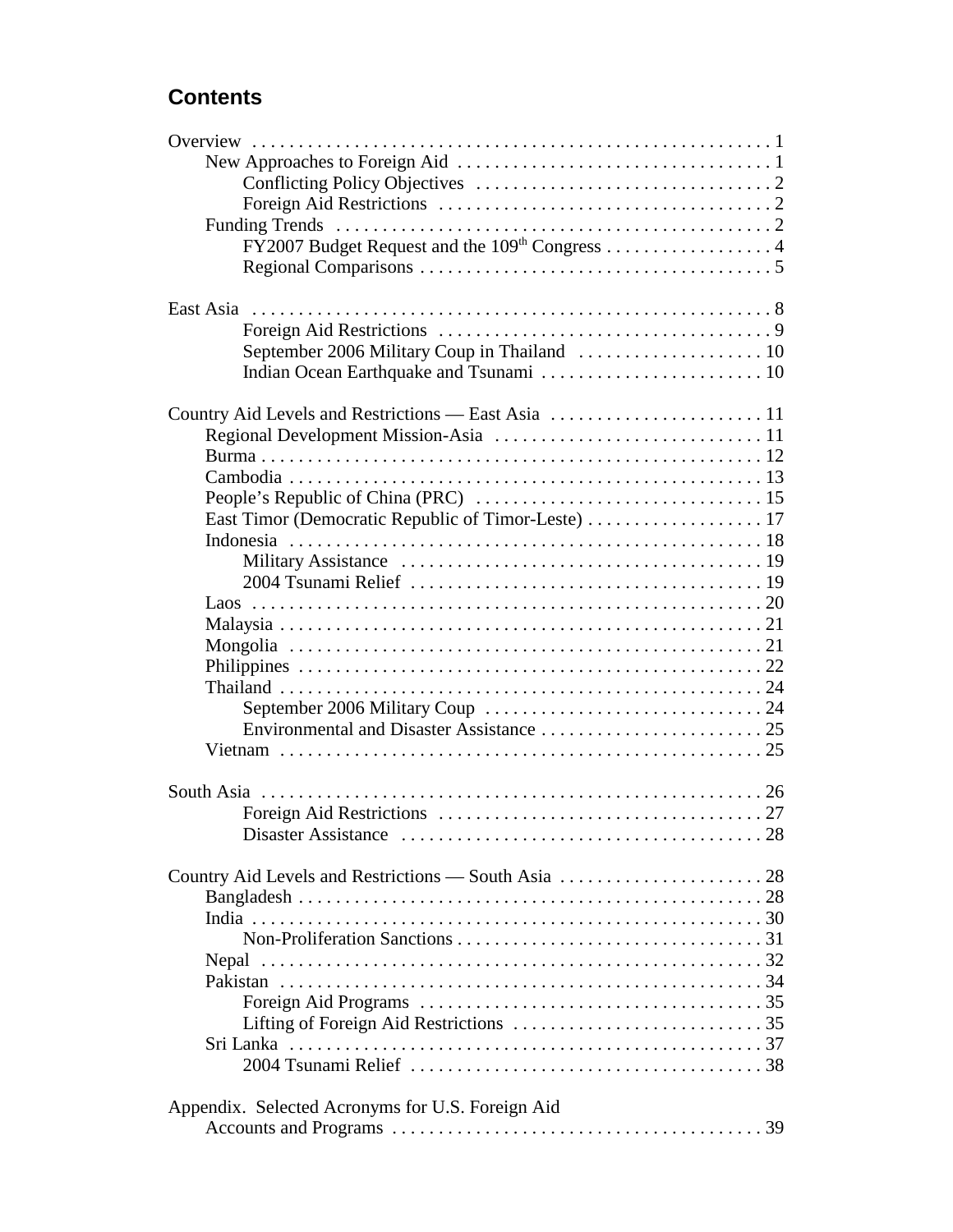## Contents

Overview . . . . . 1
- New Approaches to Foreign Aid . . . . . 1
  - Conflicting Policy Objectives . . . . . 2
  - Foreign Aid Restrictions . . . . . 2
- Funding Trends . . . . . 2
  - FY2007 Budget Request and the 109th Congress . . . . . 4
  - Regional Comparisons . . . . . 5

East Asia . . . . . 8
  - Foreign Aid Restrictions . . . . . 9
  - September 2006 Military Coup in Thailand . . . . . 10
  - Indian Ocean Earthquake and Tsunami . . . . . 10

Country Aid Levels and Restrictions — East Asia . . . . . 11
- Regional Development Mission-Asia . . . . . 11
- Burma . . . . . 12
- Cambodia . . . . . 13
- People's Republic of China (PRC) . . . . . 15
- East Timor (Democratic Republic of Timor-Leste) . . . . . 17
- Indonesia . . . . . 18
  - Military Assistance . . . . . 19
  - 2004 Tsunami Relief . . . . . 19
- Laos . . . . . 20
- Malaysia . . . . . 21
- Mongolia . . . . . 21
- Philippines . . . . . 22
- Thailand . . . . . 24
  - September 2006 Military Coup . . . . . 24
  - Environmental and Disaster Assistance . . . . . 25
- Vietnam . . . . . 25

South Asia . . . . . 26
  - Foreign Aid Restrictions . . . . . 27
  - Disaster Assistance . . . . . 28

Country Aid Levels and Restrictions — South Asia . . . . . 28
- Bangladesh . . . . . 28
- India . . . . . 30
  - Non-Proliferation Sanctions . . . . . 31
- Nepal . . . . . 32
- Pakistan . . . . . 34
  - Foreign Aid Programs . . . . . 35
  - Lifting of Foreign Aid Restrictions . . . . . 35
- Sri Lanka . . . . . 37
  - 2004 Tsunami Relief . . . . . 38

Appendix. Selected Acronyms for U.S. Foreign Aid Accounts and Programs . . . . . 39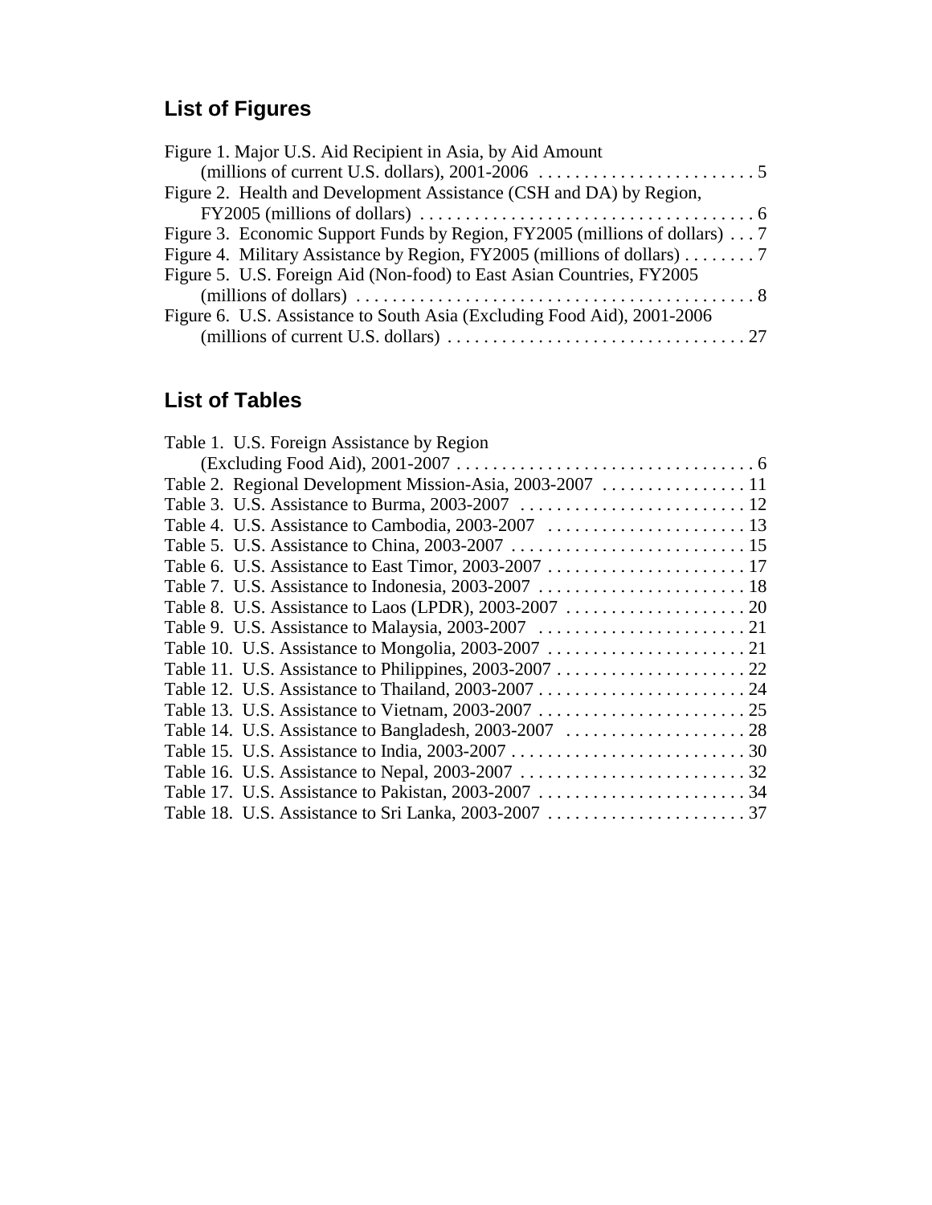## List of Figures

Figure 1. Major U.S. Aid Recipient in Asia, by Aid Amount (millions of current U.S. dollars), 2001-2006 . . . . . . . . . . . . . . . . . . . . . . . . 5
Figure 2. Health and Development Assistance (CSH and DA) by Region, FY2005 (millions of dollars) . . . . . . . . . . . . . . . . . . . . . . . . . . . . . . . . . . . . . . 6
Figure 3. Economic Support Funds by Region, FY2005 (millions of dollars) . . . 7
Figure 4. Military Assistance by Region, FY2005 (millions of dollars) . . . . . . . . 7
Figure 5. U.S. Foreign Aid (Non-food) to East Asian Countries, FY2005 (millions of dollars) . . . . . . . . . . . . . . . . . . . . . . . . . . . . . . . . . . . . . . . . . . . . 8
Figure 6. U.S. Assistance to South Asia (Excluding Food Aid), 2001-2006 (millions of current U.S. dollars) . . . . . . . . . . . . . . . . . . . . . . . . . . . . . . . . . 27

## List of Tables

Table 1. U.S. Foreign Assistance by Region (Excluding Food Aid), 2001-2007 . . . . . . . . . . . . . . . . . . . . . . . . . . . . . . . . . 6
Table 2. Regional Development Mission-Asia, 2003-2007 . . . . . . . . . . . . . . . . 11
Table 3. U.S. Assistance to Burma, 2003-2007 . . . . . . . . . . . . . . . . . . . . . . . . . 12
Table 4. U.S. Assistance to Cambodia, 2003-2007 . . . . . . . . . . . . . . . . . . . . . . 13
Table 5. U.S. Assistance to China, 2003-2007 . . . . . . . . . . . . . . . . . . . . . . . . . . 15
Table 6. U.S. Assistance to East Timor, 2003-2007 . . . . . . . . . . . . . . . . . . . . . . 17
Table 7. U.S. Assistance to Indonesia, 2003-2007 . . . . . . . . . . . . . . . . . . . . . . . 18
Table 8. U.S. Assistance to Laos (LPDR), 2003-2007 . . . . . . . . . . . . . . . . . . . . 20
Table 9. U.S. Assistance to Malaysia, 2003-2007 . . . . . . . . . . . . . . . . . . . . . . . . 21
Table 10. U.S. Assistance to Mongolia, 2003-2007 . . . . . . . . . . . . . . . . . . . . . . . 21
Table 11. U.S. Assistance to Philippines, 2003-2007 . . . . . . . . . . . . . . . . . . . . . . 22
Table 12. U.S. Assistance to Thailand, 2003-2007 . . . . . . . . . . . . . . . . . . . . . . . 24
Table 13. U.S. Assistance to Vietnam, 2003-2007 . . . . . . . . . . . . . . . . . . . . . . . 25
Table 14. U.S. Assistance to Bangladesh, 2003-2007 . . . . . . . . . . . . . . . . . . . . 28
Table 15. U.S. Assistance to India, 2003-2007 . . . . . . . . . . . . . . . . . . . . . . . . . . 30
Table 16. U.S. Assistance to Nepal, 2003-2007 . . . . . . . . . . . . . . . . . . . . . . . . . 32
Table 17. U.S. Assistance to Pakistan, 2003-2007 . . . . . . . . . . . . . . . . . . . . . . . 34
Table 18. U.S. Assistance to Sri Lanka, 2003-2007 . . . . . . . . . . . . . . . . . . . . . . 37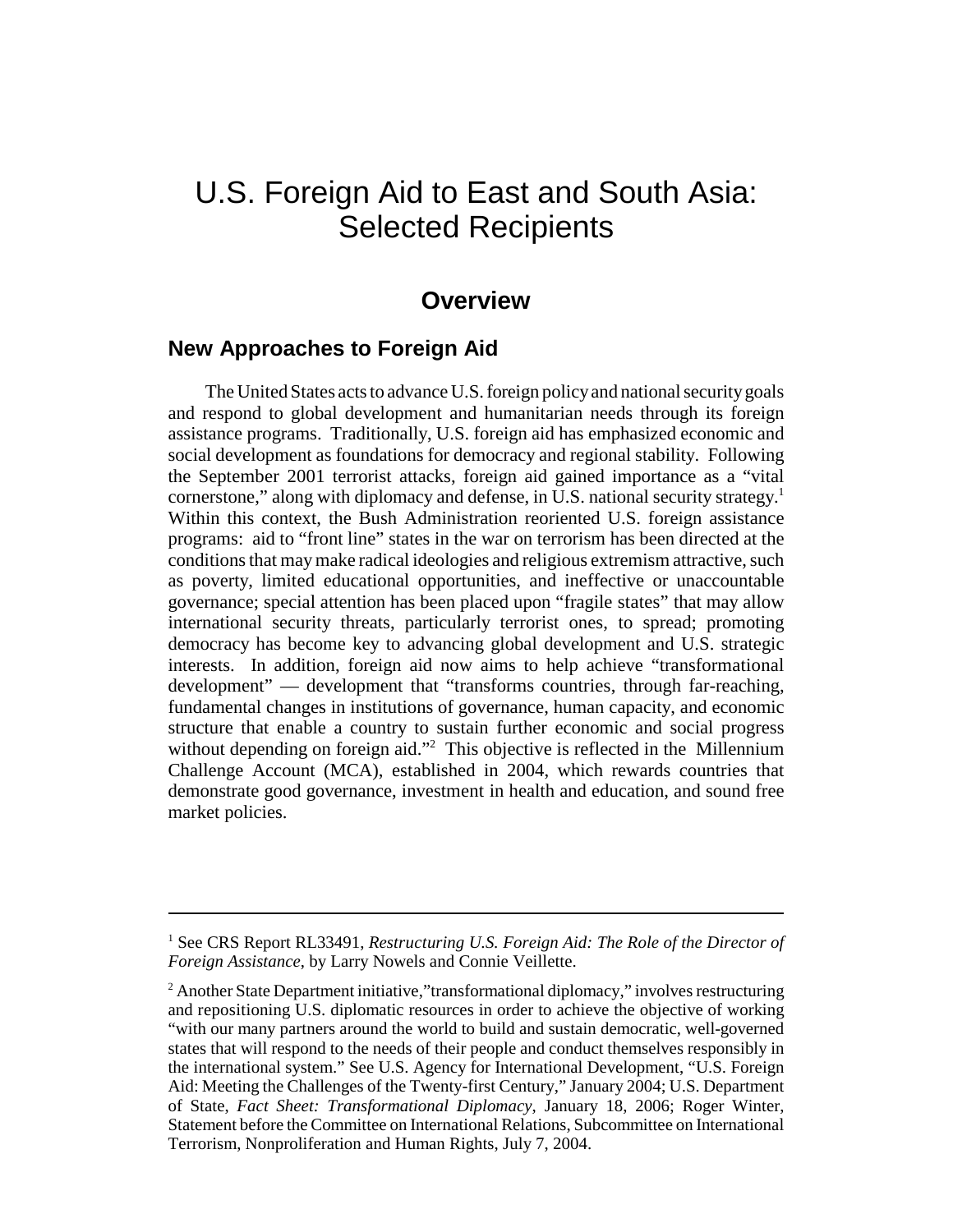# U.S. Foreign Aid to East and South Asia: Selected Recipients

## Overview

### New Approaches to Foreign Aid

The United States acts to advance U.S. foreign policy and national security goals and respond to global development and humanitarian needs through its foreign assistance programs. Traditionally, U.S. foreign aid has emphasized economic and social development as foundations for democracy and regional stability. Following the September 2001 terrorist attacks, foreign aid gained importance as a "vital cornerstone," along with diplomacy and defense, in U.S. national security strategy.[1] Within this context, the Bush Administration reoriented U.S. foreign assistance programs: aid to "front line" states in the war on terrorism has been directed at the conditions that may make radical ideologies and religious extremism attractive, such as poverty, limited educational opportunities, and ineffective or unaccountable governance; special attention has been placed upon "fragile states" that may allow international security threats, particularly terrorist ones, to spread; promoting democracy has become key to advancing global development and U.S. strategic interests. In addition, foreign aid now aims to help achieve "transformational development" — development that "transforms countries, through far-reaching, fundamental changes in institutions of governance, human capacity, and economic structure that enable a country to sustain further economic and social progress without depending on foreign aid."[2] This objective is reflected in the Millennium Challenge Account (MCA), established in 2004, which rewards countries that demonstrate good governance, investment in health and education, and sound free market policies.

---

[1] See CRS Report RL33491, *Restructuring U.S. Foreign Aid: The Role of the Director of Foreign Assistance*, by Larry Nowels and Connie Veillette.

[2] Another State Department initiative,"transformational diplomacy," involves restructuring and repositioning U.S. diplomatic resources in order to achieve the objective of working "with our many partners around the world to build and sustain democratic, well-governed states that will respond to the needs of their people and conduct themselves responsibly in the international system." See U.S. Agency for International Development, "U.S. Foreign Aid: Meeting the Challenges of the Twenty-first Century," January 2004; U.S. Department of State, *Fact Sheet: Transformational Diplomacy*, January 18, 2006; Roger Winter, Statement before the Committee on International Relations, Subcommittee on International Terrorism, Nonproliferation and Human Rights, July 7, 2004.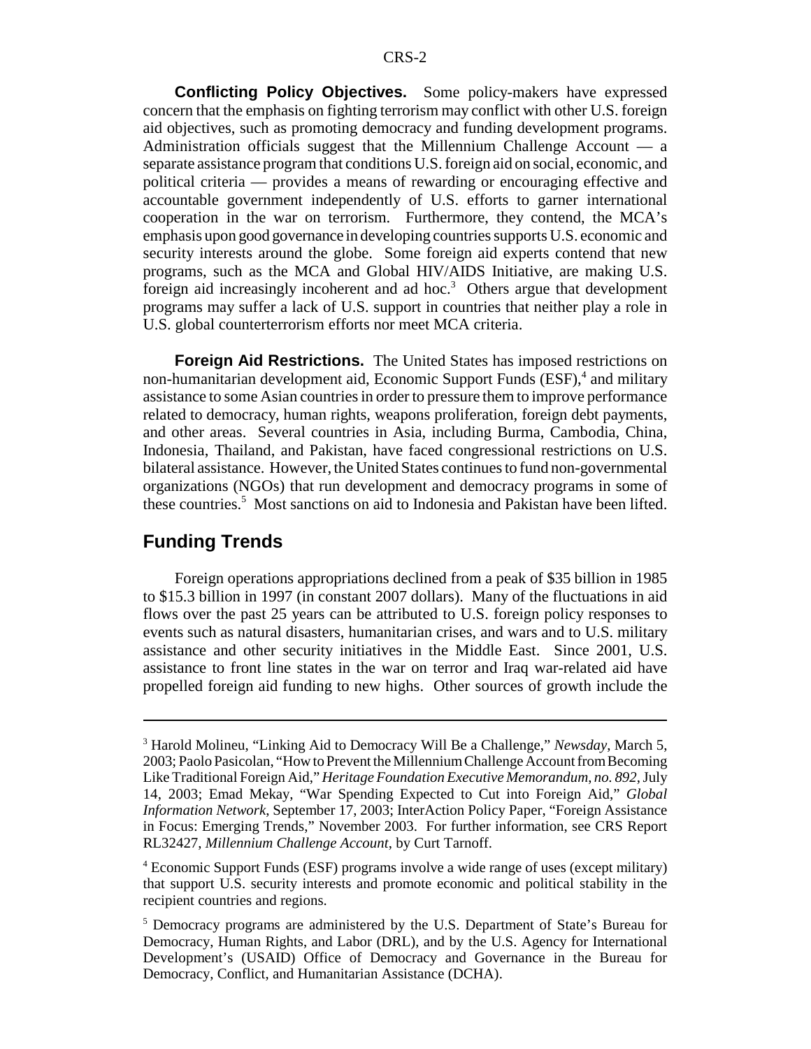**Conflicting Policy Objectives.** Some policy-makers have expressed concern that the emphasis on fighting terrorism may conflict with other U.S. foreign aid objectives, such as promoting democracy and funding development programs. Administration officials suggest that the Millennium Challenge Account — a separate assistance program that conditions U.S. foreign aid on social, economic, and political criteria — provides a means of rewarding or encouraging effective and accountable government independently of U.S. efforts to garner international cooperation in the war on terrorism. Furthermore, they contend, the MCA's emphasis upon good governance in developing countries supports U.S. economic and security interests around the globe. Some foreign aid experts contend that new programs, such as the MCA and Global HIV/AIDS Initiative, are making U.S. foreign aid increasingly incoherent and ad hoc.[3] Others argue that development programs may suffer a lack of U.S. support in countries that neither play a role in U.S. global counterterrorism efforts nor meet MCA criteria.

**Foreign Aid Restrictions.** The United States has imposed restrictions on non-humanitarian development aid, Economic Support Funds (ESF),[4] and military assistance to some Asian countries in order to pressure them to improve performance related to democracy, human rights, weapons proliferation, foreign debt payments, and other areas. Several countries in Asia, including Burma, Cambodia, China, Indonesia, Thailand, and Pakistan, have faced congressional restrictions on U.S. bilateral assistance. However, the United States continues to fund non-governmental organizations (NGOs) that run development and democracy programs in some of these countries.[5] Most sanctions on aid to Indonesia and Pakistan have been lifted.

## Funding Trends

Foreign operations appropriations declined from a peak of $35 billion in 1985 to $15.3 billion in 1997 (in constant 2007 dollars). Many of the fluctuations in aid flows over the past 25 years can be attributed to U.S. foreign policy responses to events such as natural disasters, humanitarian crises, and wars and to U.S. military assistance and other security initiatives in the Middle East. Since 2001, U.S. assistance to front line states in the war on terror and Iraq war-related aid have propelled foreign aid funding to new highs. Other sources of growth include the

---

[3] Harold Molineu, "Linking Aid to Democracy Will Be a Challenge," *Newsday*, March 5, 2003; Paolo Pasicolan, "How to Prevent the Millennium Challenge Account from Becoming Like Traditional Foreign Aid," *Heritage Foundation Executive Memorandum, no. 892*, July 14, 2003; Emad Mekay, "War Spending Expected to Cut into Foreign Aid," *Global Information Network*, September 17, 2003; InterAction Policy Paper, "Foreign Assistance in Focus: Emerging Trends," November 2003. For further information, see CRS Report RL32427, *Millennium Challenge Account*, by Curt Tarnoff.

[4] Economic Support Funds (ESF) programs involve a wide range of uses (except military) that support U.S. security interests and promote economic and political stability in the recipient countries and regions.

[5] Democracy programs are administered by the U.S. Department of State's Bureau for Democracy, Human Rights, and Labor (DRL), and by the U.S. Agency for International Development's (USAID) Office of Democracy and Governance in the Bureau for Democracy, Conflict, and Humanitarian Assistance (DCHA).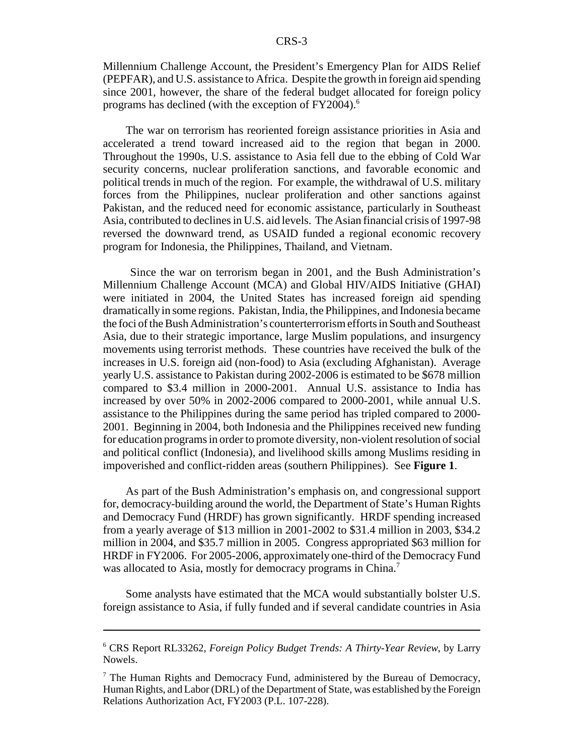Millennium Challenge Account, the President's Emergency Plan for AIDS Relief (PEPFAR), and U.S. assistance to Africa. Despite the growth in foreign aid spending since 2001, however, the share of the federal budget allocated for foreign policy programs has declined (with the exception of FY2004).[6]

The war on terrorism has reoriented foreign assistance priorities in Asia and accelerated a trend toward increased aid to the region that began in 2000. Throughout the 1990s, U.S. assistance to Asia fell due to the ebbing of Cold War security concerns, nuclear proliferation sanctions, and favorable economic and political trends in much of the region. For example, the withdrawal of U.S. military forces from the Philippines, nuclear proliferation and other sanctions against Pakistan, and the reduced need for economic assistance, particularly in Southeast Asia, contributed to declines in U.S. aid levels. The Asian financial crisis of 1997-98 reversed the downward trend, as USAID funded a regional economic recovery program for Indonesia, the Philippines, Thailand, and Vietnam.

Since the war on terrorism began in 2001, and the Bush Administration's Millennium Challenge Account (MCA) and Global HIV/AIDS Initiative (GHAI) were initiated in 2004, the United States has increased foreign aid spending dramatically in some regions. Pakistan, India, the Philippines, and Indonesia became the foci of the Bush Administration's counterterrorism efforts in South and Southeast Asia, due to their strategic importance, large Muslim populations, and insurgency movements using terrorist methods. These countries have received the bulk of the increases in U.S. foreign aid (non-food) to Asia (excluding Afghanistan). Average yearly U.S. assistance to Pakistan during 2002-2006 is estimated to be $678 million compared to $3.4 million in 2000-2001. Annual U.S. assistance to India has increased by over 50% in 2002-2006 compared to 2000-2001, while annual U.S. assistance to the Philippines during the same period has tripled compared to 2000-2001. Beginning in 2004, both Indonesia and the Philippines received new funding for education programs in order to promote diversity, non-violent resolution of social and political conflict (Indonesia), and livelihood skills among Muslims residing in impoverished and conflict-ridden areas (southern Philippines). See **Figure 1**.

As part of the Bush Administration's emphasis on, and congressional support for, democracy-building around the world, the Department of State's Human Rights and Democracy Fund (HRDF) has grown significantly. HRDF spending increased from a yearly average of $13 million in 2001-2002 to $31.4 million in 2003, $34.2 million in 2004, and $35.7 million in 2005. Congress appropriated $63 million for HRDF in FY2006. For 2005-2006, approximately one-third of the Democracy Fund was allocated to Asia, mostly for democracy programs in China.[7]

Some analysts have estimated that the MCA would substantially bolster U.S. foreign assistance to Asia, if fully funded and if several candidate countries in Asia

---

[6] CRS Report RL33262, *Foreign Policy Budget Trends: A Thirty-Year Review*, by Larry Nowels.

[7] The Human Rights and Democracy Fund, administered by the Bureau of Democracy, Human Rights, and Labor (DRL) of the Department of State, was established by the Foreign Relations Authorization Act, FY2003 (P.L. 107-228).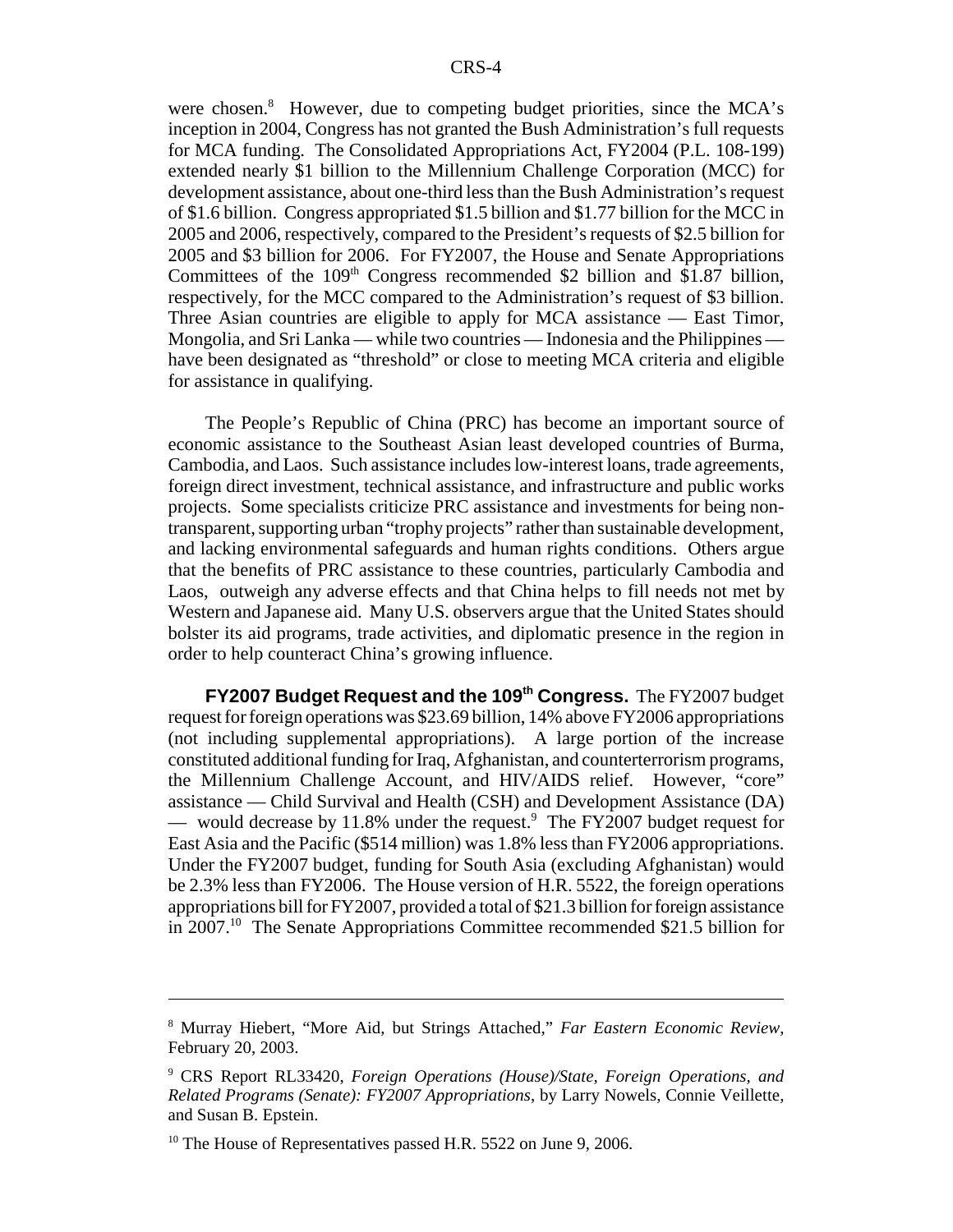were chosen.[8] However, due to competing budget priorities, since the MCA's inception in 2004, Congress has not granted the Bush Administration's full requests for MCA funding. The Consolidated Appropriations Act, FY2004 (P.L. 108-199) extended nearly $1 billion to the Millennium Challenge Corporation (MCC) for development assistance, about one-third less than the Bush Administration's request of $1.6 billion. Congress appropriated $1.5 billion and $1.77 billion for the MCC in 2005 and 2006, respectively, compared to the President's requests of $2.5 billion for 2005 and $3 billion for 2006. For FY2007, the House and Senate Appropriations Committees of the 109th Congress recommended $2 billion and $1.87 billion, respectively, for the MCC compared to the Administration's request of $3 billion. Three Asian countries are eligible to apply for MCA assistance — East Timor, Mongolia, and Sri Lanka — while two countries — Indonesia and the Philippines — have been designated as "threshold" or close to meeting MCA criteria and eligible for assistance in qualifying.

The People's Republic of China (PRC) has become an important source of economic assistance to the Southeast Asian least developed countries of Burma, Cambodia, and Laos. Such assistance includes low-interest loans, trade agreements, foreign direct investment, technical assistance, and infrastructure and public works projects. Some specialists criticize PRC assistance and investments for being non-transparent, supporting urban "trophy projects" rather than sustainable development, and lacking environmental safeguards and human rights conditions. Others argue that the benefits of PRC assistance to these countries, particularly Cambodia and Laos, outweigh any adverse effects and that China helps to fill needs not met by Western and Japanese aid. Many U.S. observers argue that the United States should bolster its aid programs, trade activities, and diplomatic presence in the region in order to help counteract China's growing influence.

**FY2007 Budget Request and the 109th Congress.** The FY2007 budget request for foreign operations was $23.69 billion, 14% above FY2006 appropriations (not including supplemental appropriations). A large portion of the increase constituted additional funding for Iraq, Afghanistan, and counterterrorism programs, the Millennium Challenge Account, and HIV/AIDS relief. However, "core" assistance — Child Survival and Health (CSH) and Development Assistance (DA) — would decrease by 11.8% under the request.[9] The FY2007 budget request for East Asia and the Pacific ($514 million) was 1.8% less than FY2006 appropriations. Under the FY2007 budget, funding for South Asia (excluding Afghanistan) would be 2.3% less than FY2006. The House version of H.R. 5522, the foreign operations appropriations bill for FY2007, provided a total of $21.3 billion for foreign assistance in 2007.[10] The Senate Appropriations Committee recommended $21.5 billion for

---

[8] Murray Hiebert, "More Aid, but Strings Attached," *Far Eastern Economic Review*, February 20, 2003.

[9] CRS Report RL33420, *Foreign Operations (House)/State, Foreign Operations, and Related Programs (Senate): FY2007 Appropriations*, by Larry Nowels, Connie Veillette, and Susan B. Epstein.

[10] The House of Representatives passed H.R. 5522 on June 9, 2006.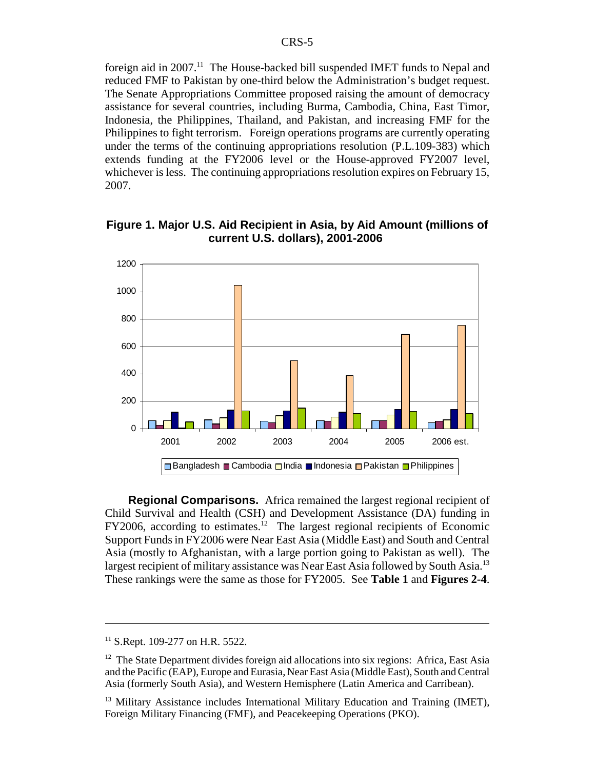foreign aid in 2007.[11] The House-backed bill suspended IMET funds to Nepal and reduced FMF to Pakistan by one-third below the Administration's budget request. The Senate Appropriations Committee proposed raising the amount of democracy assistance for several countries, including Burma, Cambodia, China, East Timor, Indonesia, the Philippines, Thailand, and Pakistan, and increasing FMF for the Philippines to fight terrorism. Foreign operations programs are currently operating under the terms of the continuing appropriations resolution (P.L.109-383) which extends funding at the FY2006 level or the House-approved FY2007 level, whichever is less. The continuing appropriations resolution expires on February 15, 2007.

**Figure 1. Major U.S. Aid Recipient in Asia, by Aid Amount (millions of current U.S. dollars), 2001-2006**

**Regional Comparisons.** Africa remained the largest regional recipient of Child Survival and Health (CSH) and Development Assistance (DA) funding in FY2006, according to estimates.[12] The largest regional recipients of Economic Support Funds in FY2006 were Near East Asia (Middle East) and South and Central Asia (mostly to Afghanistan, with a large portion going to Pakistan as well). The largest recipient of military assistance was Near East Asia followed by South Asia.[13] These rankings were the same as those for FY2005. See **Table 1** and **Figures 2-4**.

---

[11] S.Rept. 109-277 on H.R. 5522.

[12] The State Department divides foreign aid allocations into six regions: Africa, East Asia and the Pacific (EAP), Europe and Eurasia, Near East Asia (Middle East), South and Central Asia (formerly South Asia), and Western Hemisphere (Latin America and Carribean).

[13] Military Assistance includes International Military Education and Training (IMET), Foreign Military Financing (FMF), and Peacekeeping Operations (PKO).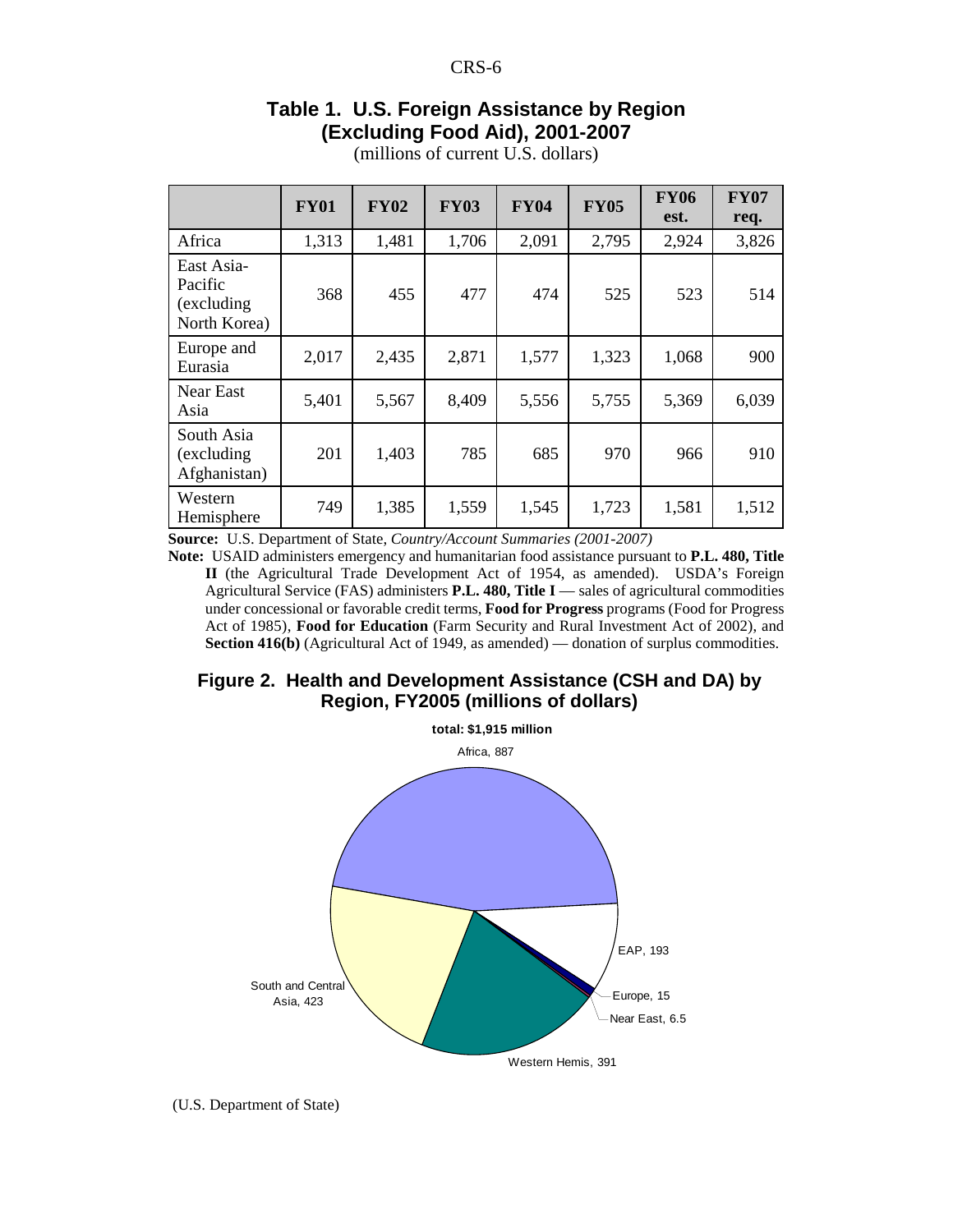## Table 1. U.S. Foreign Assistance by Region (Excluding Food Aid), 2001-2007

(millions of current U.S. dollars)

| | FY01 | FY02 | FY03 | FY04 | FY05 | FY06 est. | FY07 req. |
|---|---|---|---|---|---|---|---|
| Africa | 1,313 | 1,481 | 1,706 | 2,091 | 2,795 | 2,924 | 3,826 |
| East Asia-Pacific (excluding North Korea) | 368 | 455 | 477 | 474 | 525 | 523 | 514 |
| Europe and Eurasia | 2,017 | 2,435 | 2,871 | 1,577 | 1,323 | 1,068 | 900 |
| Near East Asia | 5,401 | 5,567 | 8,409 | 5,556 | 5,755 | 5,369 | 6,039 |
| South Asia (excluding Afghanistan) | 201 | 1,403 | 785 | 685 | 970 | 966 | 910 |
| Western Hemisphere | 749 | 1,385 | 1,559 | 1,545 | 1,723 | 1,581 | 1,512 |

**Source:** U.S. Department of State, *Country/Account Summaries (2001-2007)*

**Note:** USAID administers emergency and humanitarian food assistance pursuant to **P.L. 480, Title II** (the Agricultural Trade Development Act of 1954, as amended). USDA's Foreign Agricultural Service (FAS) administers **P.L. 480, Title I** — sales of agricultural commodities under concessional or favorable credit terms, **Food for Progress** programs (Food for Progress Act of 1985), **Food for Education** (Farm Security and Rural Investment Act of 2002), and **Section 416(b)** (Agricultural Act of 1949, as amended) — donation of surplus commodities.

## Figure 2. Health and Development Assistance (CSH and DA) by Region, FY2005 (millions of dollars)

total: $1,915 million

Africa, 887; EAP, 193; Europe, 15; Near East, 6.5; Western Hemis, 391; South and Central Asia, 423

(U.S. Department of State)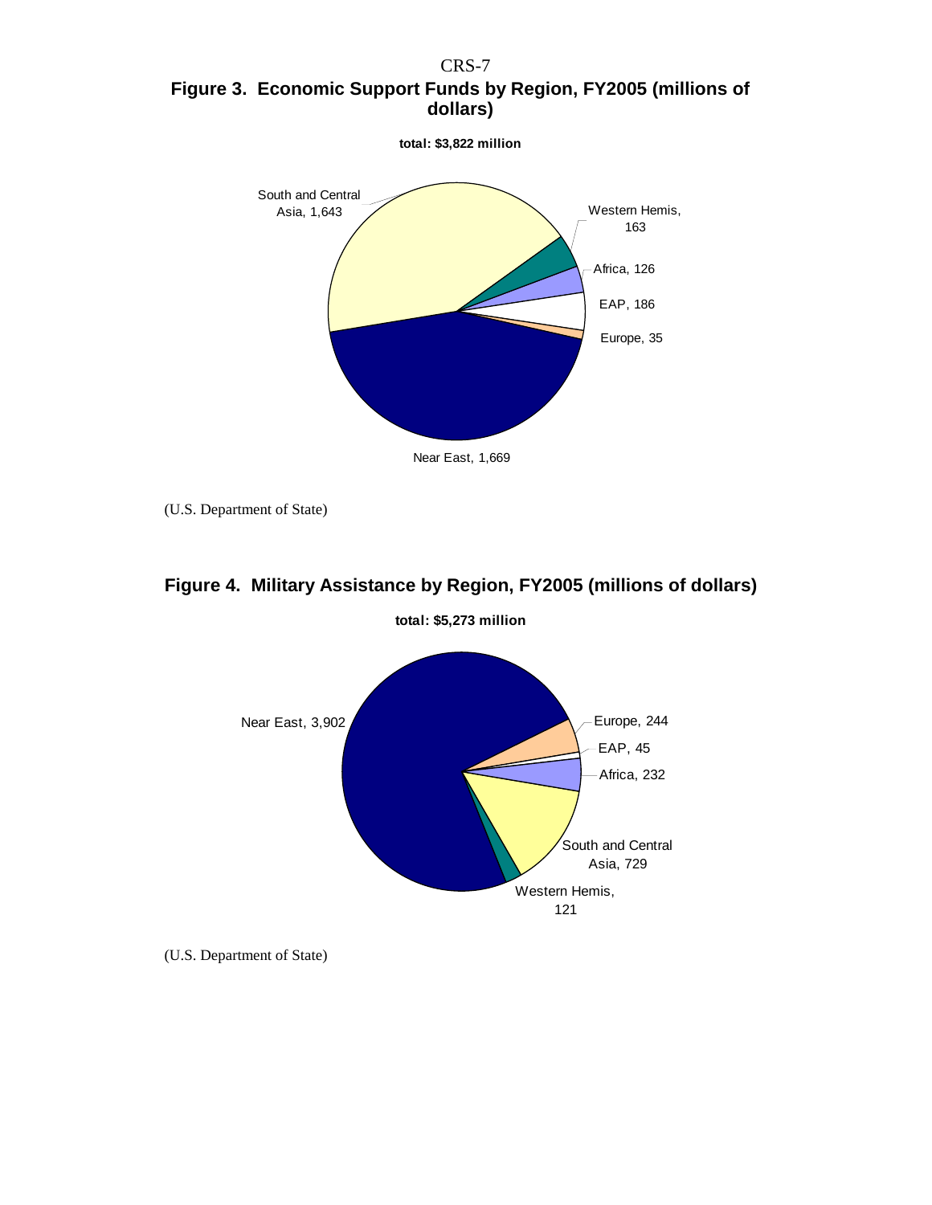**Figure 3. Economic Support Funds by Region, FY2005 (millions of dollars)**

**total: $3,822 million**

South and Central Asia, 1,643

Western Hemis, 163

Africa, 126

EAP, 186

Europe, 35

Near East, 1,669

(U.S. Department of State)

**Figure 4. Military Assistance by Region, FY2005 (millions of dollars)**

**total: $5,273 million**

Near East, 3,902

Europe, 244

EAP, 45

Africa, 232

South and Central Asia, 729

Western Hemis, 121

(U.S. Department of State)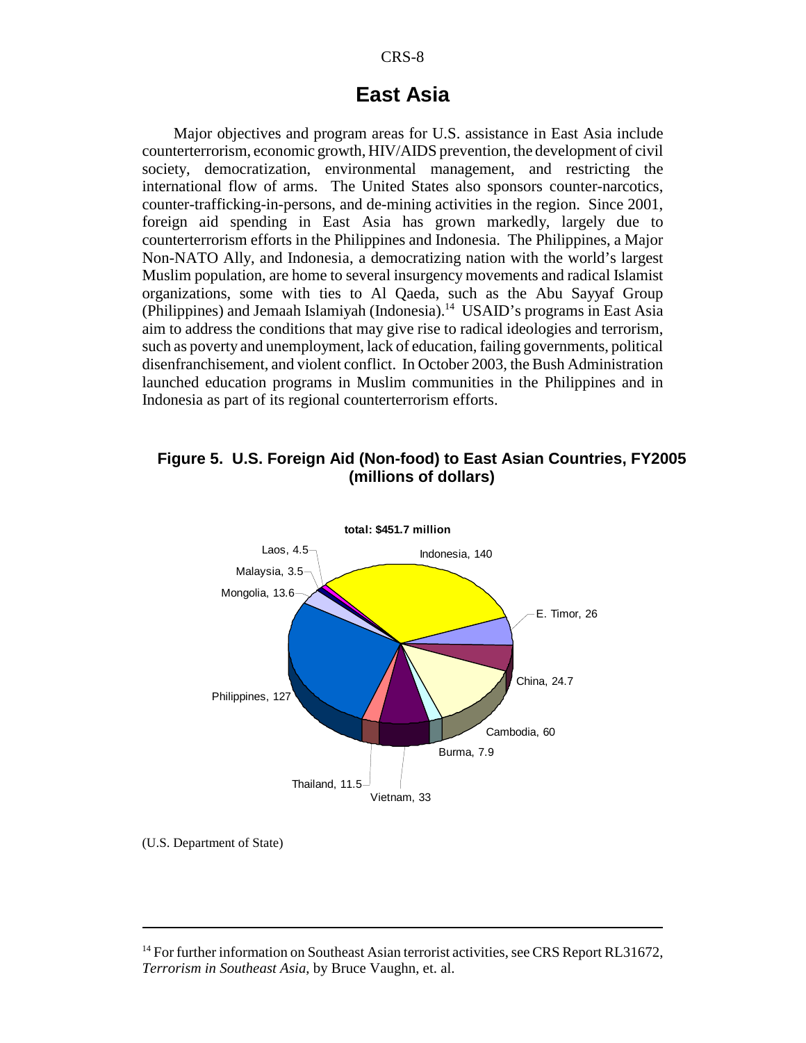# East Asia

Major objectives and program areas for U.S. assistance in East Asia include counterterrorism, economic growth, HIV/AIDS prevention, the development of civil society, democratization, environmental management, and restricting the international flow of arms. The United States also sponsors counter-narcotics, counter-trafficking-in-persons, and de-mining activities in the region. Since 2001, foreign aid spending in East Asia has grown markedly, largely due to counterterrorism efforts in the Philippines and Indonesia. The Philippines, a Major Non-NATO Ally, and Indonesia, a democratizing nation with the world's largest Muslim population, are home to several insurgency movements and radical Islamist organizations, some with ties to Al Qaeda, such as the Abu Sayyaf Group (Philippines) and Jemaah Islamiyah (Indonesia).[14] USAID's programs in East Asia aim to address the conditions that may give rise to radical ideologies and terrorism, such as poverty and unemployment, lack of education, failing governments, political disenfranchisement, and violent conflict. In October 2003, the Bush Administration launched education programs in Muslim communities in the Philippines and in Indonesia as part of its regional counterterrorism efforts.

**Figure 5. U.S. Foreign Aid (Non-food) to East Asian Countries, FY2005 (millions of dollars)**

total: $451.7 million

Indonesia, 140; E. Timor, 26; China, 24.7; Cambodia, 60; Burma, 7.9; Vietnam, 33; Thailand, 11.5; Philippines, 127; Mongolia, 13.6; Malaysia, 3.5; Laos, 4.5

(U.S. Department of State)

---

[14] For further information on Southeast Asian terrorist activities, see CRS Report RL31672, *Terrorism in Southeast Asia*, by Bruce Vaughn, et. al.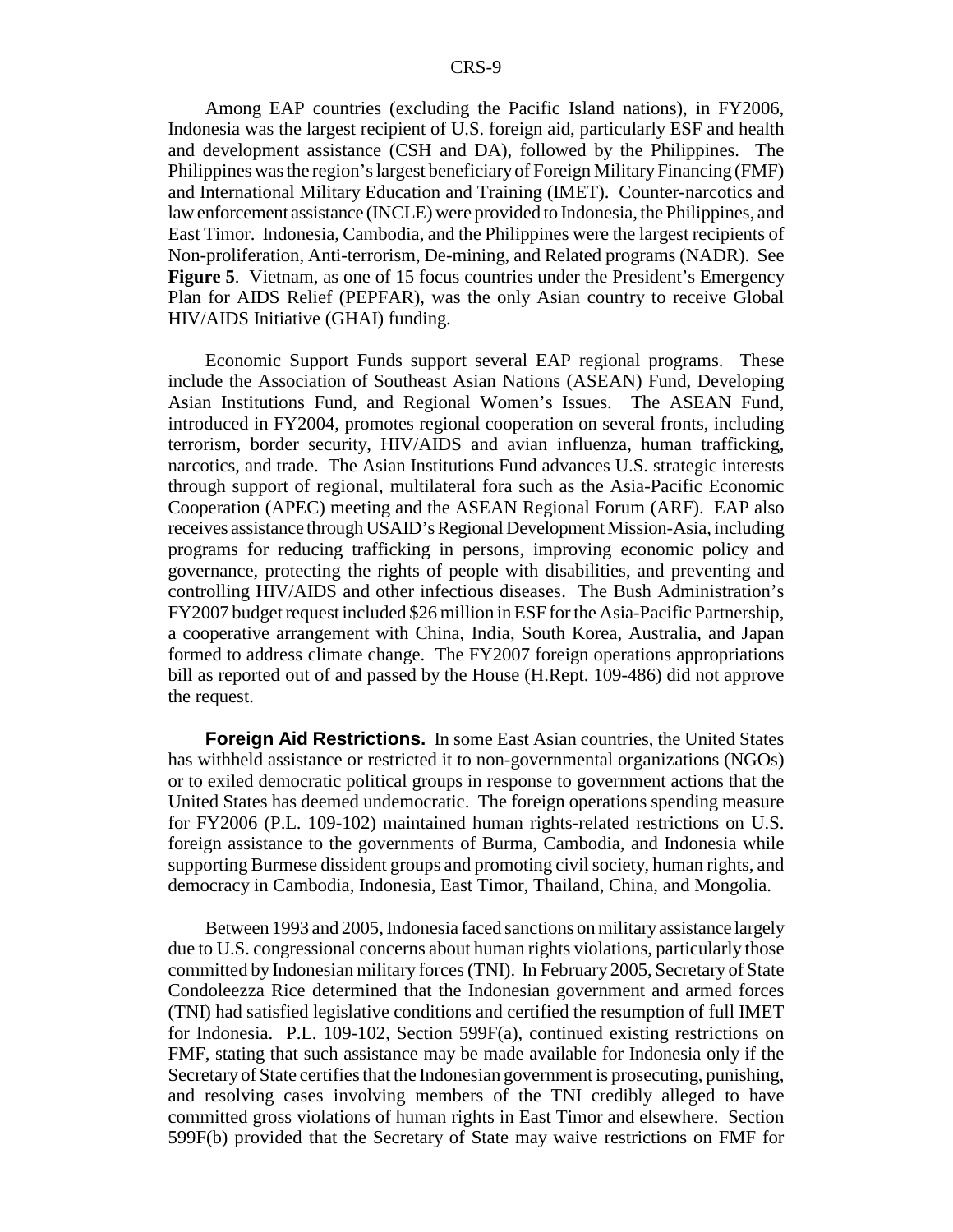Among EAP countries (excluding the Pacific Island nations), in FY2006, Indonesia was the largest recipient of U.S. foreign aid, particularly ESF and health and development assistance (CSH and DA), followed by the Philippines. The Philippines was the region's largest beneficiary of Foreign Military Financing (FMF) and International Military Education and Training (IMET). Counter-narcotics and law enforcement assistance (INCLE) were provided to Indonesia, the Philippines, and East Timor. Indonesia, Cambodia, and the Philippines were the largest recipients of Non-proliferation, Anti-terrorism, De-mining, and Related programs (NADR). See **Figure 5**. Vietnam, as one of 15 focus countries under the President's Emergency Plan for AIDS Relief (PEPFAR), was the only Asian country to receive Global HIV/AIDS Initiative (GHAI) funding.

Economic Support Funds support several EAP regional programs. These include the Association of Southeast Asian Nations (ASEAN) Fund, Developing Asian Institutions Fund, and Regional Women's Issues. The ASEAN Fund, introduced in FY2004, promotes regional cooperation on several fronts, including terrorism, border security, HIV/AIDS and avian influenza, human trafficking, narcotics, and trade. The Asian Institutions Fund advances U.S. strategic interests through support of regional, multilateral fora such as the Asia-Pacific Economic Cooperation (APEC) meeting and the ASEAN Regional Forum (ARF). EAP also receives assistance through USAID's Regional Development Mission-Asia, including programs for reducing trafficking in persons, improving economic policy and governance, protecting the rights of people with disabilities, and preventing and controlling HIV/AIDS and other infectious diseases. The Bush Administration's FY2007 budget request included $26 million in ESF for the Asia-Pacific Partnership, a cooperative arrangement with China, India, South Korea, Australia, and Japan formed to address climate change. The FY2007 foreign operations appropriations bill as reported out of and passed by the House (H.Rept. 109-486) did not approve the request.

**Foreign Aid Restrictions.** In some East Asian countries, the United States has withheld assistance or restricted it to non-governmental organizations (NGOs) or to exiled democratic political groups in response to government actions that the United States has deemed undemocratic. The foreign operations spending measure for FY2006 (P.L. 109-102) maintained human rights-related restrictions on U.S. foreign assistance to the governments of Burma, Cambodia, and Indonesia while supporting Burmese dissident groups and promoting civil society, human rights, and democracy in Cambodia, Indonesia, East Timor, Thailand, China, and Mongolia.

Between 1993 and 2005, Indonesia faced sanctions on military assistance largely due to U.S. congressional concerns about human rights violations, particularly those committed by Indonesian military forces (TNI). In February 2005, Secretary of State Condoleezza Rice determined that the Indonesian government and armed forces (TNI) had satisfied legislative conditions and certified the resumption of full IMET for Indonesia. P.L. 109-102, Section 599F(a), continued existing restrictions on FMF, stating that such assistance may be made available for Indonesia only if the Secretary of State certifies that the Indonesian government is prosecuting, punishing, and resolving cases involving members of the TNI credibly alleged to have committed gross violations of human rights in East Timor and elsewhere. Section 599F(b) provided that the Secretary of State may waive restrictions on FMF for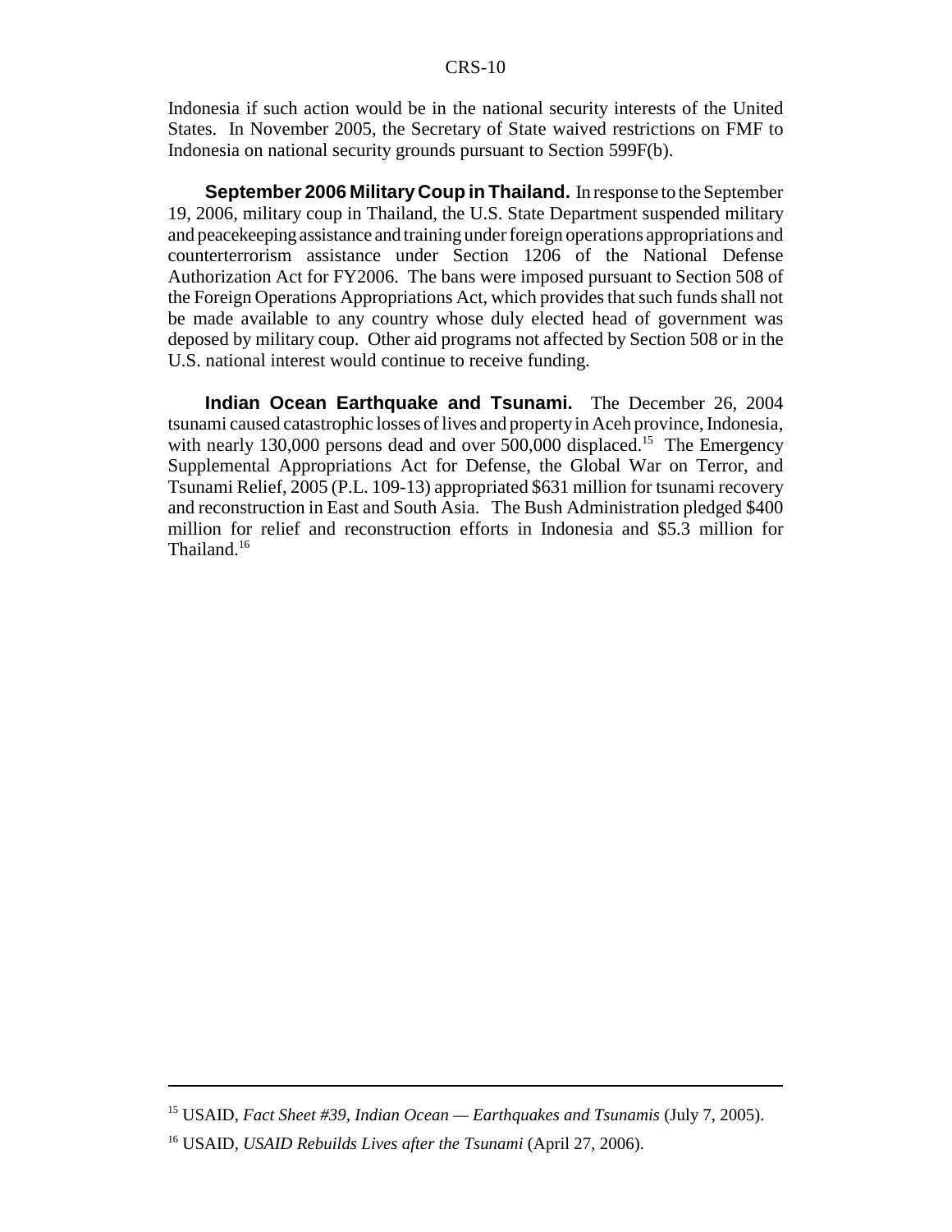Indonesia if such action would be in the national security interests of the United States. In November 2005, the Secretary of State waived restrictions on FMF to Indonesia on national security grounds pursuant to Section 599F(b).

**September 2006 Military Coup in Thailand.** In response to the September 19, 2006, military coup in Thailand, the U.S. State Department suspended military and peacekeeping assistance and training under foreign operations appropriations and counterterrorism assistance under Section 1206 of the National Defense Authorization Act for FY2006. The bans were imposed pursuant to Section 508 of the Foreign Operations Appropriations Act, which provides that such funds shall not be made available to any country whose duly elected head of government was deposed by military coup. Other aid programs not affected by Section 508 or in the U.S. national interest would continue to receive funding.

**Indian Ocean Earthquake and Tsunami.** The December 26, 2004 tsunami caused catastrophic losses of lives and property in Aceh province, Indonesia, with nearly 130,000 persons dead and over 500,000 displaced.[15] The Emergency Supplemental Appropriations Act for Defense, the Global War on Terror, and Tsunami Relief, 2005 (P.L. 109-13) appropriated $631 million for tsunami recovery and reconstruction in East and South Asia. The Bush Administration pledged $400 million for relief and reconstruction efforts in Indonesia and $5.3 million for Thailand.[16]

---

[15] USAID, *Fact Sheet #39, Indian Ocean — Earthquakes and Tsunamis* (July 7, 2005).

[16] USAID, *USAID Rebuilds Lives after the Tsunami* (April 27, 2006).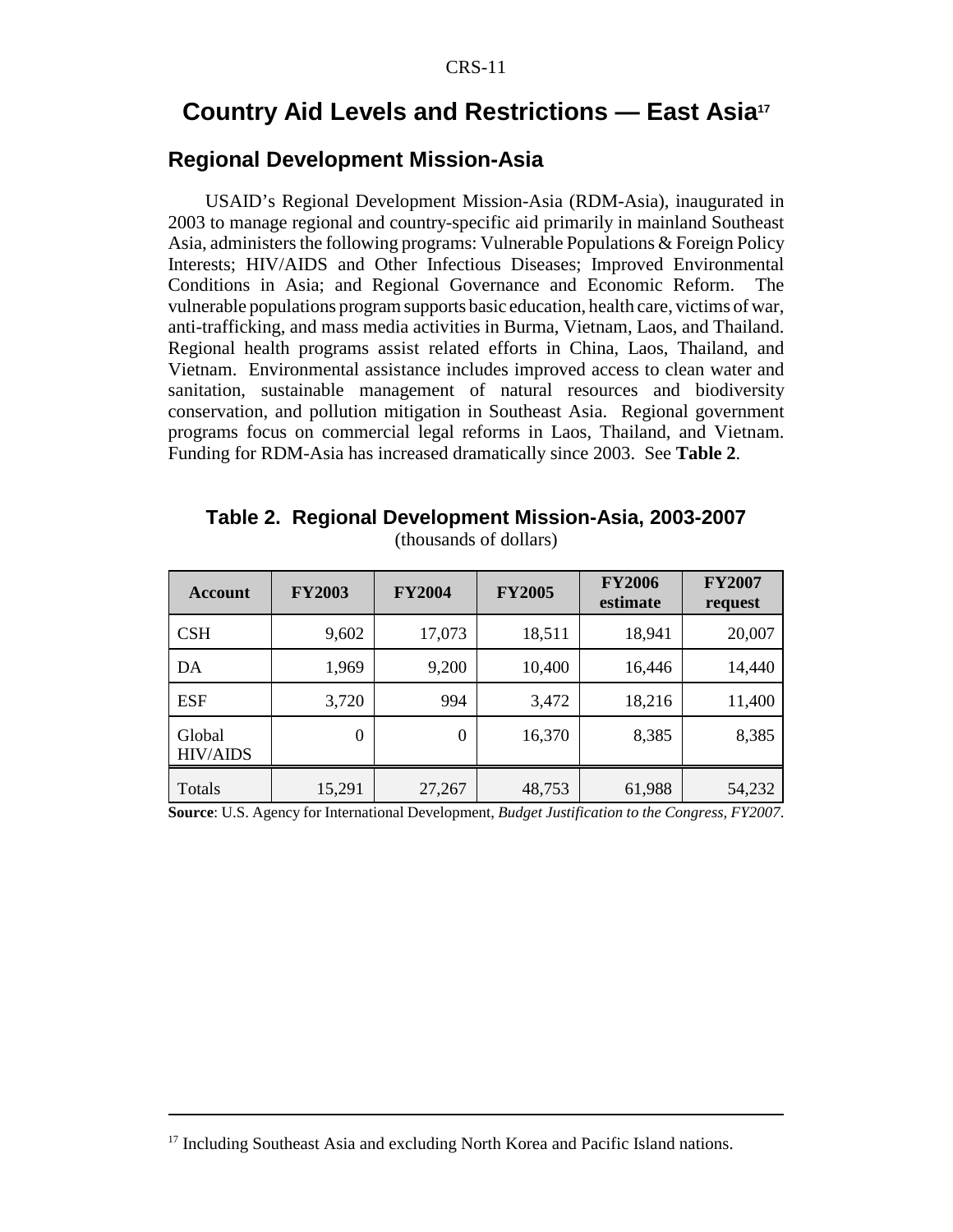## Country Aid Levels and Restrictions — East Asia[17]

### Regional Development Mission-Asia

USAID's Regional Development Mission-Asia (RDM-Asia), inaugurated in 2003 to manage regional and country-specific aid primarily in mainland Southeast Asia, administers the following programs: Vulnerable Populations & Foreign Policy Interests; HIV/AIDS and Other Infectious Diseases; Improved Environmental Conditions in Asia; and Regional Governance and Economic Reform. The vulnerable populations program supports basic education, health care, victims of war, anti-trafficking, and mass media activities in Burma, Vietnam, Laos, and Thailand. Regional health programs assist related efforts in China, Laos, Thailand, and Vietnam. Environmental assistance includes improved access to clean water and sanitation, sustainable management of natural resources and biodiversity conservation, and pollution mitigation in Southeast Asia. Regional government programs focus on commercial legal reforms in Laos, Thailand, and Vietnam. Funding for RDM-Asia has increased dramatically since 2003. See **Table 2**.

**Table 2. Regional Development Mission-Asia, 2003-2007**
(thousands of dollars)

| Account | FY2003 | FY2004 | FY2005 | FY2006 estimate | FY2007 request |
|---|---|---|---|---|---|
| CSH | 9,602 | 17,073 | 18,511 | 18,941 | 20,007 |
| DA | 1,969 | 9,200 | 10,400 | 16,446 | 14,440 |
| ESF | 3,720 | 994 | 3,472 | 18,216 | 11,400 |
| Global HIV/AIDS | 0 | 0 | 16,370 | 8,385 | 8,385 |
| Totals | 15,291 | 27,267 | 48,753 | 61,988 | 54,232 |

**Source**: U.S. Agency for International Development, *Budget Justification to the Congress, FY2007*.

[17] Including Southeast Asia and excluding North Korea and Pacific Island nations.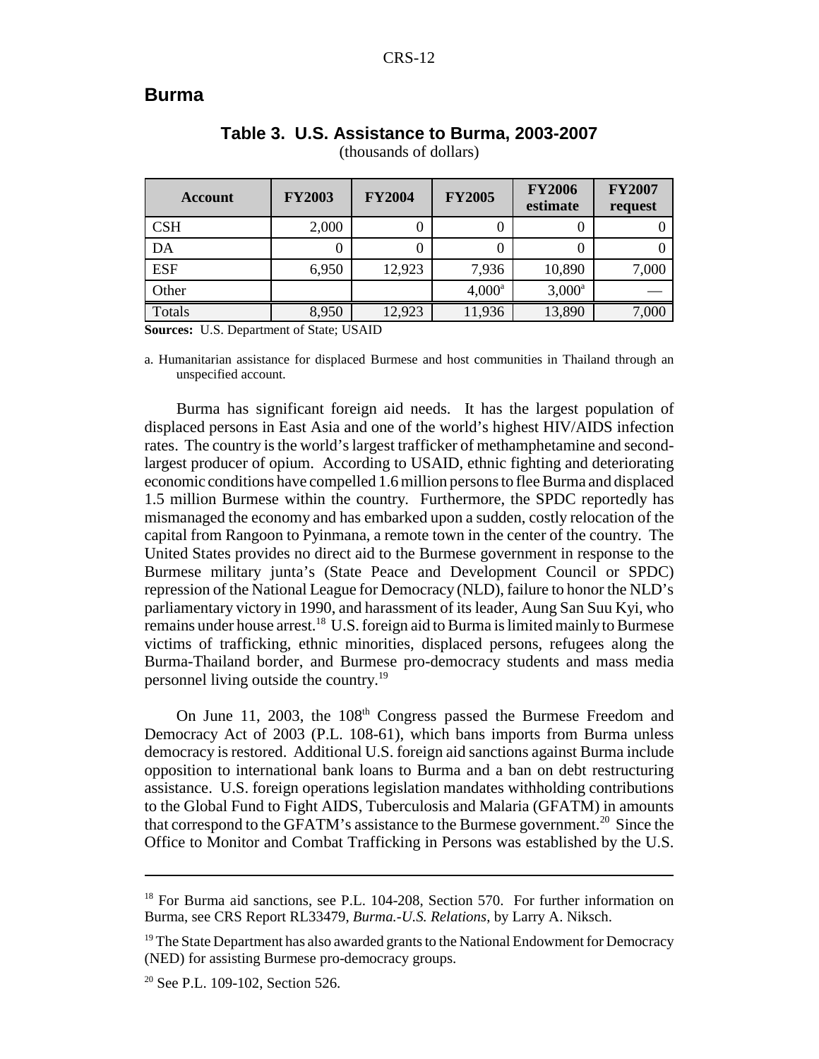## Burma

**Table 3. U.S. Assistance to Burma, 2003-2007**
(thousands of dollars)

| Account | FY2003 | FY2004 | FY2005 | FY2006 estimate | FY2007 request |
|---|---|---|---|---|---|
| CSH | 2,000 | 0 | 0 | 0 | 0 |
| DA | 0 | 0 | 0 | 0 | 0 |
| ESF | 6,950 | 12,923 | 7,936 | 10,890 | 7,000 |
| Other | | | 4,000[a] | 3,000[a] | — |
| Totals | 8,950 | 12,923 | 11,936 | 13,890 | 7,000 |

**Sources:** U.S. Department of State; USAID

a. Humanitarian assistance for displaced Burmese and host communities in Thailand through an unspecified account.

Burma has significant foreign aid needs. It has the largest population of displaced persons in East Asia and one of the world's highest HIV/AIDS infection rates. The country is the world's largest trafficker of methamphetamine and second-largest producer of opium. According to USAID, ethnic fighting and deteriorating economic conditions have compelled 1.6 million persons to flee Burma and displaced 1.5 million Burmese within the country. Furthermore, the SPDC reportedly has mismanaged the economy and has embarked upon a sudden, costly relocation of the capital from Rangoon to Pyinmana, a remote town in the center of the country. The United States provides no direct aid to the Burmese government in response to the Burmese military junta's (State Peace and Development Council or SPDC) repression of the National League for Democracy (NLD), failure to honor the NLD's parliamentary victory in 1990, and harassment of its leader, Aung San Suu Kyi, who remains under house arrest.[18] U.S. foreign aid to Burma is limited mainly to Burmese victims of trafficking, ethnic minorities, displaced persons, refugees along the Burma-Thailand border, and Burmese pro-democracy students and mass media personnel living outside the country.[19]

On June 11, 2003, the 108[th] Congress passed the Burmese Freedom and Democracy Act of 2003 (P.L. 108-61), which bans imports from Burma unless democracy is restored. Additional U.S. foreign aid sanctions against Burma include opposition to international bank loans to Burma and a ban on debt restructuring assistance. U.S. foreign operations legislation mandates withholding contributions to the Global Fund to Fight AIDS, Tuberculosis and Malaria (GFATM) in amounts that correspond to the GFATM's assistance to the Burmese government.[20] Since the Office to Monitor and Combat Trafficking in Persons was established by the U.S.

---

[18] For Burma aid sanctions, see P.L. 104-208, Section 570. For further information on Burma, see CRS Report RL33479, *Burma.-U.S. Relations*, by Larry A. Niksch.

[19] The State Department has also awarded grants to the National Endowment for Democracy (NED) for assisting Burmese pro-democracy groups.

[20] See P.L. 109-102, Section 526.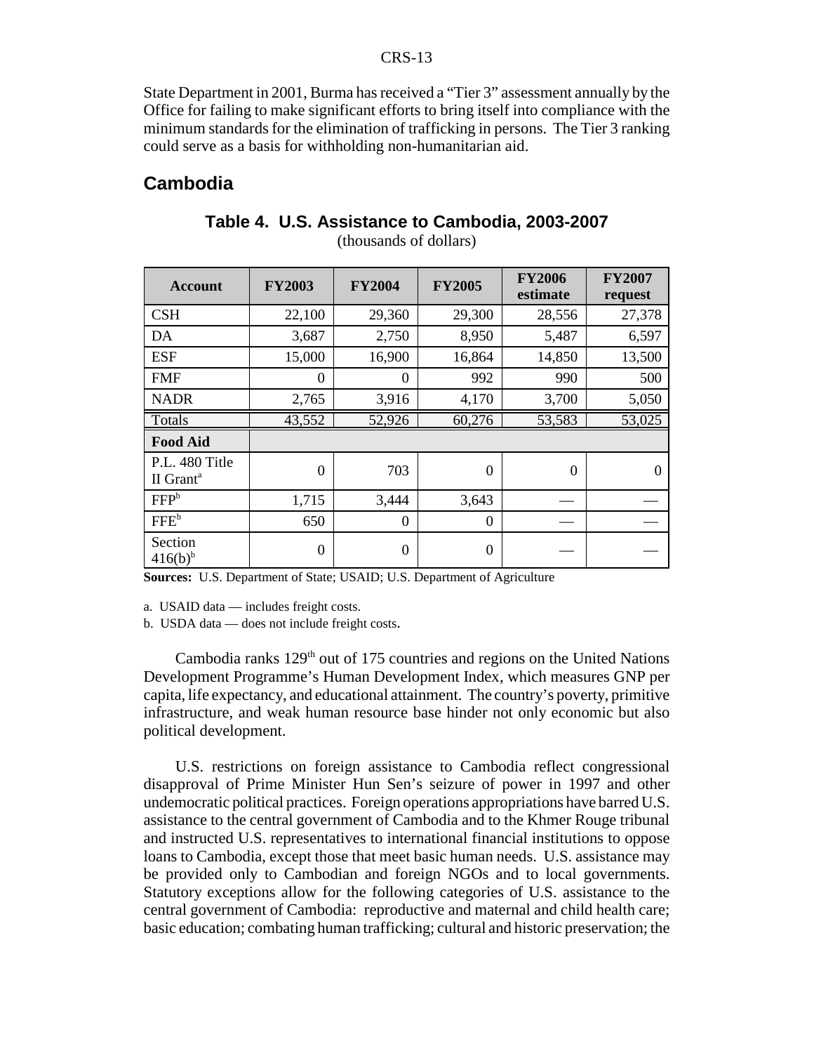State Department in 2001, Burma has received a "Tier 3" assessment annually by the Office for failing to make significant efforts to bring itself into compliance with the minimum standards for the elimination of trafficking in persons. The Tier 3 ranking could serve as a basis for withholding non-humanitarian aid.

## Cambodia

**Table 4. U.S. Assistance to Cambodia, 2003-2007**
(thousands of dollars)

| Account | FY2003 | FY2004 | FY2005 | FY2006 estimate | FY2007 request |
|---|---|---|---|---|---|
| CSH | 22,100 | 29,360 | 29,300 | 28,556 | 27,378 |
| DA | 3,687 | 2,750 | 8,950 | 5,487 | 6,597 |
| ESF | 15,000 | 16,900 | 16,864 | 14,850 | 13,500 |
| FMF | 0 | 0 | 992 | 990 | 500 |
| NADR | 2,765 | 3,916 | 4,170 | 3,700 | 5,050 |
| Totals | 43,552 | 52,926 | 60,276 | 53,583 | 53,025 |
| **Food Aid** | | | | | |
| P.L. 480 Title II Grant[a] | 0 | 703 | 0 | 0 | 0 |
| FFP[b] | 1,715 | 3,444 | 3,643 | — | — |
| FFE[b] | 650 | 0 | 0 | — | — |
| Section 416(b)[b] | 0 | 0 | 0 | — | — |

**Sources:** U.S. Department of State; USAID; U.S. Department of Agriculture

a. USAID data — includes freight costs.

b. USDA data — does not include freight costs.

Cambodia ranks 129th out of 175 countries and regions on the United Nations Development Programme's Human Development Index, which measures GNP per capita, life expectancy, and educational attainment. The country's poverty, primitive infrastructure, and weak human resource base hinder not only economic but also political development.

U.S. restrictions on foreign assistance to Cambodia reflect congressional disapproval of Prime Minister Hun Sen's seizure of power in 1997 and other undemocratic political practices. Foreign operations appropriations have barred U.S. assistance to the central government of Cambodia and to the Khmer Rouge tribunal and instructed U.S. representatives to international financial institutions to oppose loans to Cambodia, except those that meet basic human needs. U.S. assistance may be provided only to Cambodian and foreign NGOs and to local governments. Statutory exceptions allow for the following categories of U.S. assistance to the central government of Cambodia: reproductive and maternal and child health care; basic education; combating human trafficking; cultural and historic preservation; the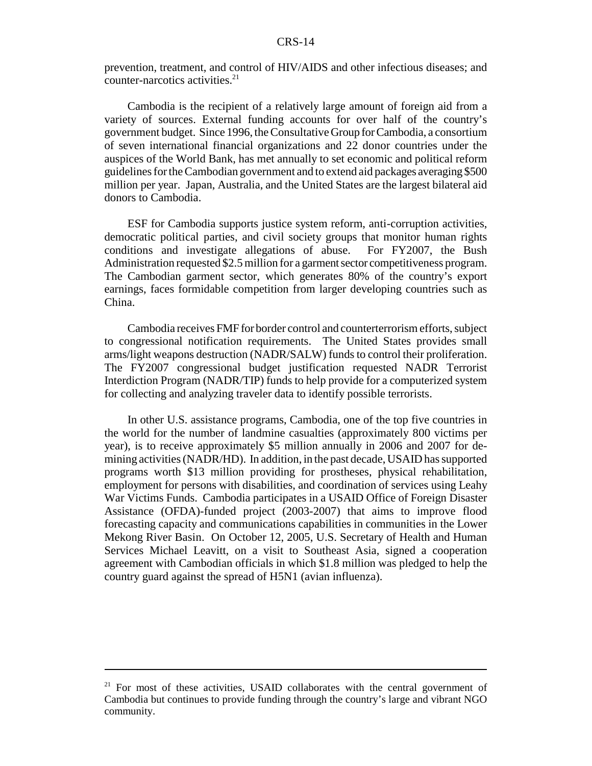prevention, treatment, and control of HIV/AIDS and other infectious diseases; and counter-narcotics activities.[21]

Cambodia is the recipient of a relatively large amount of foreign aid from a variety of sources. External funding accounts for over half of the country's government budget. Since 1996, the Consultative Group for Cambodia, a consortium of seven international financial organizations and 22 donor countries under the auspices of the World Bank, has met annually to set economic and political reform guidelines for the Cambodian government and to extend aid packages averaging $500 million per year. Japan, Australia, and the United States are the largest bilateral aid donors to Cambodia.

ESF for Cambodia supports justice system reform, anti-corruption activities, democratic political parties, and civil society groups that monitor human rights conditions and investigate allegations of abuse. For FY2007, the Bush Administration requested $2.5 million for a garment sector competitiveness program. The Cambodian garment sector, which generates 80% of the country's export earnings, faces formidable competition from larger developing countries such as China.

Cambodia receives FMF for border control and counterterrorism efforts, subject to congressional notification requirements. The United States provides small arms/light weapons destruction (NADR/SALW) funds to control their proliferation. The FY2007 congressional budget justification requested NADR Terrorist Interdiction Program (NADR/TIP) funds to help provide for a computerized system for collecting and analyzing traveler data to identify possible terrorists.

In other U.S. assistance programs, Cambodia, one of the top five countries in the world for the number of landmine casualties (approximately 800 victims per year), is to receive approximately $5 million annually in 2006 and 2007 for de-mining activities (NADR/HD). In addition, in the past decade, USAID has supported programs worth $13 million providing for prostheses, physical rehabilitation, employment for persons with disabilities, and coordination of services using Leahy War Victims Funds. Cambodia participates in a USAID Office of Foreign Disaster Assistance (OFDA)-funded project (2003-2007) that aims to improve flood forecasting capacity and communications capabilities in communities in the Lower Mekong River Basin. On October 12, 2005, U.S. Secretary of Health and Human Services Michael Leavitt, on a visit to Southeast Asia, signed a cooperation agreement with Cambodian officials in which $1.8 million was pledged to help the country guard against the spread of H5N1 (avian influenza).

---

[21] For most of these activities, USAID collaborates with the central government of Cambodia but continues to provide funding through the country's large and vibrant NGO community.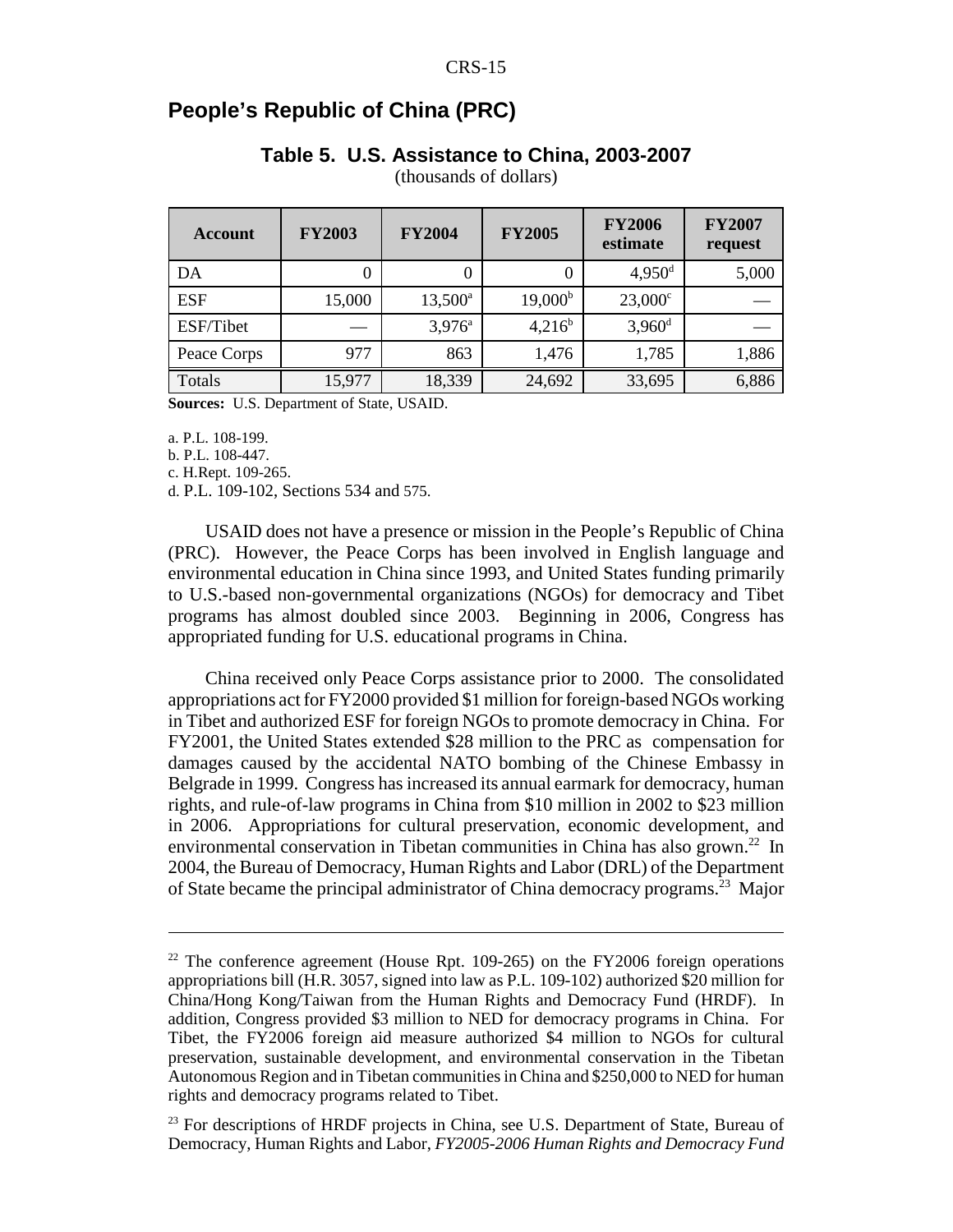## People's Republic of China (PRC)

**Table 5. U.S. Assistance to China, 2003-2007**
(thousands of dollars)

| Account | FY2003 | FY2004 | FY2005 | FY2006 estimate | FY2007 request |
|---|---|---|---|---|---|
| DA | 0 | 0 | 0 | 4,950[d] | 5,000 |
| ESF | 15,000 | 13,500[a] | 19,000[b] | 23,000[c] | — |
| ESF/Tibet | — | 3,976[a] | 4,216[b] | 3,960[d] | — |
| Peace Corps | 977 | 863 | 1,476 | 1,785 | 1,886 |
| Totals | 15,977 | 18,339 | 24,692 | 33,695 | 6,886 |

**Sources:** U.S. Department of State, USAID.

a. P.L. 108-199.
b. P.L. 108-447.
c. H.Rept. 109-265.
d. P.L. 109-102, Sections 534 and 575.

USAID does not have a presence or mission in the People's Republic of China (PRC). However, the Peace Corps has been involved in English language and environmental education in China since 1993, and United States funding primarily to U.S.-based non-governmental organizations (NGOs) for democracy and Tibet programs has almost doubled since 2003. Beginning in 2006, Congress has appropriated funding for U.S. educational programs in China.

China received only Peace Corps assistance prior to 2000. The consolidated appropriations act for FY2000 provided $1 million for foreign-based NGOs working in Tibet and authorized ESF for foreign NGOs to promote democracy in China. For FY2001, the United States extended $28 million to the PRC as compensation for damages caused by the accidental NATO bombing of the Chinese Embassy in Belgrade in 1999. Congress has increased its annual earmark for democracy, human rights, and rule-of-law programs in China from $10 million in 2002 to $23 million in 2006. Appropriations for cultural preservation, economic development, and environmental conservation in Tibetan communities in China has also grown.[22] In 2004, the Bureau of Democracy, Human Rights and Labor (DRL) of the Department of State became the principal administrator of China democracy programs.[23] Major

---

[22] The conference agreement (House Rpt. 109-265) on the FY2006 foreign operations appropriations bill (H.R. 3057, signed into law as P.L. 109-102) authorized $20 million for China/Hong Kong/Taiwan from the Human Rights and Democracy Fund (HRDF). In addition, Congress provided $3 million to NED for democracy programs in China. For Tibet, the FY2006 foreign aid measure authorized $4 million to NGOs for cultural preservation, sustainable development, and environmental conservation in the Tibetan Autonomous Region and in Tibetan communities in China and $250,000 to NED for human rights and democracy programs related to Tibet.

[23] For descriptions of HRDF projects in China, see U.S. Department of State, Bureau of Democracy, Human Rights and Labor, *FY2005-2006 Human Rights and Democracy Fund*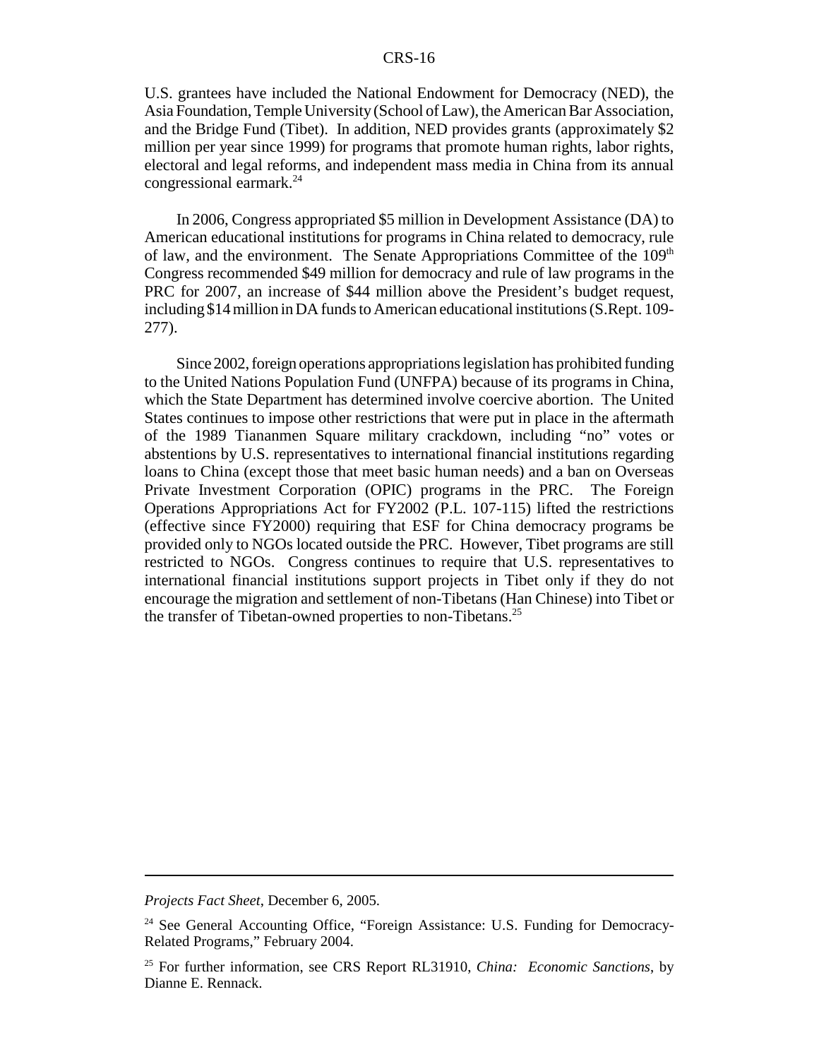U.S. grantees have included the National Endowment for Democracy (NED), the Asia Foundation, Temple University (School of Law), the American Bar Association, and the Bridge Fund (Tibet). In addition, NED provides grants (approximately $2 million per year since 1999) for programs that promote human rights, labor rights, electoral and legal reforms, and independent mass media in China from its annual congressional earmark.[24]

In 2006, Congress appropriated $5 million in Development Assistance (DA) to American educational institutions for programs in China related to democracy, rule of law, and the environment. The Senate Appropriations Committee of the 109th Congress recommended $49 million for democracy and rule of law programs in the PRC for 2007, an increase of $44 million above the President's budget request, including $14 million in DA funds to American educational institutions (S.Rept. 109-277).

Since 2002, foreign operations appropriations legislation has prohibited funding to the United Nations Population Fund (UNFPA) because of its programs in China, which the State Department has determined involve coercive abortion. The United States continues to impose other restrictions that were put in place in the aftermath of the 1989 Tiananmen Square military crackdown, including "no" votes or abstentions by U.S. representatives to international financial institutions regarding loans to China (except those that meet basic human needs) and a ban on Overseas Private Investment Corporation (OPIC) programs in the PRC. The Foreign Operations Appropriations Act for FY2002 (P.L. 107-115) lifted the restrictions (effective since FY2000) requiring that ESF for China democracy programs be provided only to NGOs located outside the PRC. However, Tibet programs are still restricted to NGOs. Congress continues to require that U.S. representatives to international financial institutions support projects in Tibet only if they do not encourage the migration and settlement of non-Tibetans (Han Chinese) into Tibet or the transfer of Tibetan-owned properties to non-Tibetans.[25]

---

*Projects Fact Sheet*, December 6, 2005.

[24] See General Accounting Office, "Foreign Assistance: U.S. Funding for Democracy-Related Programs," February 2004.

[25] For further information, see CRS Report RL31910, *China: Economic Sanctions*, by Dianne E. Rennack.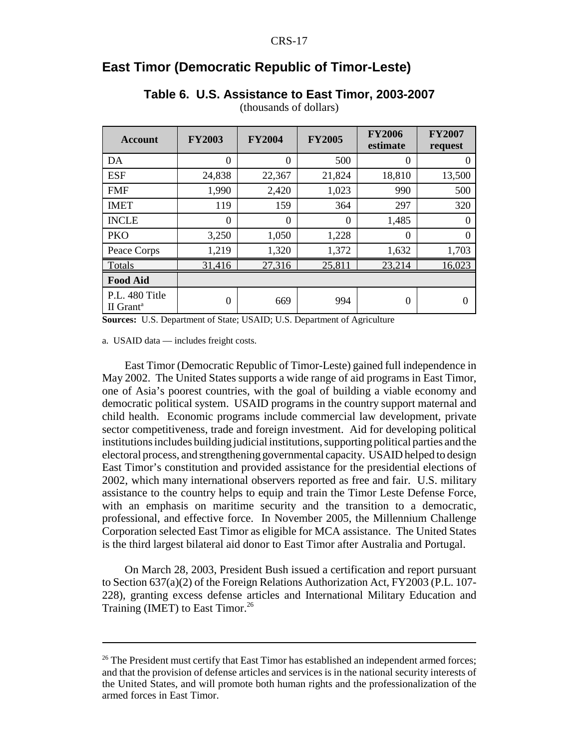## East Timor (Democratic Republic of Timor-Leste)

### Table 6. U.S. Assistance to East Timor, 2003-2007

(thousands of dollars)

| Account | FY2003 | FY2004 | FY2005 | FY2006 estimate | FY2007 request |
|---|---|---|---|---|---|
| DA | 0 | 0 | 500 | 0 | 0 |
| ESF | 24,838 | 22,367 | 21,824 | 18,810 | 13,500 |
| FMF | 1,990 | 2,420 | 1,023 | 990 | 500 |
| IMET | 119 | 159 | 364 | 297 | 320 |
| INCLE | 0 | 0 | 0 | 1,485 | 0 |
| PKO | 3,250 | 1,050 | 1,228 | 0 | 0 |
| Peace Corps | 1,219 | 1,320 | 1,372 | 1,632 | 1,703 |
| Totals | 31,416 | 27,316 | 25,811 | 23,214 | 16,023 |
| **Food Aid** | | | | | |
| P.L. 480 Title II Grant[a] | 0 | 669 | 994 | 0 | 0 |

**Sources:** U.S. Department of State; USAID; U.S. Department of Agriculture

a. USAID data — includes freight costs.

East Timor (Democratic Republic of Timor-Leste) gained full independence in May 2002. The United States supports a wide range of aid programs in East Timor, one of Asia's poorest countries, with the goal of building a viable economy and democratic political system. USAID programs in the country support maternal and child health. Economic programs include commercial law development, private sector competitiveness, trade and foreign investment. Aid for developing political institutions includes building judicial institutions, supporting political parties and the electoral process, and strengthening governmental capacity. USAID helped to design East Timor's constitution and provided assistance for the presidential elections of 2002, which many international observers reported as free and fair. U.S. military assistance to the country helps to equip and train the Timor Leste Defense Force, with an emphasis on maritime security and the transition to a democratic, professional, and effective force. In November 2005, the Millennium Challenge Corporation selected East Timor as eligible for MCA assistance. The United States is the third largest bilateral aid donor to East Timor after Australia and Portugal.

On March 28, 2003, President Bush issued a certification and report pursuant to Section 637(a)(2) of the Foreign Relations Authorization Act, FY2003 (P.L. 107-228), granting excess defense articles and International Military Education and Training (IMET) to East Timor.[26]

---

[26] The President must certify that East Timor has established an independent armed forces; and that the provision of defense articles and services is in the national security interests of the United States, and will promote both human rights and the professionalization of the armed forces in East Timor.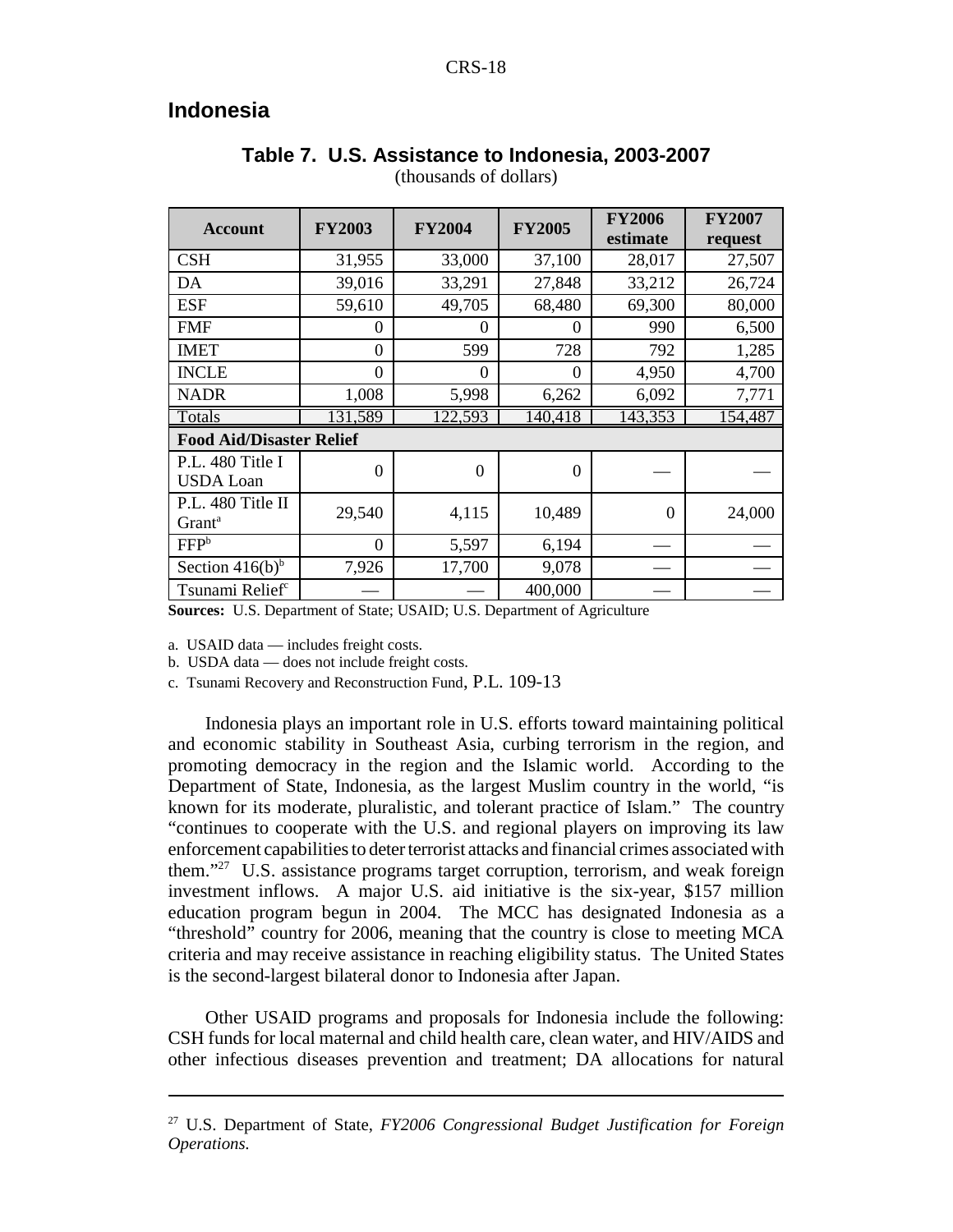## Indonesia

**Table 7. U.S. Assistance to Indonesia, 2003-2007**
(thousands of dollars)

| Account | FY2003 | FY2004 | FY2005 | FY2006 estimate | FY2007 request |
|---|---|---|---|---|---|
| CSH | 31,955 | 33,000 | 37,100 | 28,017 | 27,507 |
| DA | 39,016 | 33,291 | 27,848 | 33,212 | 26,724 |
| ESF | 59,610 | 49,705 | 68,480 | 69,300 | 80,000 |
| FMF | 0 | 0 | 0 | 990 | 6,500 |
| IMET | 0 | 599 | 728 | 792 | 1,285 |
| INCLE | 0 | 0 | 0 | 4,950 | 4,700 |
| NADR | 1,008 | 5,998 | 6,262 | 6,092 | 7,771 |
| Totals | 131,589 | 122,593 | 140,418 | 143,353 | 154,487 |
| **Food Aid/Disaster Relief** | | | | | |
| P.L. 480 Title I USDA Loan | 0 | 0 | 0 | — | — |
| P.L. 480 Title II Grant[a] | 29,540 | 4,115 | 10,489 | 0 | 24,000 |
| FFP[b] | 0 | 5,597 | 6,194 | — | — |
| Section 416(b)[b] | 7,926 | 17,700 | 9,078 | — | — |
| Tsunami Relief[c] | — | — | 400,000 | — | — |

**Sources:** U.S. Department of State; USAID; U.S. Department of Agriculture

a. USAID data — includes freight costs.

b. USDA data — does not include freight costs.

c. Tsunami Recovery and Reconstruction Fund, P.L. 109-13

Indonesia plays an important role in U.S. efforts toward maintaining political and economic stability in Southeast Asia, curbing terrorism in the region, and promoting democracy in the region and the Islamic world. According to the Department of State, Indonesia, as the largest Muslim country in the world, "is known for its moderate, pluralistic, and tolerant practice of Islam." The country "continues to cooperate with the U.S. and regional players on improving its law enforcement capabilities to deter terrorist attacks and financial crimes associated with them."[27] U.S. assistance programs target corruption, terrorism, and weak foreign investment inflows. A major U.S. aid initiative is the six-year, $157 million education program begun in 2004. The MCC has designated Indonesia as a "threshold" country for 2006, meaning that the country is close to meeting MCA criteria and may receive assistance in reaching eligibility status. The United States is the second-largest bilateral donor to Indonesia after Japan.

Other USAID programs and proposals for Indonesia include the following: CSH funds for local maternal and child health care, clean water, and HIV/AIDS and other infectious diseases prevention and treatment; DA allocations for natural

[27] U.S. Department of State, *FY2006 Congressional Budget Justification for Foreign Operations.*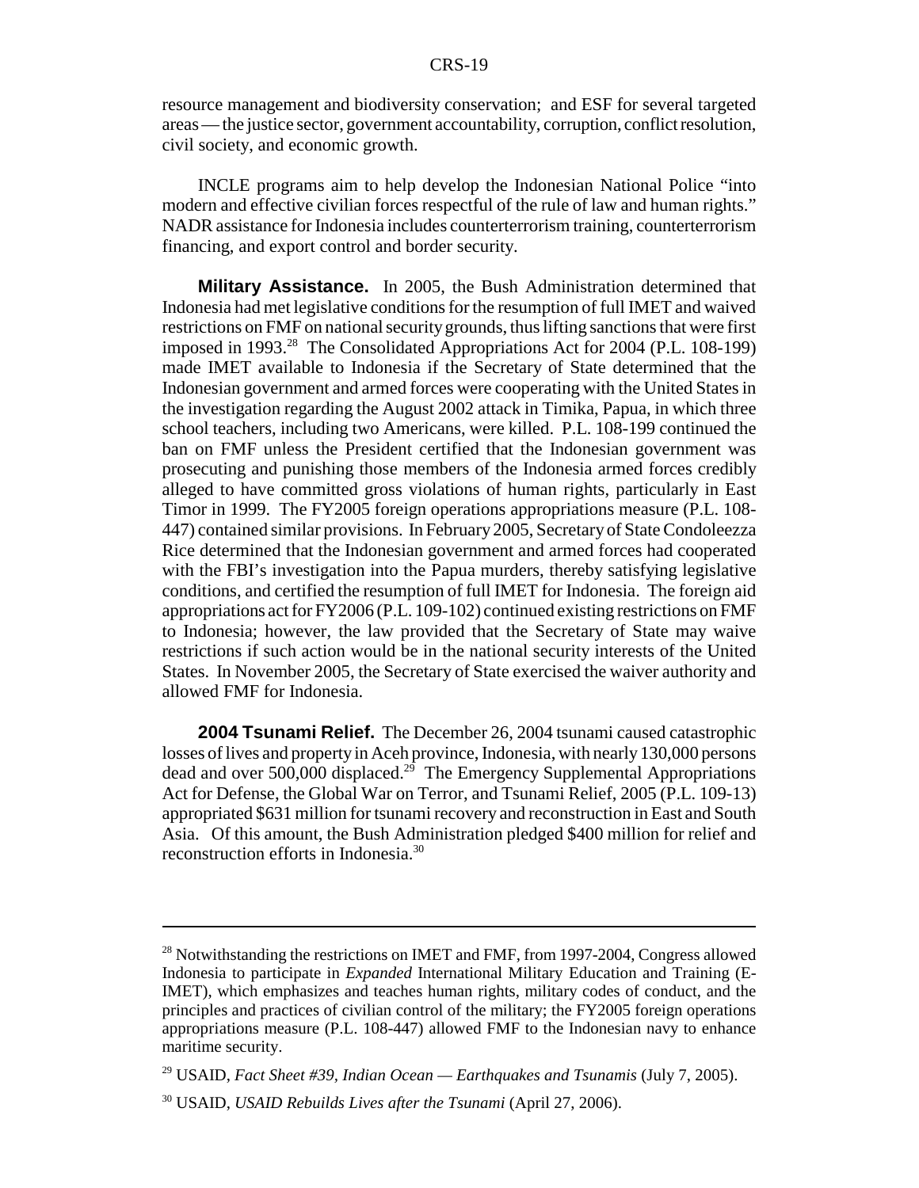resource management and biodiversity conservation; and ESF for several targeted areas — the justice sector, government accountability, corruption, conflict resolution, civil society, and economic growth.

INCLE programs aim to help develop the Indonesian National Police "into modern and effective civilian forces respectful of the rule of law and human rights." NADR assistance for Indonesia includes counterterrorism training, counterterrorism financing, and export control and border security.

**Military Assistance.** In 2005, the Bush Administration determined that Indonesia had met legislative conditions for the resumption of full IMET and waived restrictions on FMF on national security grounds, thus lifting sanctions that were first imposed in 1993.[28] The Consolidated Appropriations Act for 2004 (P.L. 108-199) made IMET available to Indonesia if the Secretary of State determined that the Indonesian government and armed forces were cooperating with the United States in the investigation regarding the August 2002 attack in Timika, Papua, in which three school teachers, including two Americans, were killed. P.L. 108-199 continued the ban on FMF unless the President certified that the Indonesian government was prosecuting and punishing those members of the Indonesia armed forces credibly alleged to have committed gross violations of human rights, particularly in East Timor in 1999. The FY2005 foreign operations appropriations measure (P.L. 108-447) contained similar provisions. In February 2005, Secretary of State Condoleezza Rice determined that the Indonesian government and armed forces had cooperated with the FBI's investigation into the Papua murders, thereby satisfying legislative conditions, and certified the resumption of full IMET for Indonesia. The foreign aid appropriations act for FY2006 (P.L. 109-102) continued existing restrictions on FMF to Indonesia; however, the law provided that the Secretary of State may waive restrictions if such action would be in the national security interests of the United States. In November 2005, the Secretary of State exercised the waiver authority and allowed FMF for Indonesia.

**2004 Tsunami Relief.** The December 26, 2004 tsunami caused catastrophic losses of lives and property in Aceh province, Indonesia, with nearly 130,000 persons dead and over 500,000 displaced.[29] The Emergency Supplemental Appropriations Act for Defense, the Global War on Terror, and Tsunami Relief, 2005 (P.L. 109-13) appropriated $631 million for tsunami recovery and reconstruction in East and South Asia. Of this amount, the Bush Administration pledged $400 million for relief and reconstruction efforts in Indonesia.[30]

---

[28] Notwithstanding the restrictions on IMET and FMF, from 1997-2004, Congress allowed Indonesia to participate in *Expanded* International Military Education and Training (E-IMET), which emphasizes and teaches human rights, military codes of conduct, and the principles and practices of civilian control of the military; the FY2005 foreign operations appropriations measure (P.L. 108-447) allowed FMF to the Indonesian navy to enhance maritime security.

[29] USAID, *Fact Sheet #39, Indian Ocean — Earthquakes and Tsunamis* (July 7, 2005).

[30] USAID, *USAID Rebuilds Lives after the Tsunami* (April 27, 2006).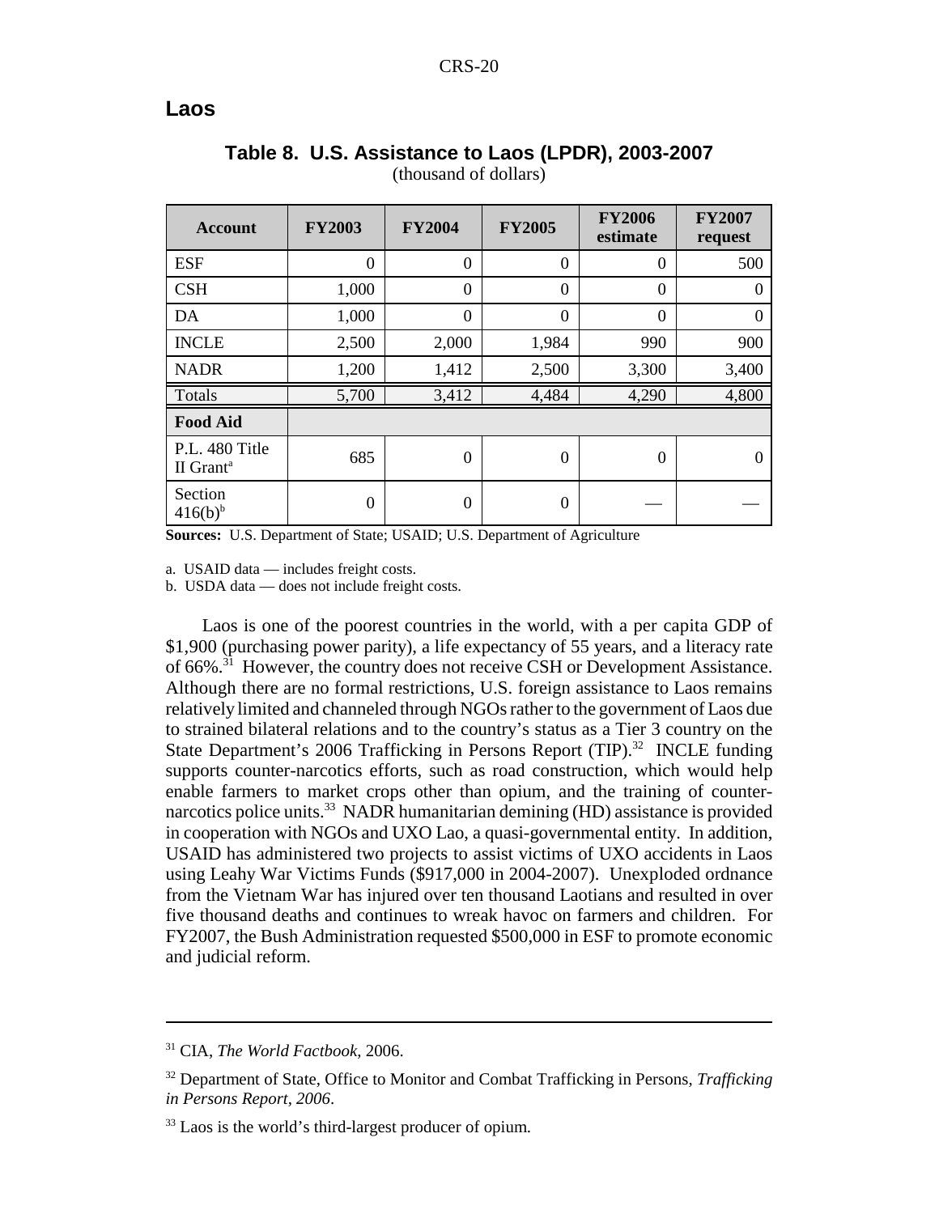## Laos

**Table 8. U.S. Assistance to Laos (LPDR), 2003-2007**
(thousand of dollars)

| Account | FY2003 | FY2004 | FY2005 | FY2006 estimate | FY2007 request |
|---|---|---|---|---|---|
| ESF | 0 | 0 | 0 | 0 | 500 |
| CSH | 1,000 | 0 | 0 | 0 | 0 |
| DA | 1,000 | 0 | 0 | 0 | 0 |
| INCLE | 2,500 | 2,000 | 1,984 | 990 | 900 |
| NADR | 1,200 | 1,412 | 2,500 | 3,300 | 3,400 |
| Totals | 5,700 | 3,412 | 4,484 | 4,290 | 4,800 |
| **Food Aid** | | | | | |
| P.L. 480 Title II Grant[a] | 685 | 0 | 0 | 0 | 0 |
| Section 416(b)[b] | 0 | 0 | 0 | — | — |

**Sources:** U.S. Department of State; USAID; U.S. Department of Agriculture

a. USAID data — includes freight costs.

b. USDA data — does not include freight costs.

Laos is one of the poorest countries in the world, with a per capita GDP of $1,900 (purchasing power parity), a life expectancy of 55 years, and a literacy rate of 66%.[31] However, the country does not receive CSH or Development Assistance. Although there are no formal restrictions, U.S. foreign assistance to Laos remains relatively limited and channeled through NGOs rather to the government of Laos due to strained bilateral relations and to the country's status as a Tier 3 country on the State Department's 2006 Trafficking in Persons Report (TIP).[32] INCLE funding supports counter-narcotics efforts, such as road construction, which would help enable farmers to market crops other than opium, and the training of counter-narcotics police units.[33] NADR humanitarian demining (HD) assistance is provided in cooperation with NGOs and UXO Lao, a quasi-governmental entity. In addition, USAID has administered two projects to assist victims of UXO accidents in Laos using Leahy War Victims Funds ($917,000 in 2004-2007). Unexploded ordnance from the Vietnam War has injured over ten thousand Laotians and resulted in over five thousand deaths and continues to wreak havoc on farmers and children. For FY2007, the Bush Administration requested $500,000 in ESF to promote economic and judicial reform.

---

[31] CIA, *The World Factbook*, 2006.

[32] Department of State, Office to Monitor and Combat Trafficking in Persons, *Trafficking in Persons Report, 2006*.

[33] Laos is the world's third-largest producer of opium.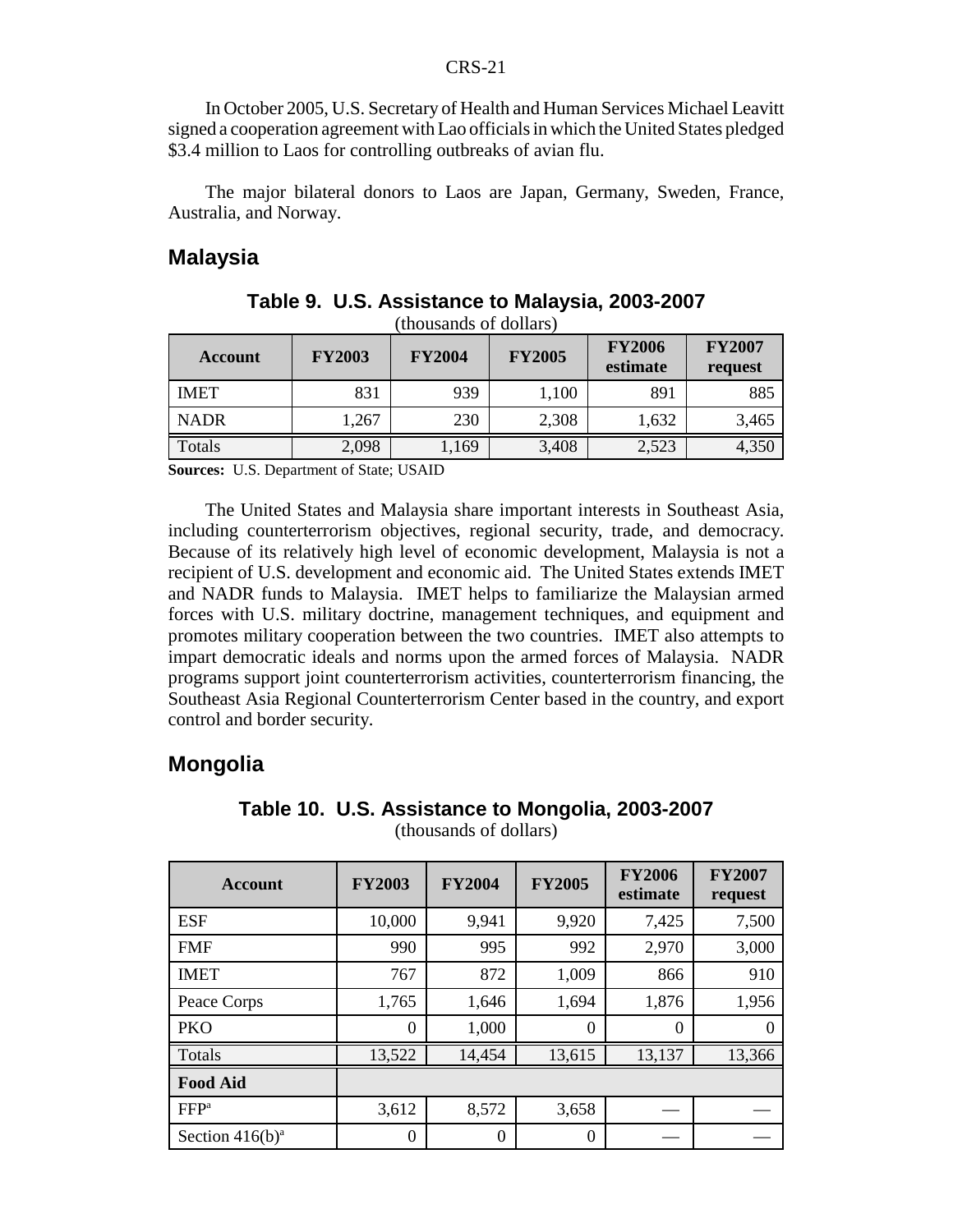In October 2005, U.S. Secretary of Health and Human Services Michael Leavitt signed a cooperation agreement with Lao officials in which the United States pledged $3.4 million to Laos for controlling outbreaks of avian flu.

The major bilateral donors to Laos are Japan, Germany, Sweden, France, Australia, and Norway.

## Malaysia

**Table 9. U.S. Assistance to Malaysia, 2003-2007**
(thousands of dollars)

| Account | FY2003 | FY2004 | FY2005 | FY2006 estimate | FY2007 request |
|---|---|---|---|---|---|
| IMET | 831 | 939 | 1,100 | 891 | 885 |
| NADR | 1,267 | 230 | 2,308 | 1,632 | 3,465 |
| Totals | 2,098 | 1,169 | 3,408 | 2,523 | 4,350 |

**Sources:** U.S. Department of State; USAID

The United States and Malaysia share important interests in Southeast Asia, including counterterrorism objectives, regional security, trade, and democracy. Because of its relatively high level of economic development, Malaysia is not a recipient of U.S. development and economic aid. The United States extends IMET and NADR funds to Malaysia. IMET helps to familiarize the Malaysian armed forces with U.S. military doctrine, management techniques, and equipment and promotes military cooperation between the two countries. IMET also attempts to impart democratic ideals and norms upon the armed forces of Malaysia. NADR programs support joint counterterrorism activities, counterterrorism financing, the Southeast Asia Regional Counterterrorism Center based in the country, and export control and border security.

## Mongolia

**Table 10. U.S. Assistance to Mongolia, 2003-2007**
(thousands of dollars)

| Account | FY2003 | FY2004 | FY2005 | FY2006 estimate | FY2007 request |
|---|---|---|---|---|---|
| ESF | 10,000 | 9,941 | 9,920 | 7,425 | 7,500 |
| FMF | 990 | 995 | 992 | 2,970 | 3,000 |
| IMET | 767 | 872 | 1,009 | 866 | 910 |
| Peace Corps | 1,765 | 1,646 | 1,694 | 1,876 | 1,956 |
| PKO | 0 | 1,000 | 0 | 0 | 0 |
| Totals | 13,522 | 14,454 | 13,615 | 13,137 | 13,366 |
| **Food Aid** | | | | | |
| FFP[a] | 3,612 | 8,572 | 3,658 | — | — |
| Section 416(b)[a] | 0 | 0 | 0 | — | — |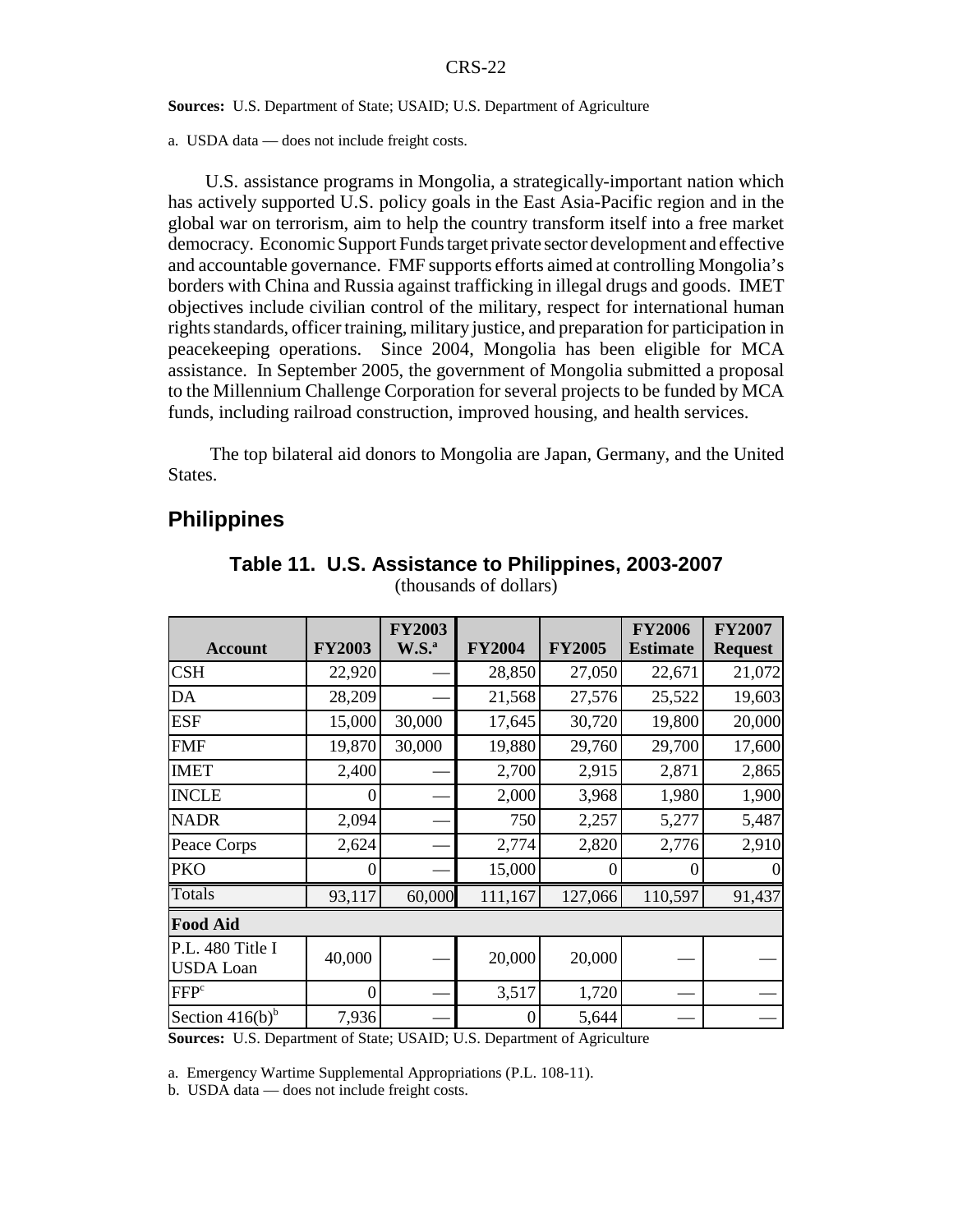**Sources:** U.S. Department of State; USAID; U.S. Department of Agriculture

a. USDA data — does not include freight costs.

U.S. assistance programs in Mongolia, a strategically-important nation which has actively supported U.S. policy goals in the East Asia-Pacific region and in the global war on terrorism, aim to help the country transform itself into a free market democracy. Economic Support Funds target private sector development and effective and accountable governance. FMF supports efforts aimed at controlling Mongolia's borders with China and Russia against trafficking in illegal drugs and goods. IMET objectives include civilian control of the military, respect for international human rights standards, officer training, military justice, and preparation for participation in peacekeeping operations. Since 2004, Mongolia has been eligible for MCA assistance. In September 2005, the government of Mongolia submitted a proposal to the Millennium Challenge Corporation for several projects to be funded by MCA funds, including railroad construction, improved housing, and health services.

The top bilateral aid donors to Mongolia are Japan, Germany, and the United States.

## Philippines

**Table 11. U.S. Assistance to Philippines, 2003-2007**
(thousands of dollars)

| Account | FY2003 | FY2003 W.S.[a] | FY2004 | FY2005 | FY2006 Estimate | FY2007 Request |
|---|---|---|---|---|---|---|
| CSH | 22,920 | — | 28,850 | 27,050 | 22,671 | 21,072 |
| DA | 28,209 | — | 21,568 | 27,576 | 25,522 | 19,603 |
| ESF | 15,000 | 30,000 | 17,645 | 30,720 | 19,800 | 20,000 |
| FMF | 19,870 | 30,000 | 19,880 | 29,760 | 29,700 | 17,600 |
| IMET | 2,400 | — | 2,700 | 2,915 | 2,871 | 2,865 |
| INCLE | 0 | — | 2,000 | 3,968 | 1,980 | 1,900 |
| NADR | 2,094 | — | 750 | 2,257 | 5,277 | 5,487 |
| Peace Corps | 2,624 | — | 2,774 | 2,820 | 2,776 | 2,910 |
| PKO | 0 | — | 15,000 | 0 | 0 | 0 |
| Totals | 93,117 | 60,000 | 111,167 | 127,066 | 110,597 | 91,437 |
| **Food Aid** | | | | | | |
| P.L. 480 Title I USDA Loan | 40,000 | — | 20,000 | 20,000 | — | — |
| FFP[c] | 0 | — | 3,517 | 1,720 | — | — |
| Section 416(b)[b] | 7,936 | — | 0 | 5,644 | — | — |

**Sources:** U.S. Department of State; USAID; U.S. Department of Agriculture

a. Emergency Wartime Supplemental Appropriations (P.L. 108-11).

b. USDA data — does not include freight costs.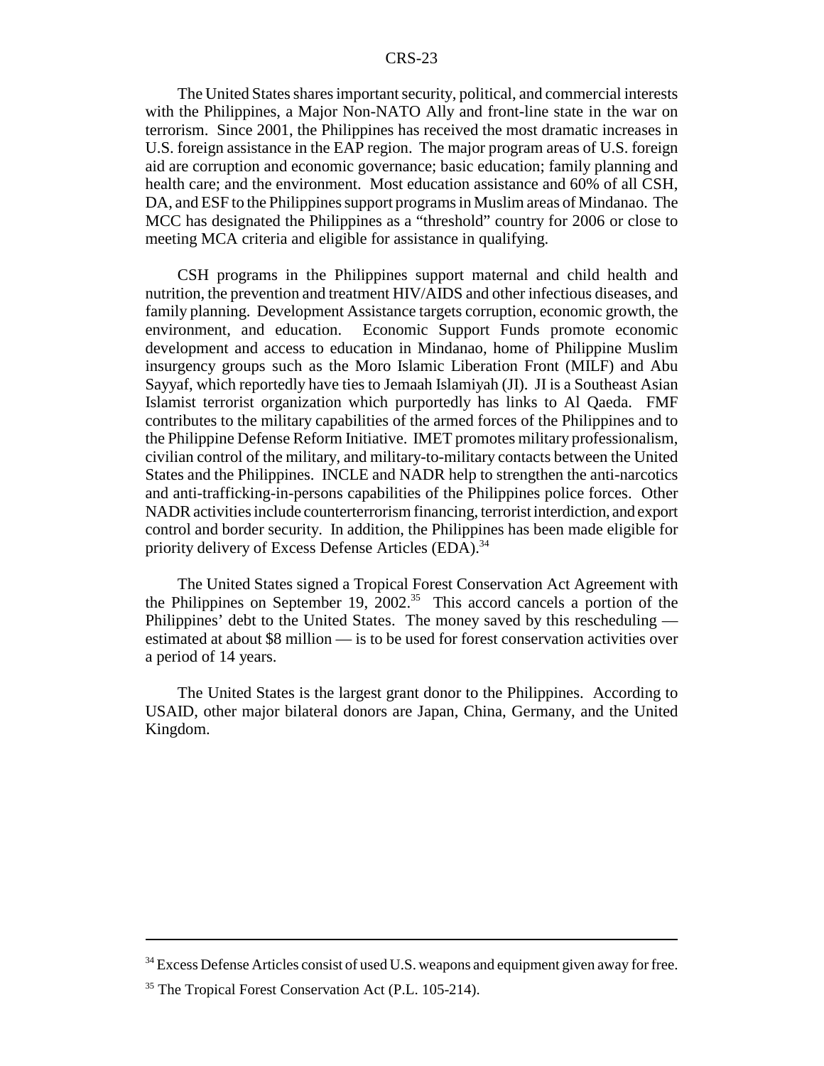The United States shares important security, political, and commercial interests with the Philippines, a Major Non-NATO Ally and front-line state in the war on terrorism. Since 2001, the Philippines has received the most dramatic increases in U.S. foreign assistance in the EAP region. The major program areas of U.S. foreign aid are corruption and economic governance; basic education; family planning and health care; and the environment. Most education assistance and 60% of all CSH, DA, and ESF to the Philippines support programs in Muslim areas of Mindanao. The MCC has designated the Philippines as a "threshold" country for 2006 or close to meeting MCA criteria and eligible for assistance in qualifying.

CSH programs in the Philippines support maternal and child health and nutrition, the prevention and treatment HIV/AIDS and other infectious diseases, and family planning. Development Assistance targets corruption, economic growth, the environment, and education. Economic Support Funds promote economic development and access to education in Mindanao, home of Philippine Muslim insurgency groups such as the Moro Islamic Liberation Front (MILF) and Abu Sayyaf, which reportedly have ties to Jemaah Islamiyah (JI). JI is a Southeast Asian Islamist terrorist organization which purportedly has links to Al Qaeda. FMF contributes to the military capabilities of the armed forces of the Philippines and to the Philippine Defense Reform Initiative. IMET promotes military professionalism, civilian control of the military, and military-to-military contacts between the United States and the Philippines. INCLE and NADR help to strengthen the anti-narcotics and anti-trafficking-in-persons capabilities of the Philippines police forces. Other NADR activities include counterterrorism financing, terrorist interdiction, and export control and border security. In addition, the Philippines has been made eligible for priority delivery of Excess Defense Articles (EDA).[34]

The United States signed a Tropical Forest Conservation Act Agreement with the Philippines on September 19, 2002.[35] This accord cancels a portion of the Philippines' debt to the United States. The money saved by this rescheduling — estimated at about $8 million — is to be used for forest conservation activities over a period of 14 years.

The United States is the largest grant donor to the Philippines. According to USAID, other major bilateral donors are Japan, China, Germany, and the United Kingdom.

---

[34] Excess Defense Articles consist of used U.S. weapons and equipment given away for free.

[35] The Tropical Forest Conservation Act (P.L. 105-214).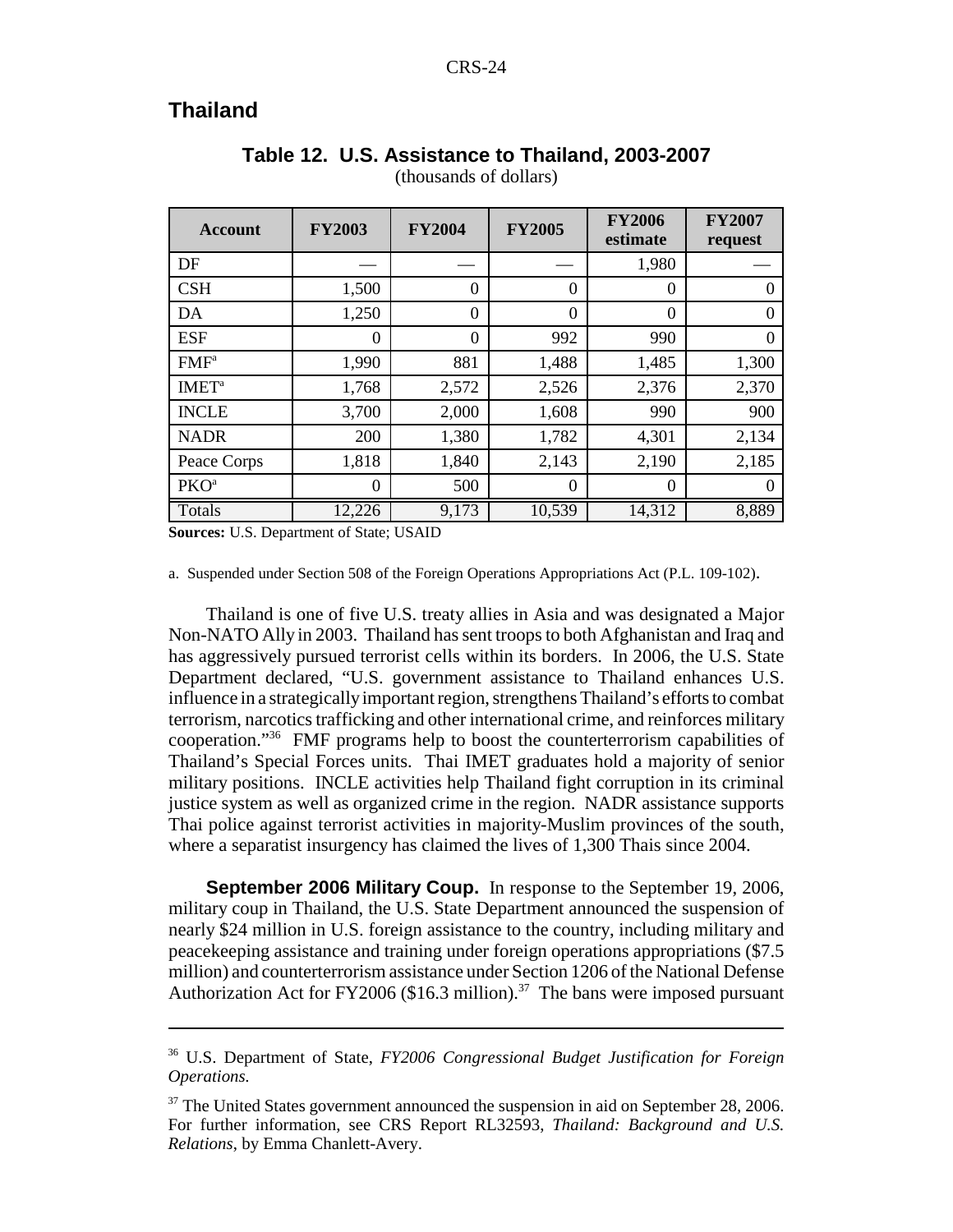## Thailand

**Table 12. U.S. Assistance to Thailand, 2003-2007**
(thousands of dollars)

| Account | FY2003 | FY2004 | FY2005 | FY2006 estimate | FY2007 request |
|---|---|---|---|---|---|
| DF | — | — | — | 1,980 | — |
| CSH | 1,500 | 0 | 0 | 0 | 0 |
| DA | 1,250 | 0 | 0 | 0 | 0 |
| ESF | 0 | 0 | 992 | 990 | 0 |
| FMF[a] | 1,990 | 881 | 1,488 | 1,485 | 1,300 |
| IMET[a] | 1,768 | 2,572 | 2,526 | 2,376 | 2,370 |
| INCLE | 3,700 | 2,000 | 1,608 | 990 | 900 |
| NADR | 200 | 1,380 | 1,782 | 4,301 | 2,134 |
| Peace Corps | 1,818 | 1,840 | 2,143 | 2,190 | 2,185 |
| PKO[a] | 0 | 500 | 0 | 0 | 0 |
| Totals | 12,226 | 9,173 | 10,539 | 14,312 | 8,889 |

**Sources:** U.S. Department of State; USAID

a. Suspended under Section 508 of the Foreign Operations Appropriations Act (P.L. 109-102).

Thailand is one of five U.S. treaty allies in Asia and was designated a Major Non-NATO Ally in 2003. Thailand has sent troops to both Afghanistan and Iraq and has aggressively pursued terrorist cells within its borders. In 2006, the U.S. State Department declared, "U.S. government assistance to Thailand enhances U.S. influence in a strategically important region, strengthens Thailand's efforts to combat terrorism, narcotics trafficking and other international crime, and reinforces military cooperation."[36] FMF programs help to boost the counterterrorism capabilities of Thailand's Special Forces units. Thai IMET graduates hold a majority of senior military positions. INCLE activities help Thailand fight corruption in its criminal justice system as well as organized crime in the region. NADR assistance supports Thai police against terrorist activities in majority-Muslim provinces of the south, where a separatist insurgency has claimed the lives of 1,300 Thais since 2004.

**September 2006 Military Coup.** In response to the September 19, 2006, military coup in Thailand, the U.S. State Department announced the suspension of nearly $24 million in U.S. foreign assistance to the country, including military and peacekeeping assistance and training under foreign operations appropriations ($7.5 million) and counterterrorism assistance under Section 1206 of the National Defense Authorization Act for FY2006 ($16.3 million).[37] The bans were imposed pursuant

---

[36] U.S. Department of State, *FY2006 Congressional Budget Justification for Foreign Operations.*

[37] The United States government announced the suspension in aid on September 28, 2006. For further information, see CRS Report RL32593, *Thailand: Background and U.S. Relations*, by Emma Chanlett-Avery.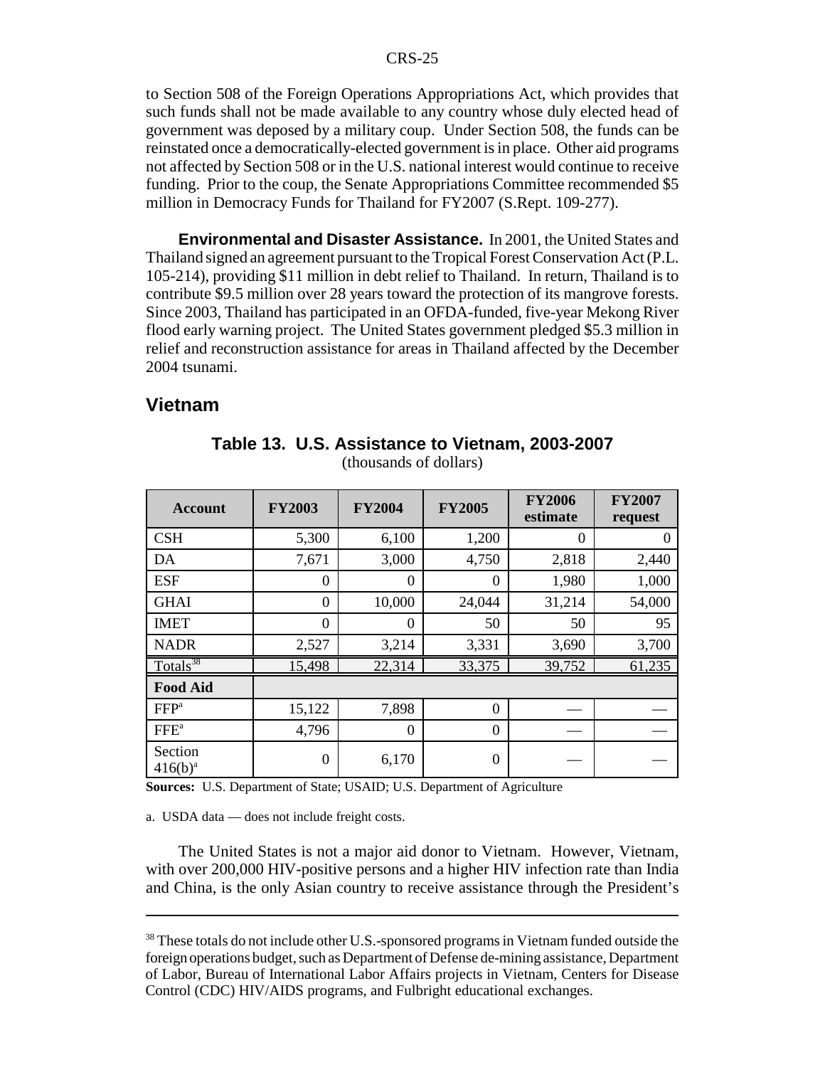to Section 508 of the Foreign Operations Appropriations Act, which provides that such funds shall not be made available to any country whose duly elected head of government was deposed by a military coup. Under Section 508, the funds can be reinstated once a democratically-elected government is in place. Other aid programs not affected by Section 508 or in the U.S. national interest would continue to receive funding. Prior to the coup, the Senate Appropriations Committee recommended $5 million in Democracy Funds for Thailand for FY2007 (S.Rept. 109-277).

**Environmental and Disaster Assistance.** In 2001, the United States and Thailand signed an agreement pursuant to the Tropical Forest Conservation Act (P.L. 105-214), providing $11 million in debt relief to Thailand. In return, Thailand is to contribute $9.5 million over 28 years toward the protection of its mangrove forests. Since 2003, Thailand has participated in an OFDA-funded, five-year Mekong River flood early warning project. The United States government pledged $5.3 million in relief and reconstruction assistance for areas in Thailand affected by the December 2004 tsunami.

## Vietnam

**Table 13. U.S. Assistance to Vietnam, 2003-2007**
(thousands of dollars)

| Account | FY2003 | FY2004 | FY2005 | FY2006 estimate | FY2007 request |
|---|---|---|---|---|---|
| CSH | 5,300 | 6,100 | 1,200 | 0 | 0 |
| DA | 7,671 | 3,000 | 4,750 | 2,818 | 2,440 |
| ESF | 0 | 0 | 0 | 1,980 | 1,000 |
| GHAI | 0 | 10,000 | 24,044 | 31,214 | 54,000 |
| IMET | 0 | 0 | 50 | 50 | 95 |
| NADR | 2,527 | 3,214 | 3,331 | 3,690 | 3,700 |
| Totals[38] | 15,498 | 22,314 | 33,375 | 39,752 | 61,235 |
| **Food Aid** | | | | | |
| FFP[a] | 15,122 | 7,898 | 0 | — | — |
| FFE[a] | 4,796 | 0 | 0 | — | — |
| Section 416(b)[a] | 0 | 6,170 | 0 | — | — |

**Sources:** U.S. Department of State; USAID; U.S. Department of Agriculture

a. USDA data — does not include freight costs.

The United States is not a major aid donor to Vietnam. However, Vietnam, with over 200,000 HIV-positive persons and a higher HIV infection rate than India and China, is the only Asian country to receive assistance through the President's

---

[38] These totals do not include other U.S.-sponsored programs in Vietnam funded outside the foreign operations budget, such as Department of Defense de-mining assistance, Department of Labor, Bureau of International Labor Affairs projects in Vietnam, Centers for Disease Control (CDC) HIV/AIDS programs, and Fulbright educational exchanges.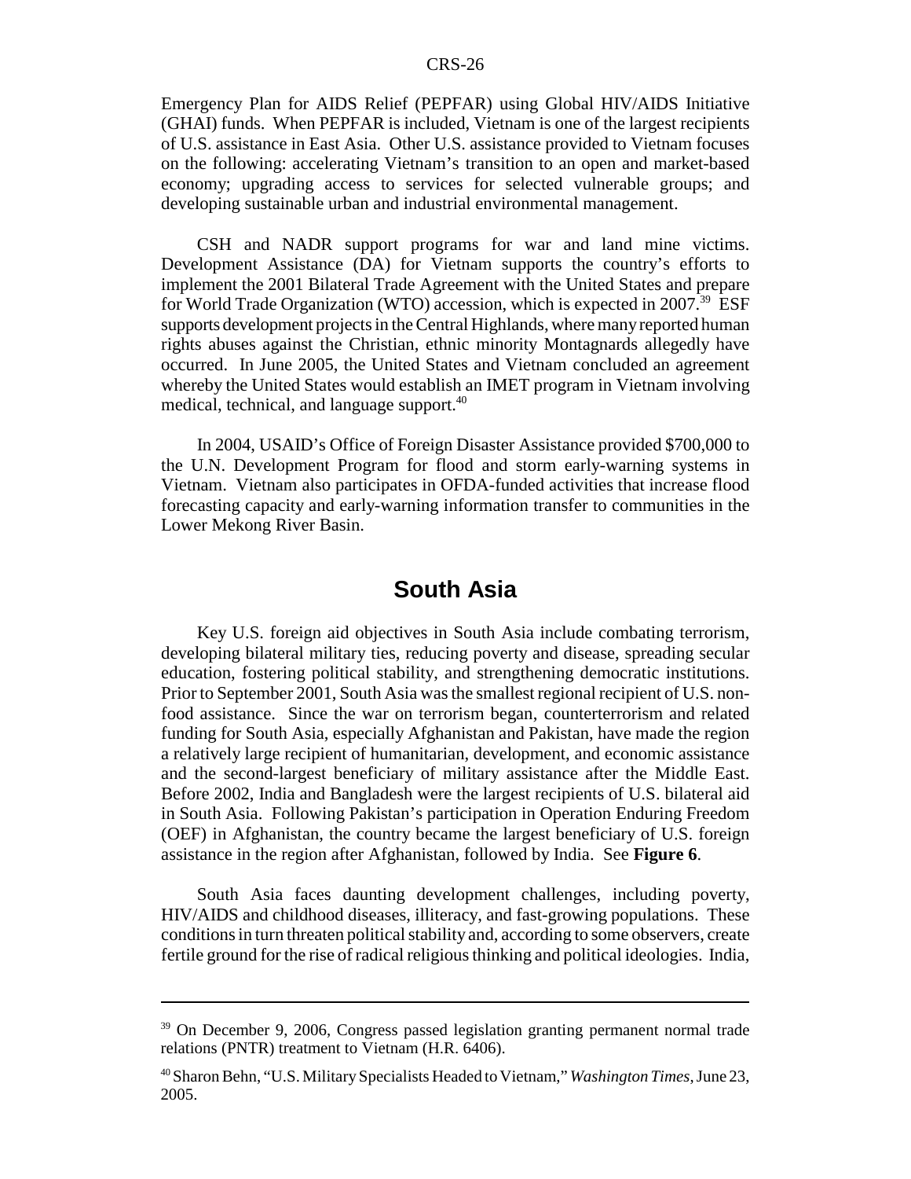Emergency Plan for AIDS Relief (PEPFAR) using Global HIV/AIDS Initiative (GHAI) funds. When PEPFAR is included, Vietnam is one of the largest recipients of U.S. assistance in East Asia. Other U.S. assistance provided to Vietnam focuses on the following: accelerating Vietnam's transition to an open and market-based economy; upgrading access to services for selected vulnerable groups; and developing sustainable urban and industrial environmental management.

CSH and NADR support programs for war and land mine victims. Development Assistance (DA) for Vietnam supports the country's efforts to implement the 2001 Bilateral Trade Agreement with the United States and prepare for World Trade Organization (WTO) accession, which is expected in 2007.[39] ESF supports development projects in the Central Highlands, where many reported human rights abuses against the Christian, ethnic minority Montagnards allegedly have occurred. In June 2005, the United States and Vietnam concluded an agreement whereby the United States would establish an IMET program in Vietnam involving medical, technical, and language support.[40]

In 2004, USAID's Office of Foreign Disaster Assistance provided $700,000 to the U.N. Development Program for flood and storm early-warning systems in Vietnam. Vietnam also participates in OFDA-funded activities that increase flood forecasting capacity and early-warning information transfer to communities in the Lower Mekong River Basin.

## South Asia

Key U.S. foreign aid objectives in South Asia include combating terrorism, developing bilateral military ties, reducing poverty and disease, spreading secular education, fostering political stability, and strengthening democratic institutions. Prior to September 2001, South Asia was the smallest regional recipient of U.S. non-food assistance. Since the war on terrorism began, counterterrorism and related funding for South Asia, especially Afghanistan and Pakistan, have made the region a relatively large recipient of humanitarian, development, and economic assistance and the second-largest beneficiary of military assistance after the Middle East. Before 2002, India and Bangladesh were the largest recipients of U.S. bilateral aid in South Asia. Following Pakistan's participation in Operation Enduring Freedom (OEF) in Afghanistan, the country became the largest beneficiary of U.S. foreign assistance in the region after Afghanistan, followed by India. See **Figure 6**.

South Asia faces daunting development challenges, including poverty, HIV/AIDS and childhood diseases, illiteracy, and fast-growing populations. These conditions in turn threaten political stability and, according to some observers, create fertile ground for the rise of radical religious thinking and political ideologies. India,

---

[39] On December 9, 2006, Congress passed legislation granting permanent normal trade relations (PNTR) treatment to Vietnam (H.R. 6406).

[40] Sharon Behn, "U.S. Military Specialists Headed to Vietnam," *Washington Times*, June 23, 2005.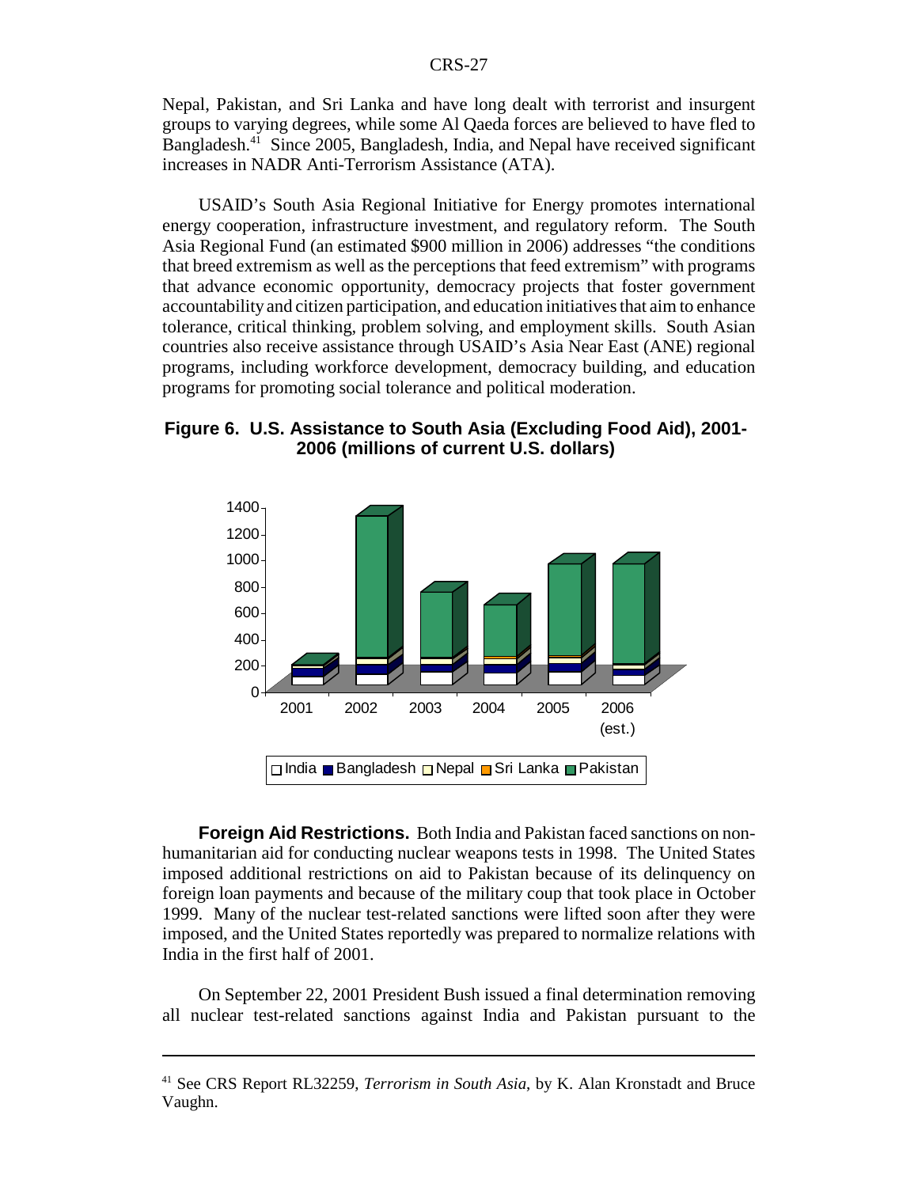Nepal, Pakistan, and Sri Lanka and have long dealt with terrorist and insurgent groups to varying degrees, while some Al Qaeda forces are believed to have fled to Bangladesh.[41] Since 2005, Bangladesh, India, and Nepal have received significant increases in NADR Anti-Terrorism Assistance (ATA).

USAID's South Asia Regional Initiative for Energy promotes international energy cooperation, infrastructure investment, and regulatory reform. The South Asia Regional Fund (an estimated $900 million in 2006) addresses "the conditions that breed extremism as well as the perceptions that feed extremism" with programs that advance economic opportunity, democracy projects that foster government accountability and citizen participation, and education initiatives that aim to enhance tolerance, critical thinking, problem solving, and employment skills. South Asian countries also receive assistance through USAID's Asia Near East (ANE) regional programs, including workforce development, democracy building, and education programs for promoting social tolerance and political moderation.

**Figure 6. U.S. Assistance to South Asia (Excluding Food Aid), 2001-2006 (millions of current U.S. dollars)**

**Foreign Aid Restrictions.** Both India and Pakistan faced sanctions on non-humanitarian aid for conducting nuclear weapons tests in 1998. The United States imposed additional restrictions on aid to Pakistan because of its delinquency on foreign loan payments and because of the military coup that took place in October 1999. Many of the nuclear test-related sanctions were lifted soon after they were imposed, and the United States reportedly was prepared to normalize relations with India in the first half of 2001.

On September 22, 2001 President Bush issued a final determination removing all nuclear test-related sanctions against India and Pakistan pursuant to the

---

[41] See CRS Report RL32259, *Terrorism in South Asia*, by K. Alan Kronstadt and Bruce Vaughn.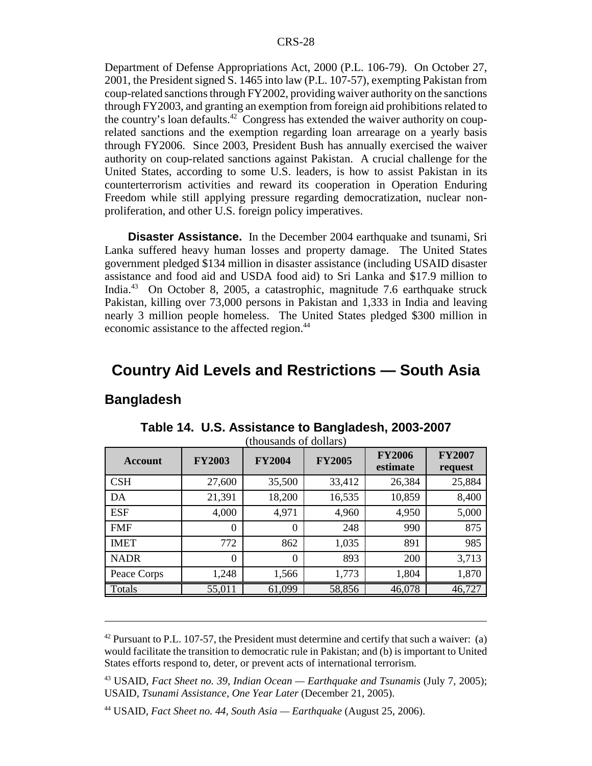Department of Defense Appropriations Act, 2000 (P.L. 106-79). On October 27, 2001, the President signed S. 1465 into law (P.L. 107-57), exempting Pakistan from coup-related sanctions through FY2002, providing waiver authority on the sanctions through FY2003, and granting an exemption from foreign aid prohibitions related to the country's loan defaults.[42] Congress has extended the waiver authority on coup-related sanctions and the exemption regarding loan arrearage on a yearly basis through FY2006. Since 2003, President Bush has annually exercised the waiver authority on coup-related sanctions against Pakistan. A crucial challenge for the United States, according to some U.S. leaders, is how to assist Pakistan in its counterterrorism activities and reward its cooperation in Operation Enduring Freedom while still applying pressure regarding democratization, nuclear non-proliferation, and other U.S. foreign policy imperatives.

**Disaster Assistance.** In the December 2004 earthquake and tsunami, Sri Lanka suffered heavy human losses and property damage. The United States government pledged $134 million in disaster assistance (including USAID disaster assistance and food aid and USDA food aid) to Sri Lanka and $17.9 million to India.[43] On October 8, 2005, a catastrophic, magnitude 7.6 earthquake struck Pakistan, killing over 73,000 persons in Pakistan and 1,333 in India and leaving nearly 3 million people homeless. The United States pledged $300 million in economic assistance to the affected region.[44]

# Country Aid Levels and Restrictions — South Asia

## Bangladesh

**Table 14. U.S. Assistance to Bangladesh, 2003-2007**

(thousands of dollars)

| Account | FY2003 | FY2004 | FY2005 | FY2006 estimate | FY2007 request |
|---|---|---|---|---|---|
| CSH | 27,600 | 35,500 | 33,412 | 26,384 | 25,884 |
| DA | 21,391 | 18,200 | 16,535 | 10,859 | 8,400 |
| ESF | 4,000 | 4,971 | 4,960 | 4,950 | 5,000 |
| FMF | 0 | 0 | 248 | 990 | 875 |
| IMET | 772 | 862 | 1,035 | 891 | 985 |
| NADR | 0 | 0 | 893 | 200 | 3,713 |
| Peace Corps | 1,248 | 1,566 | 1,773 | 1,804 | 1,870 |
| Totals | 55,011 | 61,099 | 58,856 | 46,078 | 46,727 |

---

[42] Pursuant to P.L. 107-57, the President must determine and certify that such a waiver: (a) would facilitate the transition to democratic rule in Pakistan; and (b) is important to United States efforts respond to, deter, or prevent acts of international terrorism.

[43] USAID, *Fact Sheet no. 39, Indian Ocean — Earthquake and Tsunamis* (July 7, 2005); USAID, *Tsunami Assistance, One Year Later* (December 21, 2005).

[44] USAID, *Fact Sheet no. 44, South Asia — Earthquake* (August 25, 2006).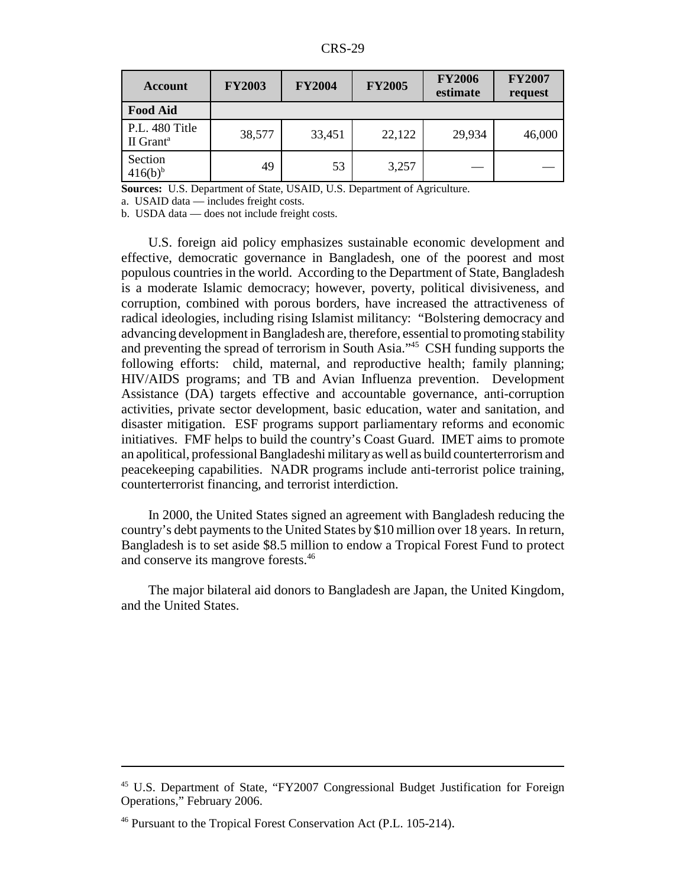| Account | FY2003 | FY2004 | FY2005 | FY2006 estimate | FY2007 request |
|---|---|---|---|---|---|
| **Food Aid** | | | | | |
| P.L. 480 Title II Grant[a] | 38,577 | 33,451 | 22,122 | 29,934 | 46,000 |
| Section 416(b)[b] | 49 | 53 | 3,257 | — | — |

**Sources:** U.S. Department of State, USAID, U.S. Department of Agriculture.

a. USAID data — includes freight costs.

b. USDA data — does not include freight costs.

U.S. foreign aid policy emphasizes sustainable economic development and effective, democratic governance in Bangladesh, one of the poorest and most populous countries in the world. According to the Department of State, Bangladesh is a moderate Islamic democracy; however, poverty, political divisiveness, and corruption, combined with porous borders, have increased the attractiveness of radical ideologies, including rising Islamist militancy: "Bolstering democracy and advancing development in Bangladesh are, therefore, essential to promoting stability and preventing the spread of terrorism in South Asia."[45] CSH funding supports the following efforts: child, maternal, and reproductive health; family planning; HIV/AIDS programs; and TB and Avian Influenza prevention. Development Assistance (DA) targets effective and accountable governance, anti-corruption activities, private sector development, basic education, water and sanitation, and disaster mitigation. ESF programs support parliamentary reforms and economic initiatives. FMF helps to build the country's Coast Guard. IMET aims to promote an apolitical, professional Bangladeshi military as well as build counterterrorism and peacekeeping capabilities. NADR programs include anti-terrorist police training, counterterrorist financing, and terrorist interdiction.

In 2000, the United States signed an agreement with Bangladesh reducing the country's debt payments to the United States by $10 million over 18 years. In return, Bangladesh is to set aside $8.5 million to endow a Tropical Forest Fund to protect and conserve its mangrove forests.[46]

The major bilateral aid donors to Bangladesh are Japan, the United Kingdom, and the United States.

---

[45] U.S. Department of State, "FY2007 Congressional Budget Justification for Foreign Operations," February 2006.

[46] Pursuant to the Tropical Forest Conservation Act (P.L. 105-214).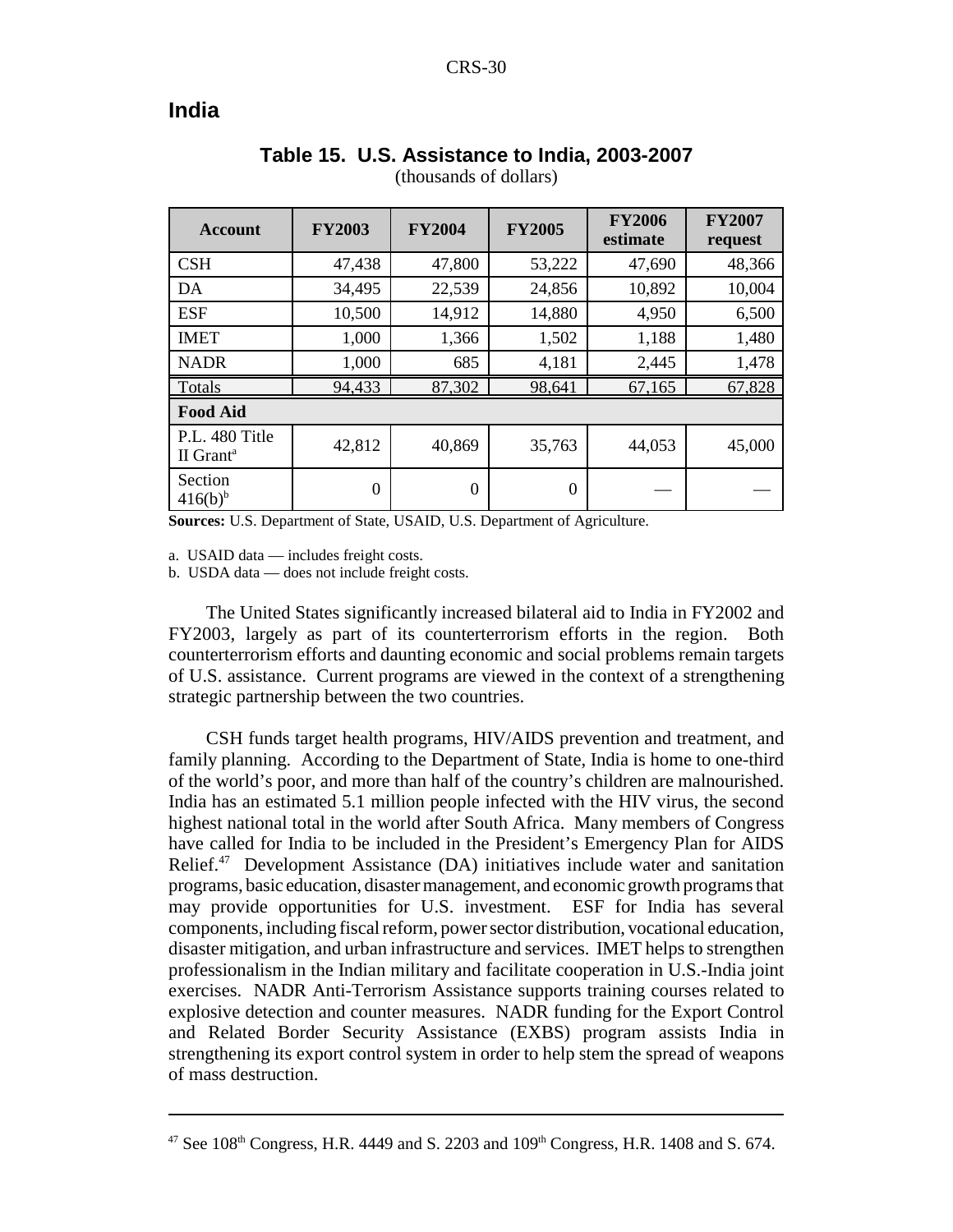## India

**Table 15. U.S. Assistance to India, 2003-2007**
(thousands of dollars)

| Account | FY2003 | FY2004 | FY2005 | FY2006 estimate | FY2007 request |
|---|---|---|---|---|---|
| CSH | 47,438 | 47,800 | 53,222 | 47,690 | 48,366 |
| DA | 34,495 | 22,539 | 24,856 | 10,892 | 10,004 |
| ESF | 10,500 | 14,912 | 14,880 | 4,950 | 6,500 |
| IMET | 1,000 | 1,366 | 1,502 | 1,188 | 1,480 |
| NADR | 1,000 | 685 | 4,181 | 2,445 | 1,478 |
| Totals | 94,433 | 87,302 | 98,641 | 67,165 | 67,828 |
| **Food Aid** | | | | | |
| P.L. 480 Title II Grant[a] | 42,812 | 40,869 | 35,763 | 44,053 | 45,000 |
| Section 416(b)[b] | 0 | 0 | 0 | — | — |

**Sources:** U.S. Department of State, USAID, U.S. Department of Agriculture.

a. USAID data — includes freight costs.

b. USDA data — does not include freight costs.

The United States significantly increased bilateral aid to India in FY2002 and FY2003, largely as part of its counterterrorism efforts in the region. Both counterterrorism efforts and daunting economic and social problems remain targets of U.S. assistance. Current programs are viewed in the context of a strengthening strategic partnership between the two countries.

CSH funds target health programs, HIV/AIDS prevention and treatment, and family planning. According to the Department of State, India is home to one-third of the world's poor, and more than half of the country's children are malnourished. India has an estimated 5.1 million people infected with the HIV virus, the second highest national total in the world after South Africa. Many members of Congress have called for India to be included in the President's Emergency Plan for AIDS Relief.[47] Development Assistance (DA) initiatives include water and sanitation programs, basic education, disaster management, and economic growth programs that may provide opportunities for U.S. investment. ESF for India has several components, including fiscal reform, power sector distribution, vocational education, disaster mitigation, and urban infrastructure and services. IMET helps to strengthen professionalism in the Indian military and facilitate cooperation in U.S.-India joint exercises. NADR Anti-Terrorism Assistance supports training courses related to explosive detection and counter measures. NADR funding for the Export Control and Related Border Security Assistance (EXBS) program assists India in strengthening its export control system in order to help stem the spread of weapons of mass destruction.

---

[47] See 108th Congress, H.R. 4449 and S. 2203 and 109th Congress, H.R. 1408 and S. 674.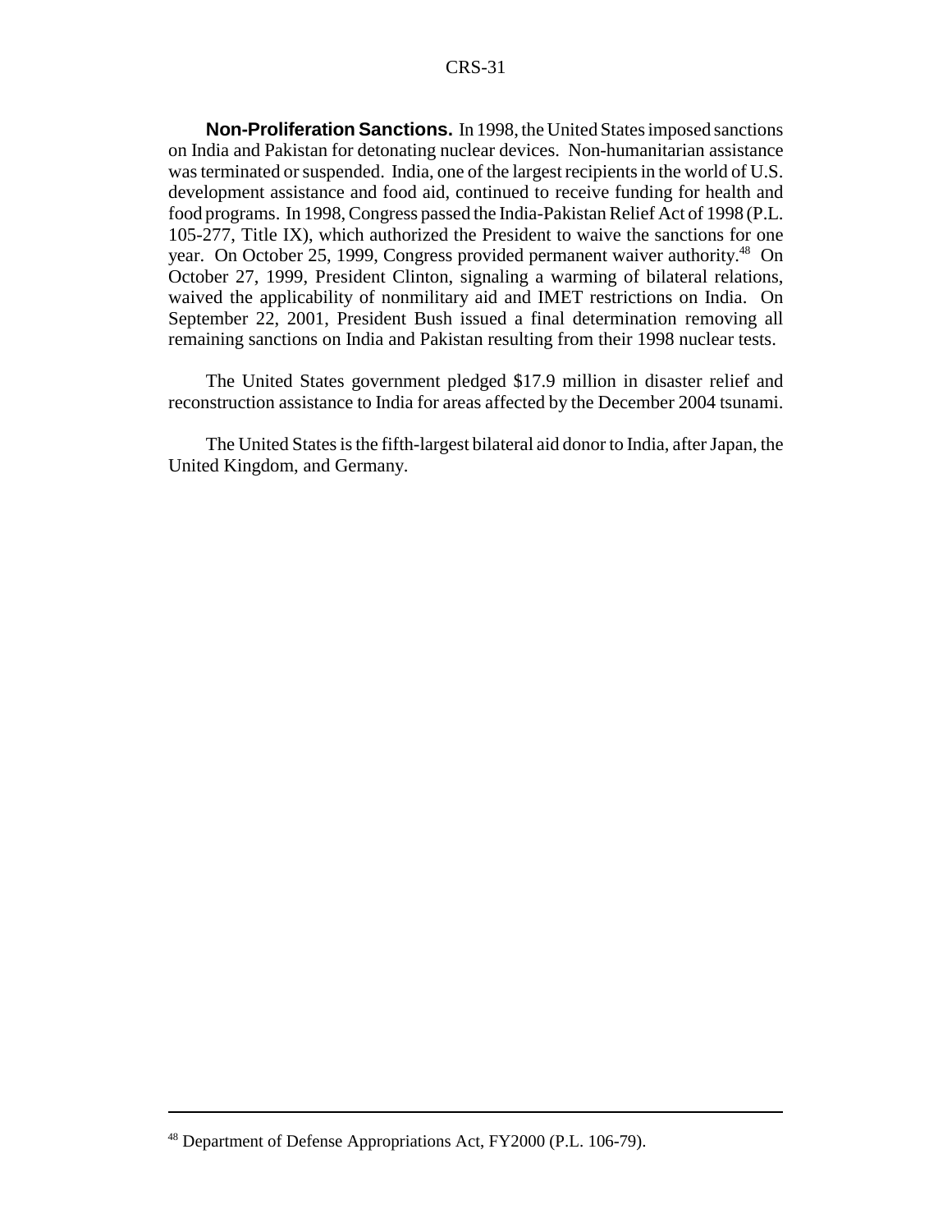**Non-Proliferation Sanctions.** In 1998, the United States imposed sanctions on India and Pakistan for detonating nuclear devices. Non-humanitarian assistance was terminated or suspended. India, one of the largest recipients in the world of U.S. development assistance and food aid, continued to receive funding for health and food programs. In 1998, Congress passed the India-Pakistan Relief Act of 1998 (P.L. 105-277, Title IX), which authorized the President to waive the sanctions for one year. On October 25, 1999, Congress provided permanent waiver authority.[48] On October 27, 1999, President Clinton, signaling a warming of bilateral relations, waived the applicability of nonmilitary aid and IMET restrictions on India. On September 22, 2001, President Bush issued a final determination removing all remaining sanctions on India and Pakistan resulting from their 1998 nuclear tests.

The United States government pledged $17.9 million in disaster relief and reconstruction assistance to India for areas affected by the December 2004 tsunami.

The United States is the fifth-largest bilateral aid donor to India, after Japan, the United Kingdom, and Germany.

---

[48] Department of Defense Appropriations Act, FY2000 (P.L. 106-79).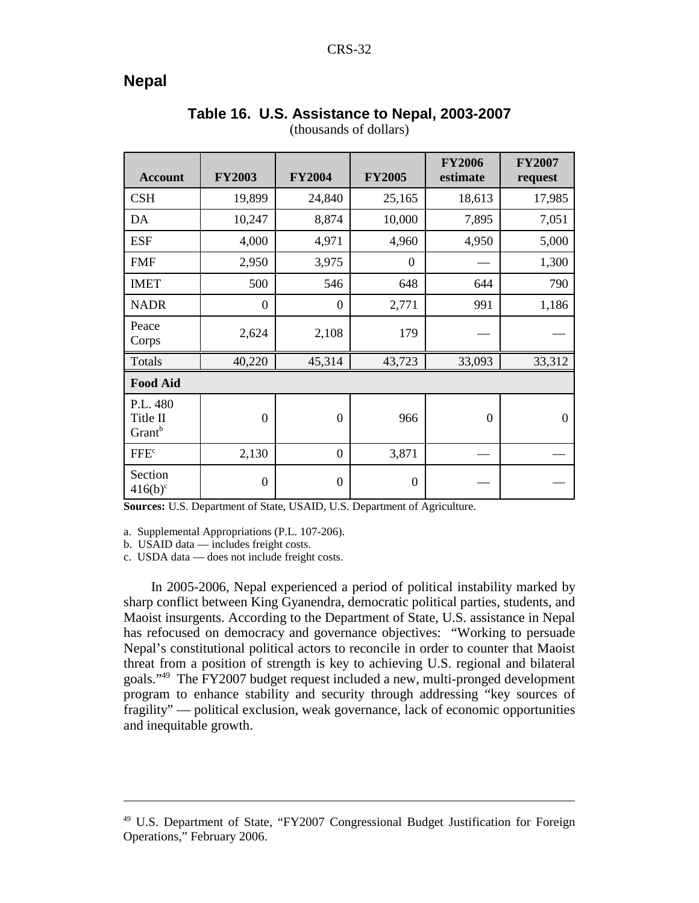## Nepal

**Table 16. U.S. Assistance to Nepal, 2003-2007**
(thousands of dollars)

| Account | FY2003 | FY2004 | FY2005 | FY2006 estimate | FY2007 request |
|---|---|---|---|---|---|
| CSH | 19,899 | 24,840 | 25,165 | 18,613 | 17,985 |
| DA | 10,247 | 8,874 | 10,000 | 7,895 | 7,051 |
| ESF | 4,000 | 4,971 | 4,960 | 4,950 | 5,000 |
| FMF | 2,950 | 3,975 | 0 | — | 1,300 |
| IMET | 500 | 546 | 648 | 644 | 790 |
| NADR | 0 | 0 | 2,771 | 991 | 1,186 |
| Peace Corps | 2,624 | 2,108 | 179 | — | — |
| Totals | 40,220 | 45,314 | 43,723 | 33,093 | 33,312 |
| **Food Aid** | | | | | |
| P.L. 480 Title II Grant[b] | 0 | 0 | 966 | 0 | 0 |
| FFE[c] | 2,130 | 0 | 3,871 | — | — |
| Section 416(b)[c] | 0 | 0 | 0 | — | — |

**Sources:** U.S. Department of State, USAID, U.S. Department of Agriculture.

a. Supplemental Appropriations (P.L. 107-206).
b. USAID data — includes freight costs.
c. USDA data — does not include freight costs.

In 2005-2006, Nepal experienced a period of political instability marked by sharp conflict between King Gyanendra, democratic political parties, students, and Maoist insurgents. According to the Department of State, U.S. assistance in Nepal has refocused on democracy and governance objectives: "Working to persuade Nepal's constitutional political actors to reconcile in order to counter that Maoist threat from a position of strength is key to achieving U.S. regional and bilateral goals."[49] The FY2007 budget request included a new, multi-pronged development program to enhance stability and security through addressing "key sources of fragility" — political exclusion, weak governance, lack of economic opportunities and inequitable growth.

[49] U.S. Department of State, "FY2007 Congressional Budget Justification for Foreign Operations," February 2006.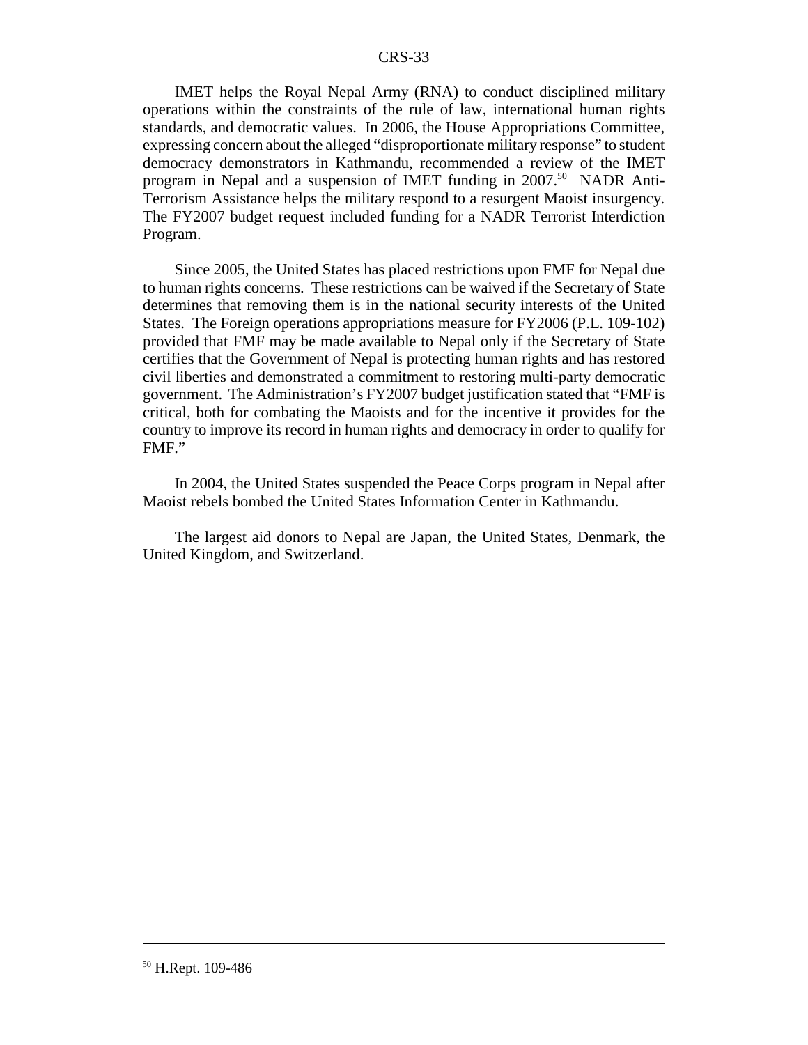IMET helps the Royal Nepal Army (RNA) to conduct disciplined military operations within the constraints of the rule of law, international human rights standards, and democratic values. In 2006, the House Appropriations Committee, expressing concern about the alleged "disproportionate military response" to student democracy demonstrators in Kathmandu, recommended a review of the IMET program in Nepal and a suspension of IMET funding in 2007.[50] NADR Anti-Terrorism Assistance helps the military respond to a resurgent Maoist insurgency. The FY2007 budget request included funding for a NADR Terrorist Interdiction Program.

Since 2005, the United States has placed restrictions upon FMF for Nepal due to human rights concerns. These restrictions can be waived if the Secretary of State determines that removing them is in the national security interests of the United States. The Foreign operations appropriations measure for FY2006 (P.L. 109-102) provided that FMF may be made available to Nepal only if the Secretary of State certifies that the Government of Nepal is protecting human rights and has restored civil liberties and demonstrated a commitment to restoring multi-party democratic government. The Administration's FY2007 budget justification stated that "FMF is critical, both for combating the Maoists and for the incentive it provides for the country to improve its record in human rights and democracy in order to qualify for FMF."

In 2004, the United States suspended the Peace Corps program in Nepal after Maoist rebels bombed the United States Information Center in Kathmandu.

The largest aid donors to Nepal are Japan, the United States, Denmark, the United Kingdom, and Switzerland.

---

[50] H.Rept. 109-486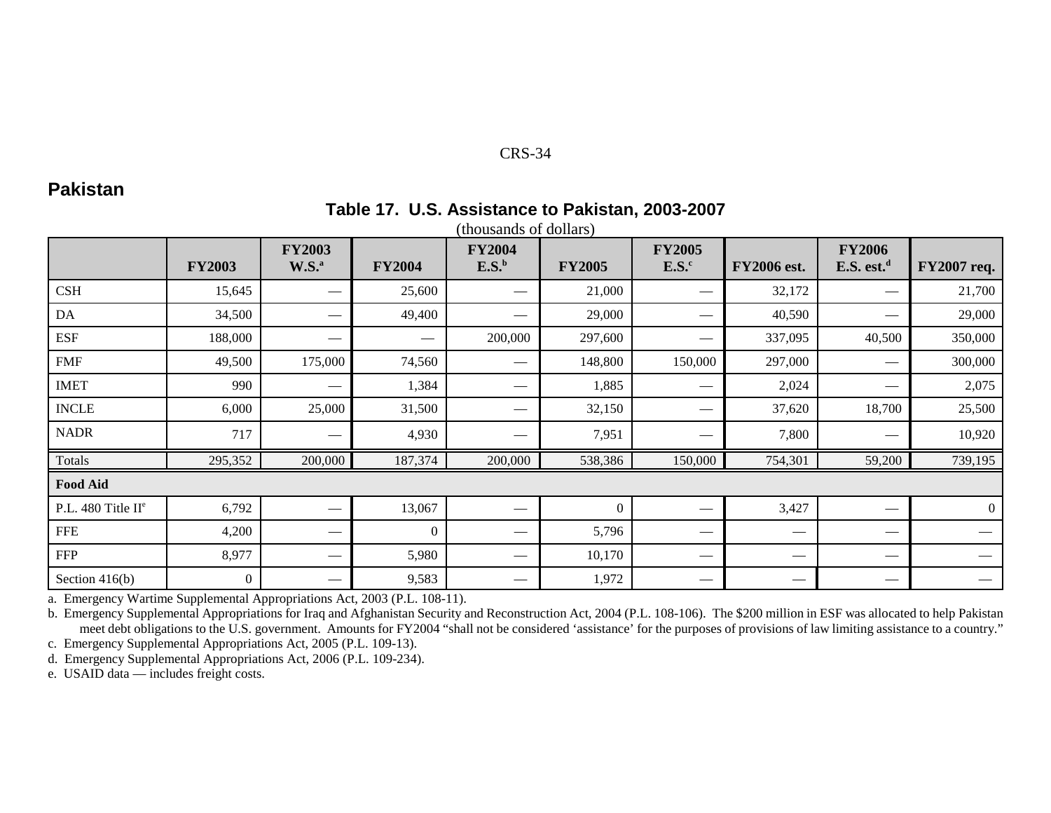## Pakistan

### Table 17. U.S. Assistance to Pakistan, 2003-2007

(thousands of dollars)

| | FY2003 | FY2003 W.S.[a] | FY2004 | FY2004 E.S.[b] | FY2005 | FY2005 E.S.[c] | FY2006 est. | FY2006 E.S. est.[d] | FY2007 req. |
|---|---|---|---|---|---|---|---|---|---|
| CSH | 15,645 | — | 25,600 | — | 21,000 | — | 32,172 | — | 21,700 |
| DA | 34,500 | — | 49,400 | — | 29,000 | — | 40,590 | — | 29,000 |
| ESF | 188,000 | — | — | 200,000 | 297,600 | — | 337,095 | 40,500 | 350,000 |
| FMF | 49,500 | 175,000 | 74,560 | — | 148,800 | 150,000 | 297,000 | — | 300,000 |
| IMET | 990 | — | 1,384 | — | 1,885 | — | 2,024 | — | 2,075 |
| INCLE | 6,000 | 25,000 | 31,500 | — | 32,150 | — | 37,620 | 18,700 | 25,500 |
| NADR | 717 | — | 4,930 | — | 7,951 | — | 7,800 | — | 10,920 |
| Totals | 295,352 | 200,000 | 187,374 | 200,000 | 538,386 | 150,000 | 754,301 | 59,200 | 739,195 |
| **Food Aid** | | | | | | | | | |
| P.L. 480 Title II[e] | 6,792 | — | 13,067 | — | 0 | — | 3,427 | — | 0 |
| FFE | 4,200 | — | 0 | — | 5,796 | — | — | — | — |
| FFP | 8,977 | — | 5,980 | — | 10,170 | — | — | — | — |
| Section 416(b) | 0 | — | 9,583 | — | 1,972 | — | — | — | — |

a. Emergency Wartime Supplemental Appropriations Act, 2003 (P.L. 108-11).

b. Emergency Supplemental Appropriations for Iraq and Afghanistan Security and Reconstruction Act, 2004 (P.L. 108-106). The $200 million in ESF was allocated to help Pakistan meet debt obligations to the U.S. government. Amounts for FY2004 "shall not be considered 'assistance' for the purposes of provisions of law limiting assistance to a country."

c. Emergency Supplemental Appropriations Act, 2005 (P.L. 109-13).

d. Emergency Supplemental Appropriations Act, 2006 (P.L. 109-234).

e. USAID data — includes freight costs.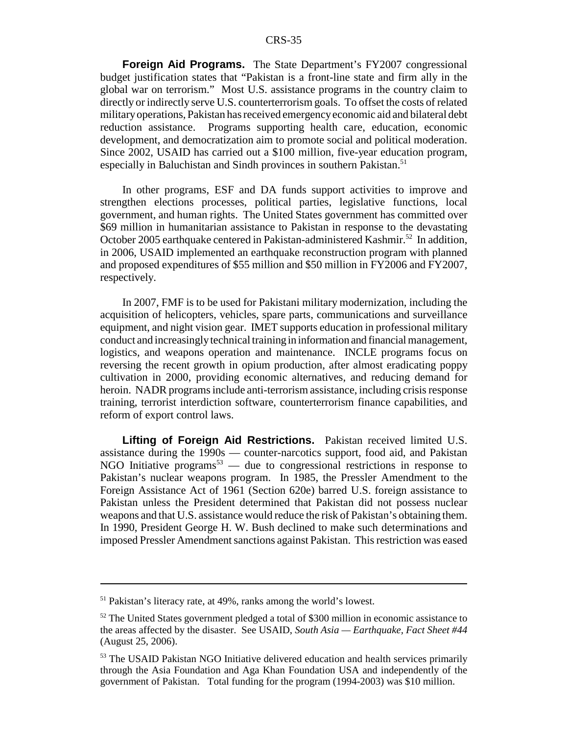**Foreign Aid Programs.** The State Department's FY2007 congressional budget justification states that "Pakistan is a front-line state and firm ally in the global war on terrorism." Most U.S. assistance programs in the country claim to directly or indirectly serve U.S. counterterrorism goals. To offset the costs of related military operations, Pakistan has received emergency economic aid and bilateral debt reduction assistance. Programs supporting health care, education, economic development, and democratization aim to promote social and political moderation. Since 2002, USAID has carried out a $100 million, five-year education program, especially in Baluchistan and Sindh provinces in southern Pakistan.[51]

In other programs, ESF and DA funds support activities to improve and strengthen elections processes, political parties, legislative functions, local government, and human rights. The United States government has committed over $69 million in humanitarian assistance to Pakistan in response to the devastating October 2005 earthquake centered in Pakistan-administered Kashmir.[52] In addition, in 2006, USAID implemented an earthquake reconstruction program with planned and proposed expenditures of $55 million and $50 million in FY2006 and FY2007, respectively.

In 2007, FMF is to be used for Pakistani military modernization, including the acquisition of helicopters, vehicles, spare parts, communications and surveillance equipment, and night vision gear. IMET supports education in professional military conduct and increasingly technical training in information and financial management, logistics, and weapons operation and maintenance. INCLE programs focus on reversing the recent growth in opium production, after almost eradicating poppy cultivation in 2000, providing economic alternatives, and reducing demand for heroin. NADR programs include anti-terrorism assistance, including crisis response training, terrorist interdiction software, counterterrorism finance capabilities, and reform of export control laws.

**Lifting of Foreign Aid Restrictions.** Pakistan received limited U.S. assistance during the 1990s — counter-narcotics support, food aid, and Pakistan NGO Initiative programs[53] — due to congressional restrictions in response to Pakistan's nuclear weapons program. In 1985, the Pressler Amendment to the Foreign Assistance Act of 1961 (Section 620e) barred U.S. foreign assistance to Pakistan unless the President determined that Pakistan did not possess nuclear weapons and that U.S. assistance would reduce the risk of Pakistan's obtaining them. In 1990, President George H. W. Bush declined to make such determinations and imposed Pressler Amendment sanctions against Pakistan. This restriction was eased

---

[51] Pakistan's literacy rate, at 49%, ranks among the world's lowest.

[52] The United States government pledged a total of $300 million in economic assistance to the areas affected by the disaster. See USAID, *South Asia — Earthquake, Fact Sheet #44* (August 25, 2006).

[53] The USAID Pakistan NGO Initiative delivered education and health services primarily through the Asia Foundation and Aga Khan Foundation USA and independently of the government of Pakistan. Total funding for the program (1994-2003) was $10 million.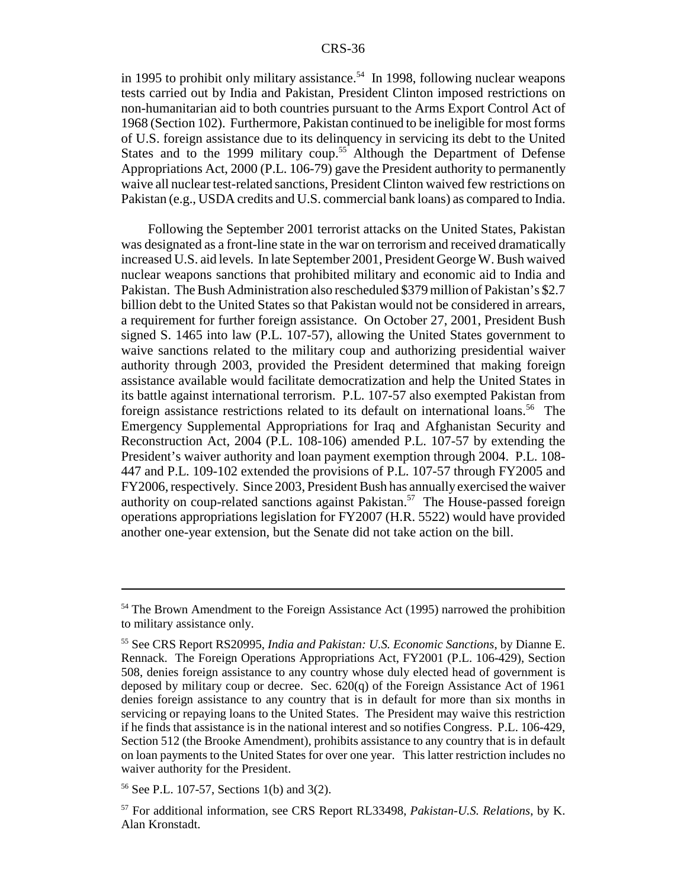in 1995 to prohibit only military assistance.[54] In 1998, following nuclear weapons tests carried out by India and Pakistan, President Clinton imposed restrictions on non-humanitarian aid to both countries pursuant to the Arms Export Control Act of 1968 (Section 102). Furthermore, Pakistan continued to be ineligible for most forms of U.S. foreign assistance due to its delinquency in servicing its debt to the United States and to the 1999 military coup.[55] Although the Department of Defense Appropriations Act, 2000 (P.L. 106-79) gave the President authority to permanently waive all nuclear test-related sanctions, President Clinton waived few restrictions on Pakistan (e.g., USDA credits and U.S. commercial bank loans) as compared to India.

Following the September 2001 terrorist attacks on the United States, Pakistan was designated as a front-line state in the war on terrorism and received dramatically increased U.S. aid levels. In late September 2001, President George W. Bush waived nuclear weapons sanctions that prohibited military and economic aid to India and Pakistan. The Bush Administration also rescheduled $379 million of Pakistan's $2.7 billion debt to the United States so that Pakistan would not be considered in arrears, a requirement for further foreign assistance. On October 27, 2001, President Bush signed S. 1465 into law (P.L. 107-57), allowing the United States government to waive sanctions related to the military coup and authorizing presidential waiver authority through 2003, provided the President determined that making foreign assistance available would facilitate democratization and help the United States in its battle against international terrorism. P.L. 107-57 also exempted Pakistan from foreign assistance restrictions related to its default on international loans.[56] The Emergency Supplemental Appropriations for Iraq and Afghanistan Security and Reconstruction Act, 2004 (P.L. 108-106) amended P.L. 107-57 by extending the President's waiver authority and loan payment exemption through 2004. P.L. 108-447 and P.L. 109-102 extended the provisions of P.L. 107-57 through FY2005 and FY2006, respectively. Since 2003, President Bush has annually exercised the waiver authority on coup-related sanctions against Pakistan.[57] The House-passed foreign operations appropriations legislation for FY2007 (H.R. 5522) would have provided another one-year extension, but the Senate did not take action on the bill.

---

[54] The Brown Amendment to the Foreign Assistance Act (1995) narrowed the prohibition to military assistance only.

[55] See CRS Report RS20995, *India and Pakistan: U.S. Economic Sanctions*, by Dianne E. Rennack. The Foreign Operations Appropriations Act, FY2001 (P.L. 106-429), Section 508, denies foreign assistance to any country whose duly elected head of government is deposed by military coup or decree. Sec. 620(q) of the Foreign Assistance Act of 1961 denies foreign assistance to any country that is in default for more than six months in servicing or repaying loans to the United States. The President may waive this restriction if he finds that assistance is in the national interest and so notifies Congress. P.L. 106-429, Section 512 (the Brooke Amendment), prohibits assistance to any country that is in default on loan payments to the United States for over one year. This latter restriction includes no waiver authority for the President.

[56] See P.L. 107-57, Sections 1(b) and 3(2).

[57] For additional information, see CRS Report RL33498, *Pakistan-U.S. Relations*, by K. Alan Kronstadt.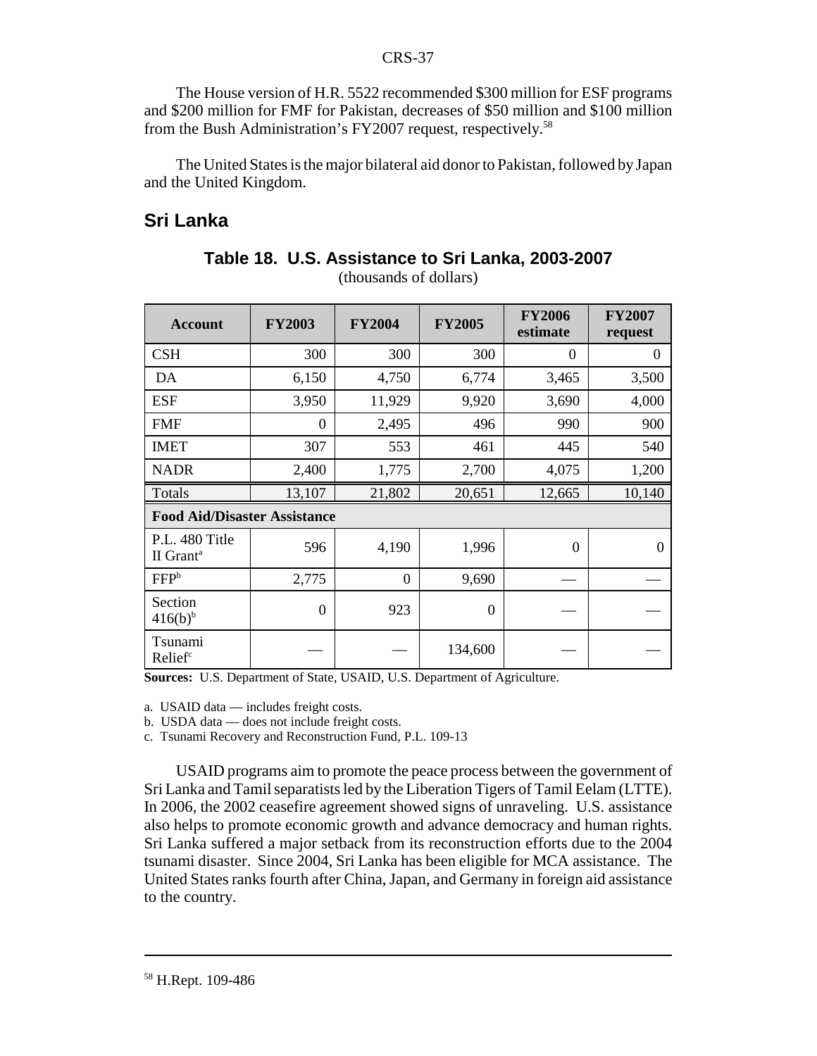The House version of H.R. 5522 recommended $300 million for ESF programs and $200 million for FMF for Pakistan, decreases of $50 million and $100 million from the Bush Administration's FY2007 request, respectively.[58]

The United States is the major bilateral aid donor to Pakistan, followed by Japan and the United Kingdom.

## Sri Lanka

**Table 18. U.S. Assistance to Sri Lanka, 2003-2007**
(thousands of dollars)

| Account | FY2003 | FY2004 | FY2005 | FY2006 estimate | FY2007 request |
|---|---|---|---|---|---|
| CSH | 300 | 300 | 300 | 0 | 0 |
| DA | 6,150 | 4,750 | 6,774 | 3,465 | 3,500 |
| ESF | 3,950 | 11,929 | 9,920 | 3,690 | 4,000 |
| FMF | 0 | 2,495 | 496 | 990 | 900 |
| IMET | 307 | 553 | 461 | 445 | 540 |
| NADR | 2,400 | 1,775 | 2,700 | 4,075 | 1,200 |
| Totals | 13,107 | 21,802 | 20,651 | 12,665 | 10,140 |
| **Food Aid/Disaster Assistance** | | | | | |
| P.L. 480 Title II Grant[a] | 596 | 4,190 | 1,996 | 0 | 0 |
| FFP[b] | 2,775 | 0 | 9,690 | — | — |
| Section 416(b)[b] | 0 | 923 | 0 | — | — |
| Tsunami Relief[c] | — | — | 134,600 | — | — |

**Sources:** U.S. Department of State, USAID, U.S. Department of Agriculture.

a. USAID data — includes freight costs.
b. USDA data — does not include freight costs.
c. Tsunami Recovery and Reconstruction Fund, P.L. 109-13

USAID programs aim to promote the peace process between the government of Sri Lanka and Tamil separatists led by the Liberation Tigers of Tamil Eelam (LTTE). In 2006, the 2002 ceasefire agreement showed signs of unraveling. U.S. assistance also helps to promote economic growth and advance democracy and human rights. Sri Lanka suffered a major setback from its reconstruction efforts due to the 2004 tsunami disaster. Since 2004, Sri Lanka has been eligible for MCA assistance. The United States ranks fourth after China, Japan, and Germany in foreign aid assistance to the country.

---

[58] H.Rept. 109-486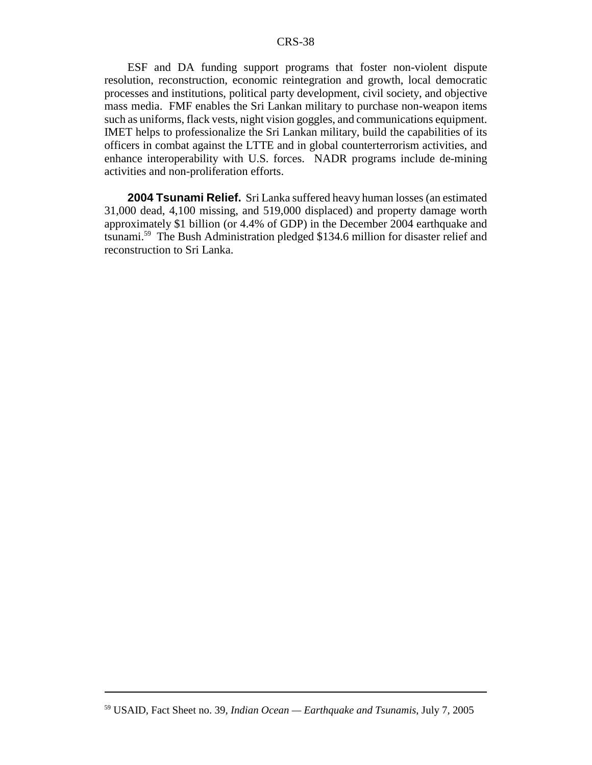ESF and DA funding support programs that foster non-violent dispute resolution, reconstruction, economic reintegration and growth, local democratic processes and institutions, political party development, civil society, and objective mass media. FMF enables the Sri Lankan military to purchase non-weapon items such as uniforms, flack vests, night vision goggles, and communications equipment. IMET helps to professionalize the Sri Lankan military, build the capabilities of its officers in combat against the LTTE and in global counterterrorism activities, and enhance interoperability with U.S. forces. NADR programs include de-mining activities and non-proliferation efforts.

**2004 Tsunami Relief.** Sri Lanka suffered heavy human losses (an estimated 31,000 dead, 4,100 missing, and 519,000 displaced) and property damage worth approximately $1 billion (or 4.4% of GDP) in the December 2004 earthquake and tsunami.[59] The Bush Administration pledged $134.6 million for disaster relief and reconstruction to Sri Lanka.

---

[59] USAID, Fact Sheet no. 39, *Indian Ocean — Earthquake and Tsunamis*, July 7, 2005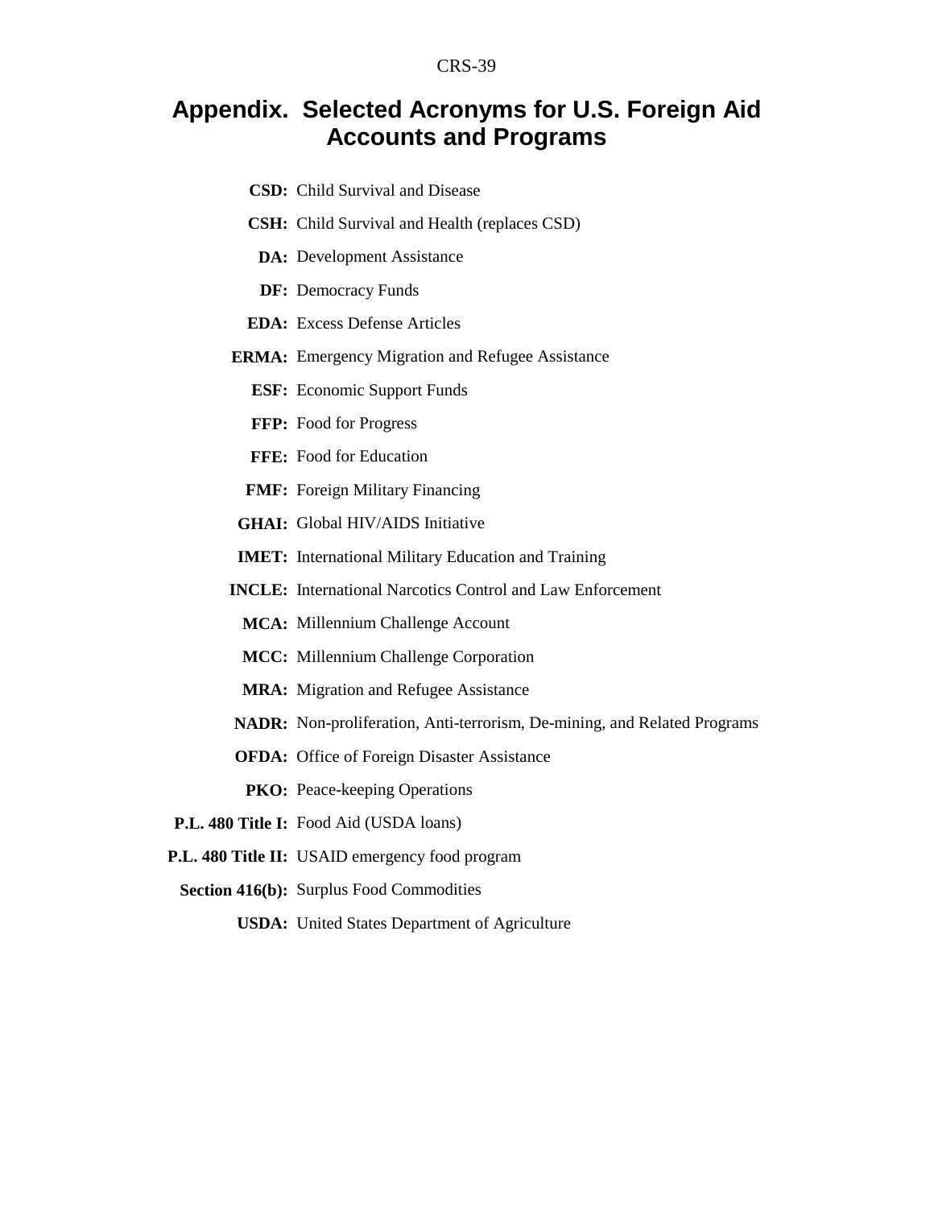# Appendix. Selected Acronyms for U.S. Foreign Aid Accounts and Programs

**CSD:** Child Survival and Disease

**CSH:** Child Survival and Health (replaces CSD)

**DA:** Development Assistance

**DF:** Democracy Funds

**EDA:** Excess Defense Articles

**ERMA:** Emergency Migration and Refugee Assistance

**ESF:** Economic Support Funds

**FFP:** Food for Progress

**FFE:** Food for Education

**FMF:** Foreign Military Financing

**GHAI:** Global HIV/AIDS Initiative

**IMET:** International Military Education and Training

**INCLE:** International Narcotics Control and Law Enforcement

**MCA:** Millennium Challenge Account

**MCC:** Millennium Challenge Corporation

**MRA:** Migration and Refugee Assistance

**NADR:** Non-proliferation, Anti-terrorism, De-mining, and Related Programs

**OFDA:** Office of Foreign Disaster Assistance

**PKO:** Peace-keeping Operations

**P.L. 480 Title I:** Food Aid (USDA loans)

**P.L. 480 Title II:** USAID emergency food program

**Section 416(b):** Surplus Food Commodities

**USDA:** United States Department of Agriculture